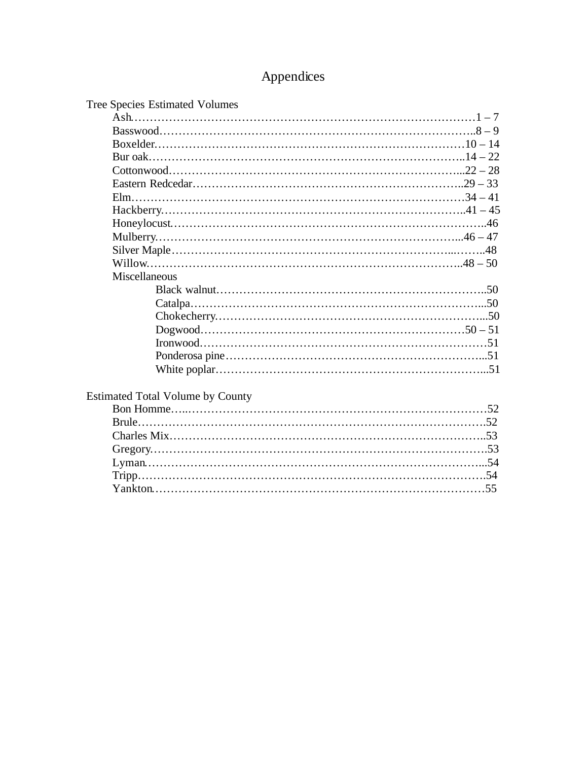# Appendices

Tree Species Estimated Volumes

- Ash……………………………………………………………………………1 – 7
- Basswood……………………………………………………………………..8 – 9
- Boxelder……………………………………………………………………10 – 14
- Bur oak……………………………………………………………………..14 – 22
- Cottonwood…………………………………………………………………...22 – 28
- Eastern Redcedar……………………………………………………………..29 – 33
- Elm…………………………………………………………………………34 – 41
- Hackberry……………………………………………………………………..41 – 45
- Honeylocust……………………………………………………………………..46
- Mulberry……………………………………………………………………...46 – 47
- Silver Maple………………………………………………………………...……..48
- Willow……………………………………………………………………..48 – 50
- Miscellaneous
  - Black walnut……………………………………………………………..50
  - Catalpa……………………………………………………………………...50
  - Chokecherry……………………………………………………………...50
  - Dogwood……………………………………………………………50 – 51
  - Ironwood…………………………………………………………………51
  - Ponderosa pine…………………………………………………………...51
  - White poplar……………………………………………………………...51

Estimated Total Volume by County

- Bon Homme…..………………………………………………………………52
- Brule……………………………………………………………………………….52
- Charles Mix………………………………………………………………………..53
- Gregory…………………………………………………………………………….53
- Lyman……………………………………………………………………………...54
- Tripp……………………………………………………………………………….54
- Yankton……………………………………………………………………………55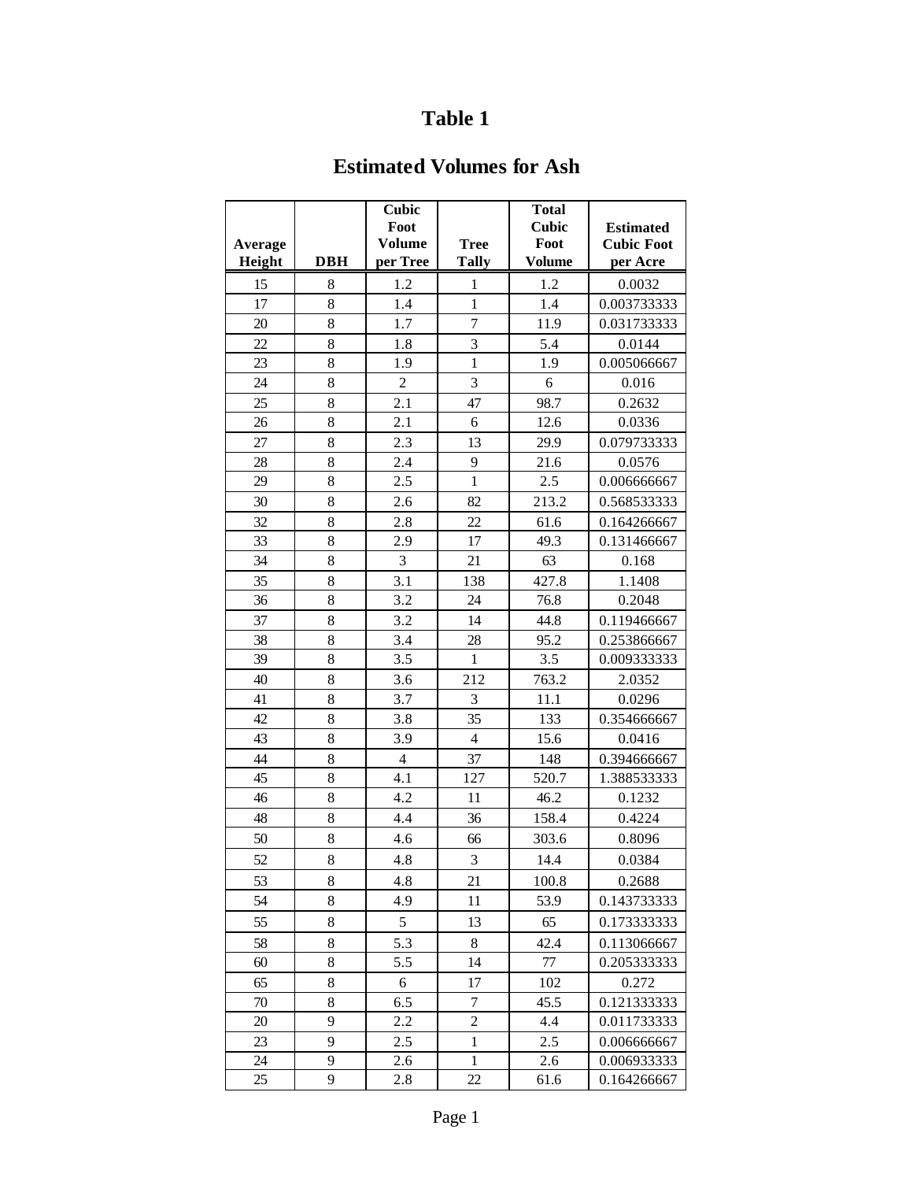# Table 1

## Estimated Volumes for Ash

| Average Height | DBH | Cubic Foot Volume per Tree | Tree Tally | Total Cubic Foot Volume | Estimated Cubic Foot per Acre |
|---|---|---|---|---|---|
| 15 | 8 | 1.2 | 1 | 1.2 | 0.0032 |
| 17 | 8 | 1.4 | 1 | 1.4 | 0.003733333 |
| 20 | 8 | 1.7 | 7 | 11.9 | 0.031733333 |
| 22 | 8 | 1.8 | 3 | 5.4 | 0.0144 |
| 23 | 8 | 1.9 | 1 | 1.9 | 0.005066667 |
| 24 | 8 | 2 | 3 | 6 | 0.016 |
| 25 | 8 | 2.1 | 47 | 98.7 | 0.2632 |
| 26 | 8 | 2.1 | 6 | 12.6 | 0.0336 |
| 27 | 8 | 2.3 | 13 | 29.9 | 0.079733333 |
| 28 | 8 | 2.4 | 9 | 21.6 | 0.0576 |
| 29 | 8 | 2.5 | 1 | 2.5 | 0.006666667 |
| 30 | 8 | 2.6 | 82 | 213.2 | 0.568533333 |
| 32 | 8 | 2.8 | 22 | 61.6 | 0.164266667 |
| 33 | 8 | 2.9 | 17 | 49.3 | 0.131466667 |
| 34 | 8 | 3 | 21 | 63 | 0.168 |
| 35 | 8 | 3.1 | 138 | 427.8 | 1.1408 |
| 36 | 8 | 3.2 | 24 | 76.8 | 0.2048 |
| 37 | 8 | 3.2 | 14 | 44.8 | 0.119466667 |
| 38 | 8 | 3.4 | 28 | 95.2 | 0.253866667 |
| 39 | 8 | 3.5 | 1 | 3.5 | 0.009333333 |
| 40 | 8 | 3.6 | 212 | 763.2 | 2.0352 |
| 41 | 8 | 3.7 | 3 | 11.1 | 0.0296 |
| 42 | 8 | 3.8 | 35 | 133 | 0.354666667 |
| 43 | 8 | 3.9 | 4 | 15.6 | 0.0416 |
| 44 | 8 | 4 | 37 | 148 | 0.394666667 |
| 45 | 8 | 4.1 | 127 | 520.7 | 1.388533333 |
| 46 | 8 | 4.2 | 11 | 46.2 | 0.1232 |
| 48 | 8 | 4.4 | 36 | 158.4 | 0.4224 |
| 50 | 8 | 4.6 | 66 | 303.6 | 0.8096 |
| 52 | 8 | 4.8 | 3 | 14.4 | 0.0384 |
| 53 | 8 | 4.8 | 21 | 100.8 | 0.2688 |
| 54 | 8 | 4.9 | 11 | 53.9 | 0.143733333 |
| 55 | 8 | 5 | 13 | 65 | 0.173333333 |
| 58 | 8 | 5.3 | 8 | 42.4 | 0.113066667 |
| 60 | 8 | 5.5 | 14 | 77 | 0.205333333 |
| 65 | 8 | 6 | 17 | 102 | 0.272 |
| 70 | 8 | 6.5 | 7 | 45.5 | 0.121333333 |
| 20 | 9 | 2.2 | 2 | 4.4 | 0.011733333 |
| 23 | 9 | 2.5 | 1 | 2.5 | 0.006666667 |
| 24 | 9 | 2.6 | 1 | 2.6 | 0.006933333 |
| 25 | 9 | 2.8 | 22 | 61.6 | 0.164266667 |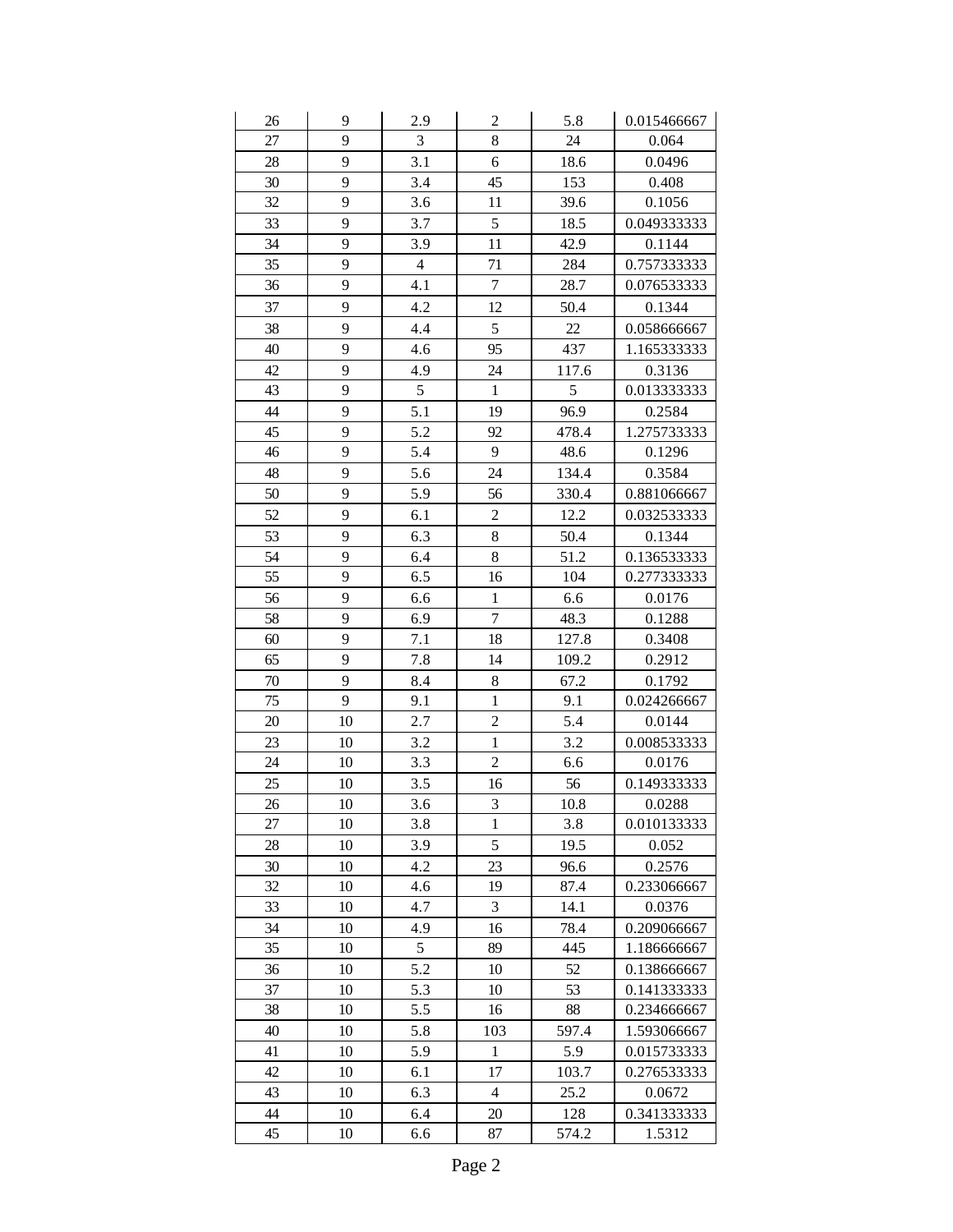| 26 | 9 | 2.9 | 2 | 5.8 | 0.015466667 |
|---|---|---|---|---|---|
| 27 | 9 | 3 | 8 | 24 | 0.064 |
| 28 | 9 | 3.1 | 6 | 18.6 | 0.0496 |
| 30 | 9 | 3.4 | 45 | 153 | 0.408 |
| 32 | 9 | 3.6 | 11 | 39.6 | 0.1056 |
| 33 | 9 | 3.7 | 5 | 18.5 | 0.049333333 |
| 34 | 9 | 3.9 | 11 | 42.9 | 0.1144 |
| 35 | 9 | 4 | 71 | 284 | 0.757333333 |
| 36 | 9 | 4.1 | 7 | 28.7 | 0.076533333 |
| 37 | 9 | 4.2 | 12 | 50.4 | 0.1344 |
| 38 | 9 | 4.4 | 5 | 22 | 0.058666667 |
| 40 | 9 | 4.6 | 95 | 437 | 1.165333333 |
| 42 | 9 | 4.9 | 24 | 117.6 | 0.3136 |
| 43 | 9 | 5 | 1 | 5 | 0.013333333 |
| 44 | 9 | 5.1 | 19 | 96.9 | 0.2584 |
| 45 | 9 | 5.2 | 92 | 478.4 | 1.275733333 |
| 46 | 9 | 5.4 | 9 | 48.6 | 0.1296 |
| 48 | 9 | 5.6 | 24 | 134.4 | 0.3584 |
| 50 | 9 | 5.9 | 56 | 330.4 | 0.881066667 |
| 52 | 9 | 6.1 | 2 | 12.2 | 0.032533333 |
| 53 | 9 | 6.3 | 8 | 50.4 | 0.1344 |
| 54 | 9 | 6.4 | 8 | 51.2 | 0.136533333 |
| 55 | 9 | 6.5 | 16 | 104 | 0.277333333 |
| 56 | 9 | 6.6 | 1 | 6.6 | 0.0176 |
| 58 | 9 | 6.9 | 7 | 48.3 | 0.1288 |
| 60 | 9 | 7.1 | 18 | 127.8 | 0.3408 |
| 65 | 9 | 7.8 | 14 | 109.2 | 0.2912 |
| 70 | 9 | 8.4 | 8 | 67.2 | 0.1792 |
| 75 | 9 | 9.1 | 1 | 9.1 | 0.024266667 |
| 20 | 10 | 2.7 | 2 | 5.4 | 0.0144 |
| 23 | 10 | 3.2 | 1 | 3.2 | 0.008533333 |
| 24 | 10 | 3.3 | 2 | 6.6 | 0.0176 |
| 25 | 10 | 3.5 | 16 | 56 | 0.149333333 |
| 26 | 10 | 3.6 | 3 | 10.8 | 0.0288 |
| 27 | 10 | 3.8 | 1 | 3.8 | 0.010133333 |
| 28 | 10 | 3.9 | 5 | 19.5 | 0.052 |
| 30 | 10 | 4.2 | 23 | 96.6 | 0.2576 |
| 32 | 10 | 4.6 | 19 | 87.4 | 0.233066667 |
| 33 | 10 | 4.7 | 3 | 14.1 | 0.0376 |
| 34 | 10 | 4.9 | 16 | 78.4 | 0.209066667 |
| 35 | 10 | 5 | 89 | 445 | 1.186666667 |
| 36 | 10 | 5.2 | 10 | 52 | 0.138666667 |
| 37 | 10 | 5.3 | 10 | 53 | 0.141333333 |
| 38 | 10 | 5.5 | 16 | 88 | 0.234666667 |
| 40 | 10 | 5.8 | 103 | 597.4 | 1.593066667 |
| 41 | 10 | 5.9 | 1 | 5.9 | 0.015733333 |
| 42 | 10 | 6.1 | 17 | 103.7 | 0.276533333 |
| 43 | 10 | 6.3 | 4 | 25.2 | 0.0672 |
| 44 | 10 | 6.4 | 20 | 128 | 0.341333333 |
| 45 | 10 | 6.6 | 87 | 574.2 | 1.5312 |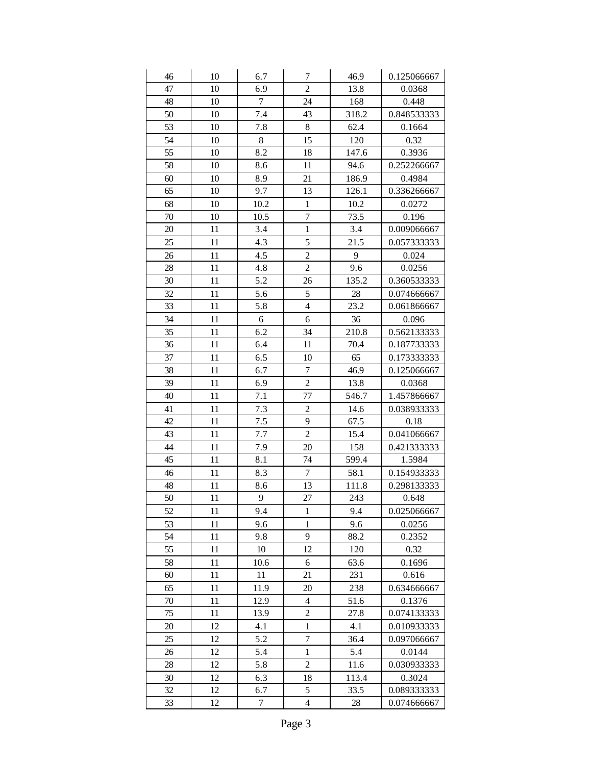| | | | | | |
|---|---|---|---|---|---|
| 46 | 10 | 6.7 | 7 | 46.9 | 0.125066667 |
| 47 | 10 | 6.9 | 2 | 13.8 | 0.0368 |
| 48 | 10 | 7 | 24 | 168 | 0.448 |
| 50 | 10 | 7.4 | 43 | 318.2 | 0.848533333 |
| 53 | 10 | 7.8 | 8 | 62.4 | 0.1664 |
| 54 | 10 | 8 | 15 | 120 | 0.32 |
| 55 | 10 | 8.2 | 18 | 147.6 | 0.3936 |
| 58 | 10 | 8.6 | 11 | 94.6 | 0.252266667 |
| 60 | 10 | 8.9 | 21 | 186.9 | 0.4984 |
| 65 | 10 | 9.7 | 13 | 126.1 | 0.336266667 |
| 68 | 10 | 10.2 | 1 | 10.2 | 0.0272 |
| 70 | 10 | 10.5 | 7 | 73.5 | 0.196 |
| 20 | 11 | 3.4 | 1 | 3.4 | 0.009066667 |
| 25 | 11 | 4.3 | 5 | 21.5 | 0.057333333 |
| 26 | 11 | 4.5 | 2 | 9 | 0.024 |
| 28 | 11 | 4.8 | 2 | 9.6 | 0.0256 |
| 30 | 11 | 5.2 | 26 | 135.2 | 0.360533333 |
| 32 | 11 | 5.6 | 5 | 28 | 0.074666667 |
| 33 | 11 | 5.8 | 4 | 23.2 | 0.061866667 |
| 34 | 11 | 6 | 6 | 36 | 0.096 |
| 35 | 11 | 6.2 | 34 | 210.8 | 0.562133333 |
| 36 | 11 | 6.4 | 11 | 70.4 | 0.187733333 |
| 37 | 11 | 6.5 | 10 | 65 | 0.173333333 |
| 38 | 11 | 6.7 | 7 | 46.9 | 0.125066667 |
| 39 | 11 | 6.9 | 2 | 13.8 | 0.0368 |
| 40 | 11 | 7.1 | 77 | 546.7 | 1.457866667 |
| 41 | 11 | 7.3 | 2 | 14.6 | 0.038933333 |
| 42 | 11 | 7.5 | 9 | 67.5 | 0.18 |
| 43 | 11 | 7.7 | 2 | 15.4 | 0.041066667 |
| 44 | 11 | 7.9 | 20 | 158 | 0.421333333 |
| 45 | 11 | 8.1 | 74 | 599.4 | 1.5984 |
| 46 | 11 | 8.3 | 7 | 58.1 | 0.154933333 |
| 48 | 11 | 8.6 | 13 | 111.8 | 0.298133333 |
| 50 | 11 | 9 | 27 | 243 | 0.648 |
| 52 | 11 | 9.4 | 1 | 9.4 | 0.025066667 |
| 53 | 11 | 9.6 | 1 | 9.6 | 0.0256 |
| 54 | 11 | 9.8 | 9 | 88.2 | 0.2352 |
| 55 | 11 | 10 | 12 | 120 | 0.32 |
| 58 | 11 | 10.6 | 6 | 63.6 | 0.1696 |
| 60 | 11 | 11 | 21 | 231 | 0.616 |
| 65 | 11 | 11.9 | 20 | 238 | 0.634666667 |
| 70 | 11 | 12.9 | 4 | 51.6 | 0.1376 |
| 75 | 11 | 13.9 | 2 | 27.8 | 0.074133333 |
| 20 | 12 | 4.1 | 1 | 4.1 | 0.010933333 |
| 25 | 12 | 5.2 | 7 | 36.4 | 0.097066667 |
| 26 | 12 | 5.4 | 1 | 5.4 | 0.0144 |
| 28 | 12 | 5.8 | 2 | 11.6 | 0.030933333 |
| 30 | 12 | 6.3 | 18 | 113.4 | 0.3024 |
| 32 | 12 | 6.7 | 5 | 33.5 | 0.089333333 |
| 33 | 12 | 7 | 4 | 28 | 0.074666667 |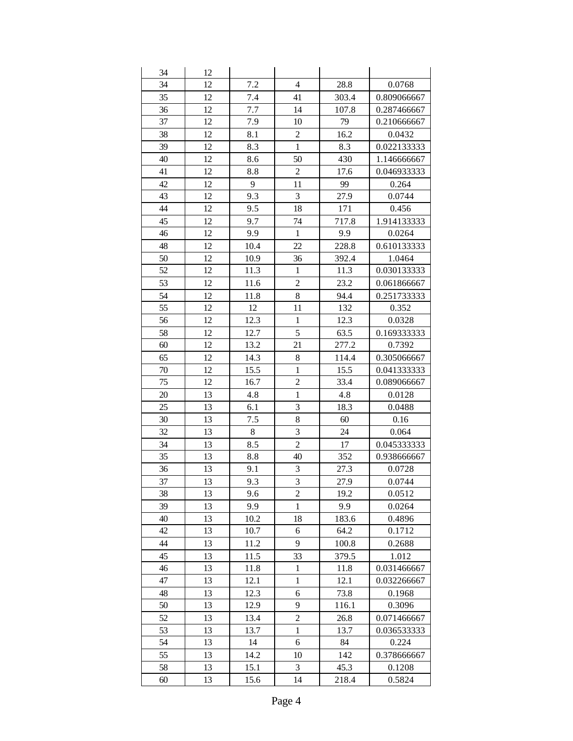| | | | | | |
|---|---|---|---|---|---|
| 34 | 12 | | | | |
| 34 | 12 | 7.2 | 4 | 28.8 | 0.0768 |
| 35 | 12 | 7.4 | 41 | 303.4 | 0.809066667 |
| 36 | 12 | 7.7 | 14 | 107.8 | 0.287466667 |
| 37 | 12 | 7.9 | 10 | 79 | 0.210666667 |
| 38 | 12 | 8.1 | 2 | 16.2 | 0.0432 |
| 39 | 12 | 8.3 | 1 | 8.3 | 0.022133333 |
| 40 | 12 | 8.6 | 50 | 430 | 1.146666667 |
| 41 | 12 | 8.8 | 2 | 17.6 | 0.046933333 |
| 42 | 12 | 9 | 11 | 99 | 0.264 |
| 43 | 12 | 9.3 | 3 | 27.9 | 0.0744 |
| 44 | 12 | 9.5 | 18 | 171 | 0.456 |
| 45 | 12 | 9.7 | 74 | 717.8 | 1.914133333 |
| 46 | 12 | 9.9 | 1 | 9.9 | 0.0264 |
| 48 | 12 | 10.4 | 22 | 228.8 | 0.610133333 |
| 50 | 12 | 10.9 | 36 | 392.4 | 1.0464 |
| 52 | 12 | 11.3 | 1 | 11.3 | 0.030133333 |
| 53 | 12 | 11.6 | 2 | 23.2 | 0.061866667 |
| 54 | 12 | 11.8 | 8 | 94.4 | 0.251733333 |
| 55 | 12 | 12 | 11 | 132 | 0.352 |
| 56 | 12 | 12.3 | 1 | 12.3 | 0.0328 |
| 58 | 12 | 12.7 | 5 | 63.5 | 0.169333333 |
| 60 | 12 | 13.2 | 21 | 277.2 | 0.7392 |
| 65 | 12 | 14.3 | 8 | 114.4 | 0.305066667 |
| 70 | 12 | 15.5 | 1 | 15.5 | 0.041333333 |
| 75 | 12 | 16.7 | 2 | 33.4 | 0.089066667 |
| 20 | 13 | 4.8 | 1 | 4.8 | 0.0128 |
| 25 | 13 | 6.1 | 3 | 18.3 | 0.0488 |
| 30 | 13 | 7.5 | 8 | 60 | 0.16 |
| 32 | 13 | 8 | 3 | 24 | 0.064 |
| 34 | 13 | 8.5 | 2 | 17 | 0.045333333 |
| 35 | 13 | 8.8 | 40 | 352 | 0.938666667 |
| 36 | 13 | 9.1 | 3 | 27.3 | 0.0728 |
| 37 | 13 | 9.3 | 3 | 27.9 | 0.0744 |
| 38 | 13 | 9.6 | 2 | 19.2 | 0.0512 |
| 39 | 13 | 9.9 | 1 | 9.9 | 0.0264 |
| 40 | 13 | 10.2 | 18 | 183.6 | 0.4896 |
| 42 | 13 | 10.7 | 6 | 64.2 | 0.1712 |
| 44 | 13 | 11.2 | 9 | 100.8 | 0.2688 |
| 45 | 13 | 11.5 | 33 | 379.5 | 1.012 |
| 46 | 13 | 11.8 | 1 | 11.8 | 0.031466667 |
| 47 | 13 | 12.1 | 1 | 12.1 | 0.032266667 |
| 48 | 13 | 12.3 | 6 | 73.8 | 0.1968 |
| 50 | 13 | 12.9 | 9 | 116.1 | 0.3096 |
| 52 | 13 | 13.4 | 2 | 26.8 | 0.071466667 |
| 53 | 13 | 13.7 | 1 | 13.7 | 0.036533333 |
| 54 | 13 | 14 | 6 | 84 | 0.224 |
| 55 | 13 | 14.2 | 10 | 142 | 0.378666667 |
| 58 | 13 | 15.1 | 3 | 45.3 | 0.1208 |
| 60 | 13 | 15.6 | 14 | 218.4 | 0.5824 |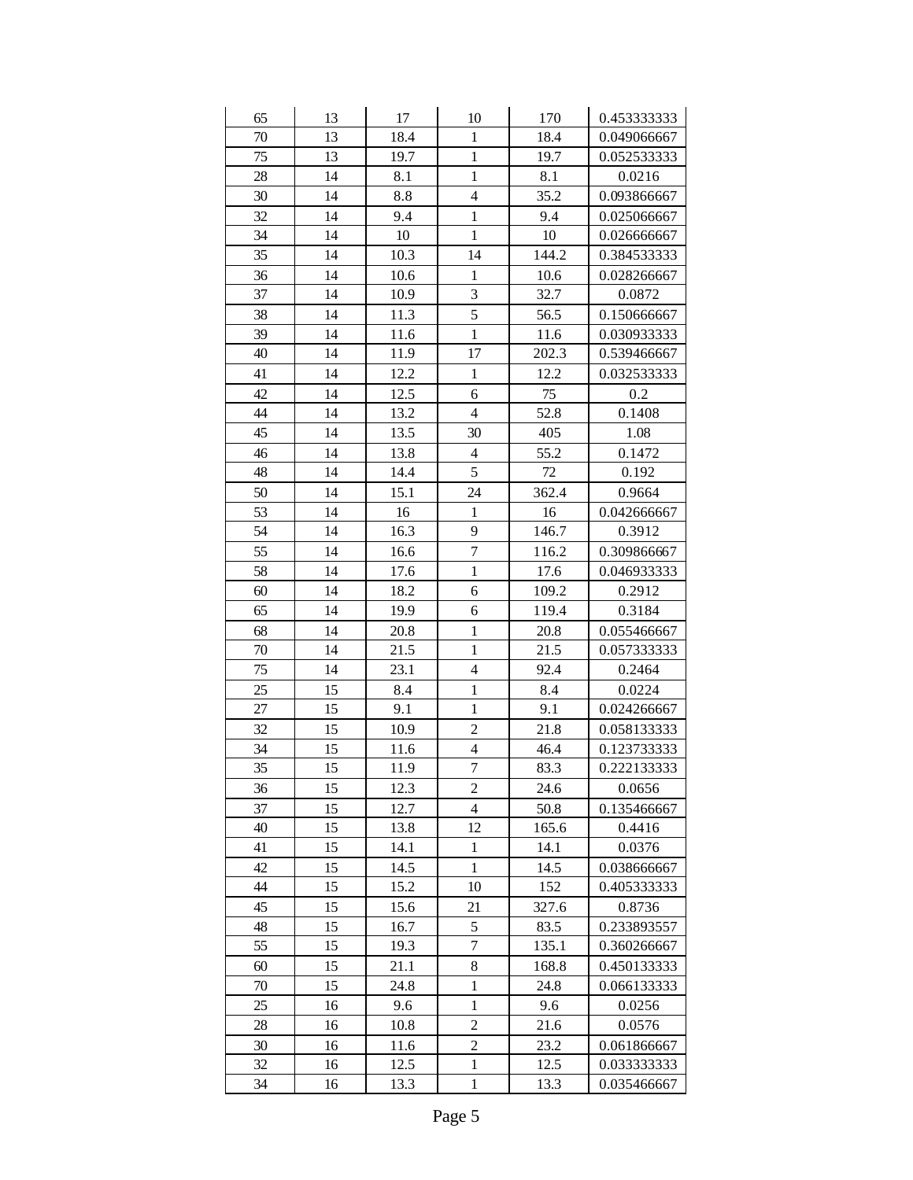| | | | | | |
|---|---|---|---|---|---|
| 65 | 13 | 17 | 10 | 170 | 0.453333333 |
| 70 | 13 | 18.4 | 1 | 18.4 | 0.049066667 |
| 75 | 13 | 19.7 | 1 | 19.7 | 0.052533333 |
| 28 | 14 | 8.1 | 1 | 8.1 | 0.0216 |
| 30 | 14 | 8.8 | 4 | 35.2 | 0.093866667 |
| 32 | 14 | 9.4 | 1 | 9.4 | 0.025066667 |
| 34 | 14 | 10 | 1 | 10 | 0.026666667 |
| 35 | 14 | 10.3 | 14 | 144.2 | 0.384533333 |
| 36 | 14 | 10.6 | 1 | 10.6 | 0.028266667 |
| 37 | 14 | 10.9 | 3 | 32.7 | 0.0872 |
| 38 | 14 | 11.3 | 5 | 56.5 | 0.150666667 |
| 39 | 14 | 11.6 | 1 | 11.6 | 0.030933333 |
| 40 | 14 | 11.9 | 17 | 202.3 | 0.539466667 |
| 41 | 14 | 12.2 | 1 | 12.2 | 0.032533333 |
| 42 | 14 | 12.5 | 6 | 75 | 0.2 |
| 44 | 14 | 13.2 | 4 | 52.8 | 0.1408 |
| 45 | 14 | 13.5 | 30 | 405 | 1.08 |
| 46 | 14 | 13.8 | 4 | 55.2 | 0.1472 |
| 48 | 14 | 14.4 | 5 | 72 | 0.192 |
| 50 | 14 | 15.1 | 24 | 362.4 | 0.9664 |
| 53 | 14 | 16 | 1 | 16 | 0.042666667 |
| 54 | 14 | 16.3 | 9 | 146.7 | 0.3912 |
| 55 | 14 | 16.6 | 7 | 116.2 | 0.309866667 |
| 58 | 14 | 17.6 | 1 | 17.6 | 0.046933333 |
| 60 | 14 | 18.2 | 6 | 109.2 | 0.2912 |
| 65 | 14 | 19.9 | 6 | 119.4 | 0.3184 |
| 68 | 14 | 20.8 | 1 | 20.8 | 0.055466667 |
| 70 | 14 | 21.5 | 1 | 21.5 | 0.057333333 |
| 75 | 14 | 23.1 | 4 | 92.4 | 0.2464 |
| 25 | 15 | 8.4 | 1 | 8.4 | 0.0224 |
| 27 | 15 | 9.1 | 1 | 9.1 | 0.024266667 |
| 32 | 15 | 10.9 | 2 | 21.8 | 0.058133333 |
| 34 | 15 | 11.6 | 4 | 46.4 | 0.123733333 |
| 35 | 15 | 11.9 | 7 | 83.3 | 0.222133333 |
| 36 | 15 | 12.3 | 2 | 24.6 | 0.0656 |
| 37 | 15 | 12.7 | 4 | 50.8 | 0.135466667 |
| 40 | 15 | 13.8 | 12 | 165.6 | 0.4416 |
| 41 | 15 | 14.1 | 1 | 14.1 | 0.0376 |
| 42 | 15 | 14.5 | 1 | 14.5 | 0.038666667 |
| 44 | 15 | 15.2 | 10 | 152 | 0.405333333 |
| 45 | 15 | 15.6 | 21 | 327.6 | 0.8736 |
| 48 | 15 | 16.7 | 5 | 83.5 | 0.233893557 |
| 55 | 15 | 19.3 | 7 | 135.1 | 0.360266667 |
| 60 | 15 | 21.1 | 8 | 168.8 | 0.450133333 |
| 70 | 15 | 24.8 | 1 | 24.8 | 0.066133333 |
| 25 | 16 | 9.6 | 1 | 9.6 | 0.0256 |
| 28 | 16 | 10.8 | 2 | 21.6 | 0.0576 |
| 30 | 16 | 11.6 | 2 | 23.2 | 0.061866667 |
| 32 | 16 | 12.5 | 1 | 12.5 | 0.033333333 |
| 34 | 16 | 13.3 | 1 | 13.3 | 0.035466667 |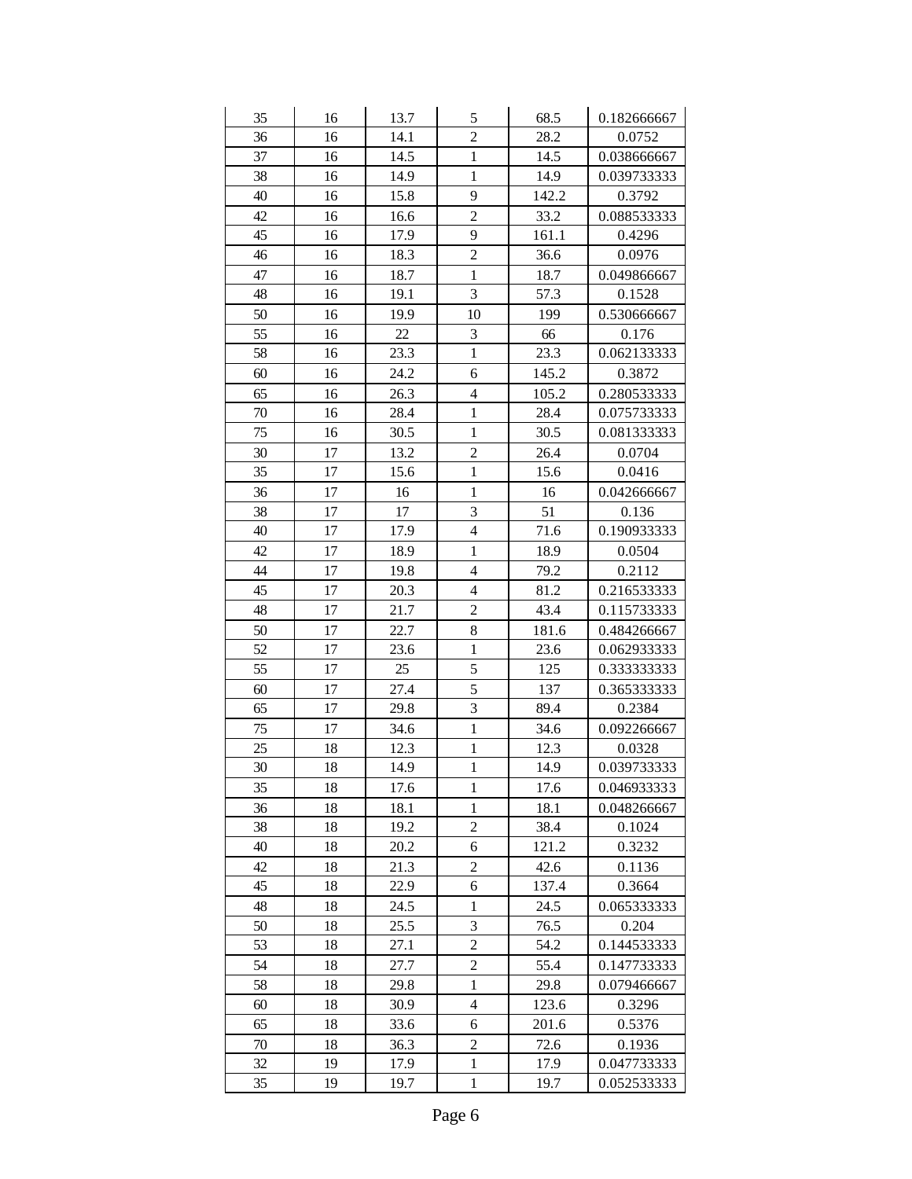| | | | | | |
|---|---|---|---|---|---|
| 35 | 16 | 13.7 | 5 | 68.5 | 0.182666667 |
| 36 | 16 | 14.1 | 2 | 28.2 | 0.0752 |
| 37 | 16 | 14.5 | 1 | 14.5 | 0.038666667 |
| 38 | 16 | 14.9 | 1 | 14.9 | 0.039733333 |
| 40 | 16 | 15.8 | 9 | 142.2 | 0.3792 |
| 42 | 16 | 16.6 | 2 | 33.2 | 0.088533333 |
| 45 | 16 | 17.9 | 9 | 161.1 | 0.4296 |
| 46 | 16 | 18.3 | 2 | 36.6 | 0.0976 |
| 47 | 16 | 18.7 | 1 | 18.7 | 0.049866667 |
| 48 | 16 | 19.1 | 3 | 57.3 | 0.1528 |
| 50 | 16 | 19.9 | 10 | 199 | 0.530666667 |
| 55 | 16 | 22 | 3 | 66 | 0.176 |
| 58 | 16 | 23.3 | 1 | 23.3 | 0.062133333 |
| 60 | 16 | 24.2 | 6 | 145.2 | 0.3872 |
| 65 | 16 | 26.3 | 4 | 105.2 | 0.280533333 |
| 70 | 16 | 28.4 | 1 | 28.4 | 0.075733333 |
| 75 | 16 | 30.5 | 1 | 30.5 | 0.081333333 |
| 30 | 17 | 13.2 | 2 | 26.4 | 0.0704 |
| 35 | 17 | 15.6 | 1 | 15.6 | 0.0416 |
| 36 | 17 | 16 | 1 | 16 | 0.042666667 |
| 38 | 17 | 17 | 3 | 51 | 0.136 |
| 40 | 17 | 17.9 | 4 | 71.6 | 0.190933333 |
| 42 | 17 | 18.9 | 1 | 18.9 | 0.0504 |
| 44 | 17 | 19.8 | 4 | 79.2 | 0.2112 |
| 45 | 17 | 20.3 | 4 | 81.2 | 0.216533333 |
| 48 | 17 | 21.7 | 2 | 43.4 | 0.115733333 |
| 50 | 17 | 22.7 | 8 | 181.6 | 0.484266667 |
| 52 | 17 | 23.6 | 1 | 23.6 | 0.062933333 |
| 55 | 17 | 25 | 5 | 125 | 0.333333333 |
| 60 | 17 | 27.4 | 5 | 137 | 0.365333333 |
| 65 | 17 | 29.8 | 3 | 89.4 | 0.2384 |
| 75 | 17 | 34.6 | 1 | 34.6 | 0.092266667 |
| 25 | 18 | 12.3 | 1 | 12.3 | 0.0328 |
| 30 | 18 | 14.9 | 1 | 14.9 | 0.039733333 |
| 35 | 18 | 17.6 | 1 | 17.6 | 0.046933333 |
| 36 | 18 | 18.1 | 1 | 18.1 | 0.048266667 |
| 38 | 18 | 19.2 | 2 | 38.4 | 0.1024 |
| 40 | 18 | 20.2 | 6 | 121.2 | 0.3232 |
| 42 | 18 | 21.3 | 2 | 42.6 | 0.1136 |
| 45 | 18 | 22.9 | 6 | 137.4 | 0.3664 |
| 48 | 18 | 24.5 | 1 | 24.5 | 0.065333333 |
| 50 | 18 | 25.5 | 3 | 76.5 | 0.204 |
| 53 | 18 | 27.1 | 2 | 54.2 | 0.144533333 |
| 54 | 18 | 27.7 | 2 | 55.4 | 0.147733333 |
| 58 | 18 | 29.8 | 1 | 29.8 | 0.079466667 |
| 60 | 18 | 30.9 | 4 | 123.6 | 0.3296 |
| 65 | 18 | 33.6 | 6 | 201.6 | 0.5376 |
| 70 | 18 | 36.3 | 2 | 72.6 | 0.1936 |
| 32 | 19 | 17.9 | 1 | 17.9 | 0.047733333 |
| 35 | 19 | 19.7 | 1 | 19.7 | 0.052533333 |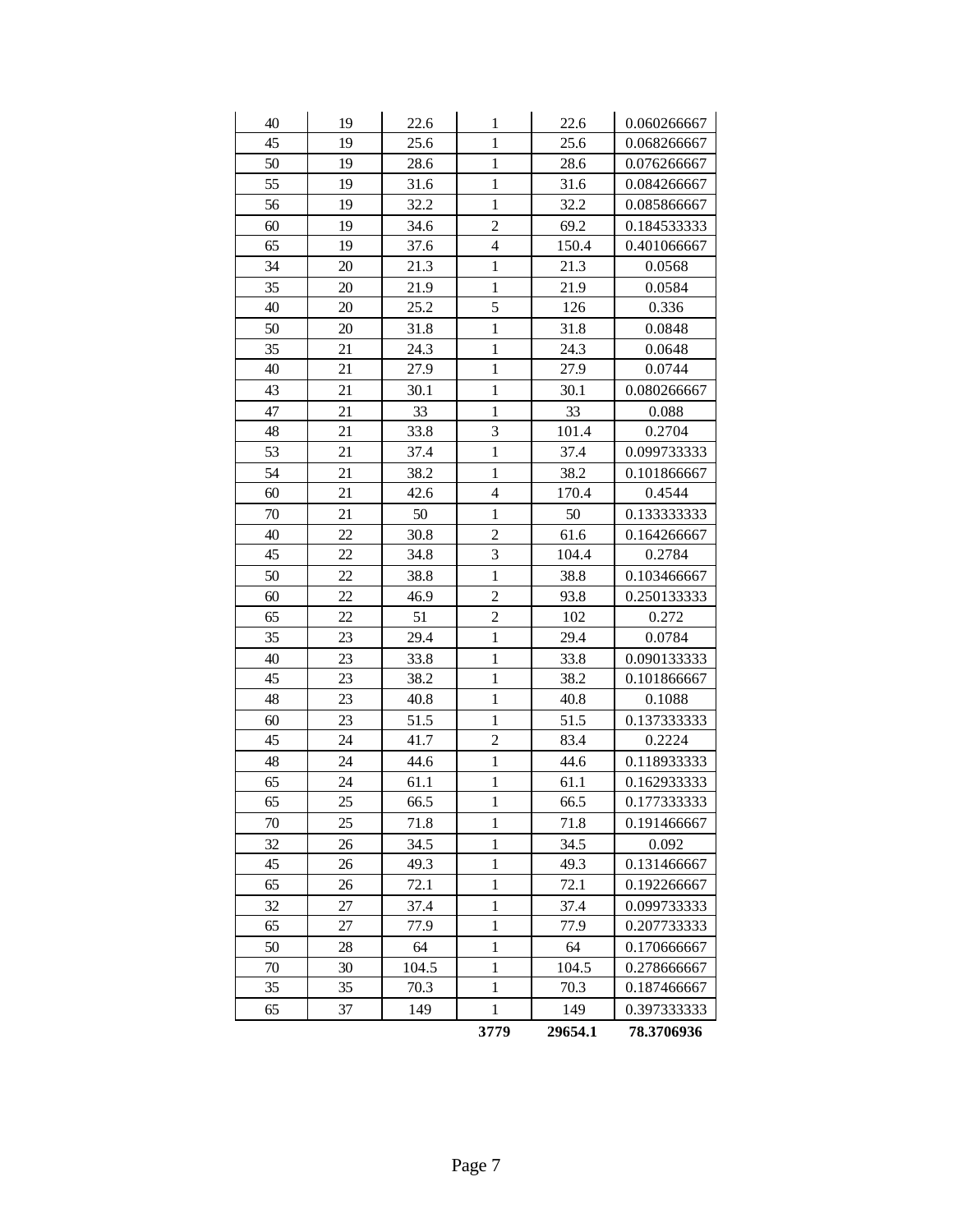| | | | | | |
|---|---|---|---|---|---|
| 40 | 19 | 22.6 | 1 | 22.6 | 0.060266667 |
| 45 | 19 | 25.6 | 1 | 25.6 | 0.068266667 |
| 50 | 19 | 28.6 | 1 | 28.6 | 0.076266667 |
| 55 | 19 | 31.6 | 1 | 31.6 | 0.084266667 |
| 56 | 19 | 32.2 | 1 | 32.2 | 0.085866667 |
| 60 | 19 | 34.6 | 2 | 69.2 | 0.184533333 |
| 65 | 19 | 37.6 | 4 | 150.4 | 0.401066667 |
| 34 | 20 | 21.3 | 1 | 21.3 | 0.0568 |
| 35 | 20 | 21.9 | 1 | 21.9 | 0.0584 |
| 40 | 20 | 25.2 | 5 | 126 | 0.336 |
| 50 | 20 | 31.8 | 1 | 31.8 | 0.0848 |
| 35 | 21 | 24.3 | 1 | 24.3 | 0.0648 |
| 40 | 21 | 27.9 | 1 | 27.9 | 0.0744 |
| 43 | 21 | 30.1 | 1 | 30.1 | 0.080266667 |
| 47 | 21 | 33 | 1 | 33 | 0.088 |
| 48 | 21 | 33.8 | 3 | 101.4 | 0.2704 |
| 53 | 21 | 37.4 | 1 | 37.4 | 0.099733333 |
| 54 | 21 | 38.2 | 1 | 38.2 | 0.101866667 |
| 60 | 21 | 42.6 | 4 | 170.4 | 0.4544 |
| 70 | 21 | 50 | 1 | 50 | 0.133333333 |
| 40 | 22 | 30.8 | 2 | 61.6 | 0.164266667 |
| 45 | 22 | 34.8 | 3 | 104.4 | 0.2784 |
| 50 | 22 | 38.8 | 1 | 38.8 | 0.103466667 |
| 60 | 22 | 46.9 | 2 | 93.8 | 0.250133333 |
| 65 | 22 | 51 | 2 | 102 | 0.272 |
| 35 | 23 | 29.4 | 1 | 29.4 | 0.0784 |
| 40 | 23 | 33.8 | 1 | 33.8 | 0.090133333 |
| 45 | 23 | 38.2 | 1 | 38.2 | 0.101866667 |
| 48 | 23 | 40.8 | 1 | 40.8 | 0.1088 |
| 60 | 23 | 51.5 | 1 | 51.5 | 0.137333333 |
| 45 | 24 | 41.7 | 2 | 83.4 | 0.2224 |
| 48 | 24 | 44.6 | 1 | 44.6 | 0.118933333 |
| 65 | 24 | 61.1 | 1 | 61.1 | 0.162933333 |
| 65 | 25 | 66.5 | 1 | 66.5 | 0.177333333 |
| 70 | 25 | 71.8 | 1 | 71.8 | 0.191466667 |
| 32 | 26 | 34.5 | 1 | 34.5 | 0.092 |
| 45 | 26 | 49.3 | 1 | 49.3 | 0.131466667 |
| 65 | 26 | 72.1 | 1 | 72.1 | 0.192266667 |
| 32 | 27 | 37.4 | 1 | 37.4 | 0.099733333 |
| 65 | 27 | 77.9 | 1 | 77.9 | 0.207733333 |
| 50 | 28 | 64 | 1 | 64 | 0.170666667 |
| 70 | 30 | 104.5 | 1 | 104.5 | 0.278666667 |
| 35 | 35 | 70.3 | 1 | 70.3 | 0.187466667 |
| 65 | 37 | 149 | 1 | 149 | 0.397333333 |
| | | | **3779** | **29654.1** | **78.3706936** |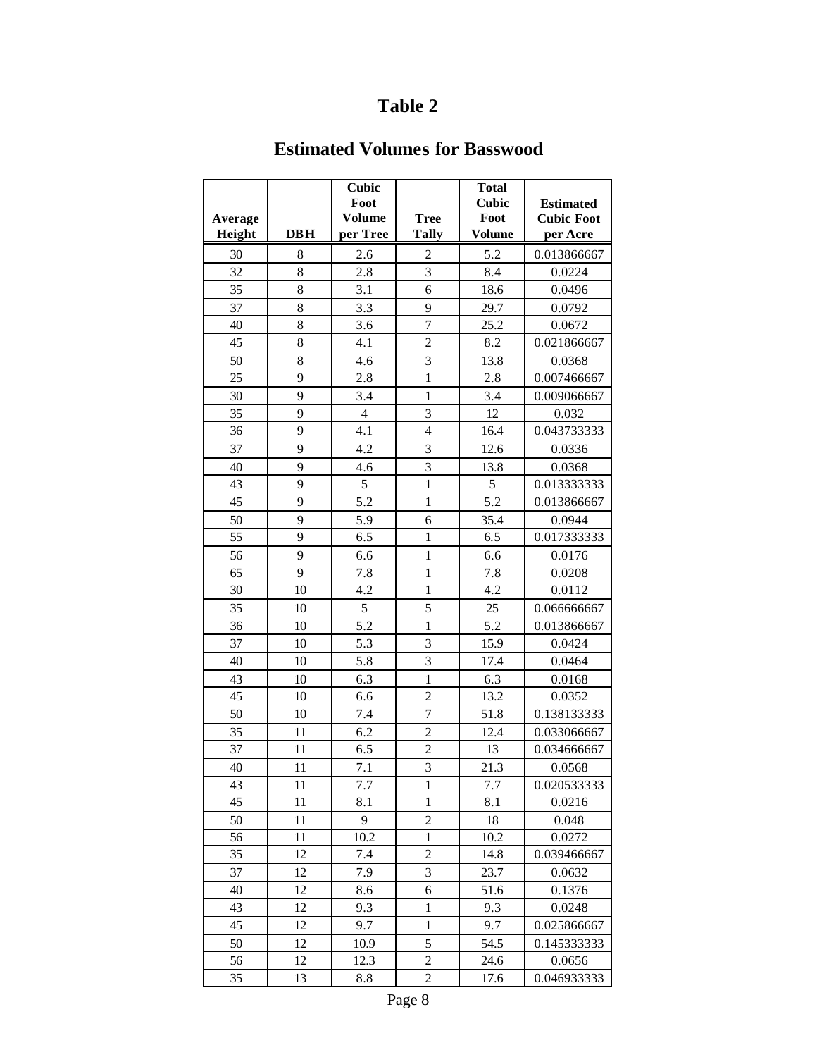# Table 2

## Estimated Volumes for Basswood

| Average Height | DBH | Cubic Foot Volume per Tree | Tree Tally | Total Cubic Foot Volume | Estimated Cubic Foot per Acre |
|---|---|---|---|---|---|
| 30 | 8 | 2.6 | 2 | 5.2 | 0.013866667 |
| 32 | 8 | 2.8 | 3 | 8.4 | 0.0224 |
| 35 | 8 | 3.1 | 6 | 18.6 | 0.0496 |
| 37 | 8 | 3.3 | 9 | 29.7 | 0.0792 |
| 40 | 8 | 3.6 | 7 | 25.2 | 0.0672 |
| 45 | 8 | 4.1 | 2 | 8.2 | 0.021866667 |
| 50 | 8 | 4.6 | 3 | 13.8 | 0.0368 |
| 25 | 9 | 2.8 | 1 | 2.8 | 0.007466667 |
| 30 | 9 | 3.4 | 1 | 3.4 | 0.009066667 |
| 35 | 9 | 4 | 3 | 12 | 0.032 |
| 36 | 9 | 4.1 | 4 | 16.4 | 0.043733333 |
| 37 | 9 | 4.2 | 3 | 12.6 | 0.0336 |
| 40 | 9 | 4.6 | 3 | 13.8 | 0.0368 |
| 43 | 9 | 5 | 1 | 5 | 0.013333333 |
| 45 | 9 | 5.2 | 1 | 5.2 | 0.013866667 |
| 50 | 9 | 5.9 | 6 | 35.4 | 0.0944 |
| 55 | 9 | 6.5 | 1 | 6.5 | 0.017333333 |
| 56 | 9 | 6.6 | 1 | 6.6 | 0.0176 |
| 65 | 9 | 7.8 | 1 | 7.8 | 0.0208 |
| 30 | 10 | 4.2 | 1 | 4.2 | 0.0112 |
| 35 | 10 | 5 | 5 | 25 | 0.066666667 |
| 36 | 10 | 5.2 | 1 | 5.2 | 0.013866667 |
| 37 | 10 | 5.3 | 3 | 15.9 | 0.0424 |
| 40 | 10 | 5.8 | 3 | 17.4 | 0.0464 |
| 43 | 10 | 6.3 | 1 | 6.3 | 0.0168 |
| 45 | 10 | 6.6 | 2 | 13.2 | 0.0352 |
| 50 | 10 | 7.4 | 7 | 51.8 | 0.138133333 |
| 35 | 11 | 6.2 | 2 | 12.4 | 0.033066667 |
| 37 | 11 | 6.5 | 2 | 13 | 0.034666667 |
| 40 | 11 | 7.1 | 3 | 21.3 | 0.0568 |
| 43 | 11 | 7.7 | 1 | 7.7 | 0.020533333 |
| 45 | 11 | 8.1 | 1 | 8.1 | 0.0216 |
| 50 | 11 | 9 | 2 | 18 | 0.048 |
| 56 | 11 | 10.2 | 1 | 10.2 | 0.0272 |
| 35 | 12 | 7.4 | 2 | 14.8 | 0.039466667 |
| 37 | 12 | 7.9 | 3 | 23.7 | 0.0632 |
| 40 | 12 | 8.6 | 6 | 51.6 | 0.1376 |
| 43 | 12 | 9.3 | 1 | 9.3 | 0.0248 |
| 45 | 12 | 9.7 | 1 | 9.7 | 0.025866667 |
| 50 | 12 | 10.9 | 5 | 54.5 | 0.145333333 |
| 56 | 12 | 12.3 | 2 | 24.6 | 0.0656 |
| 35 | 13 | 8.8 | 2 | 17.6 | 0.046933333 |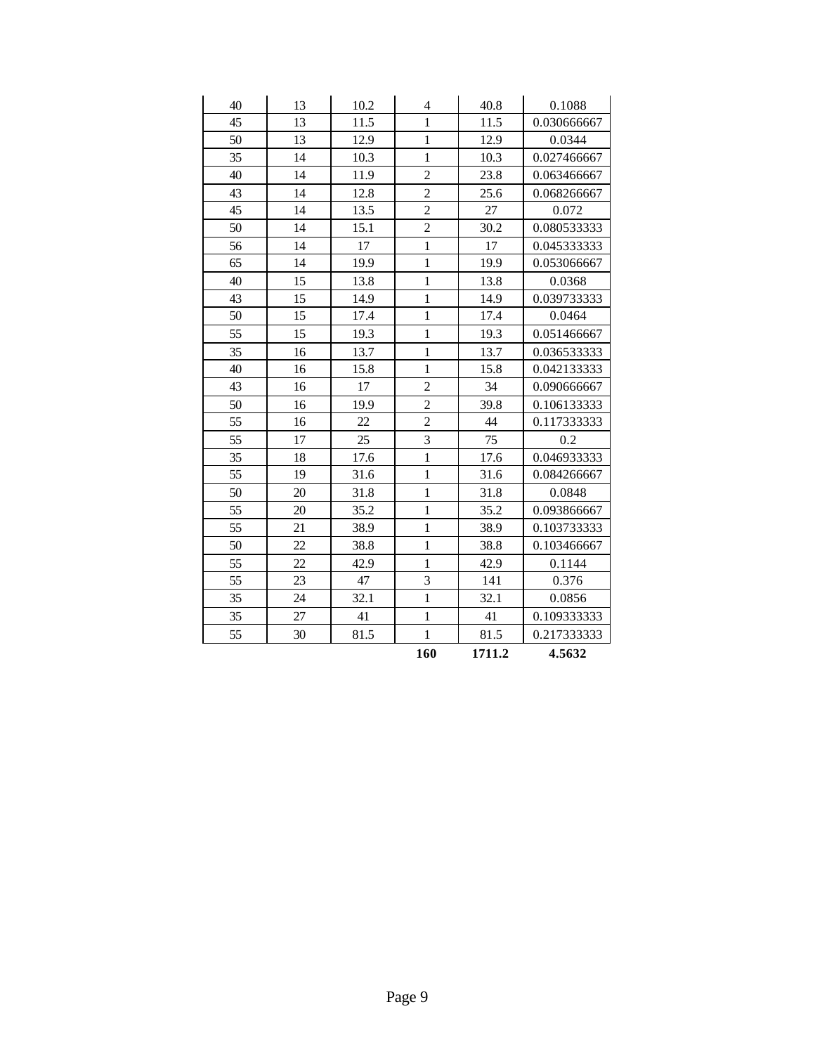| | | | | | |
|---|---|---|---|---|---|
| 40 | 13 | 10.2 | 4 | 40.8 | 0.1088 |
| 45 | 13 | 11.5 | 1 | 11.5 | 0.030666667 |
| 50 | 13 | 12.9 | 1 | 12.9 | 0.0344 |
| 35 | 14 | 10.3 | 1 | 10.3 | 0.027466667 |
| 40 | 14 | 11.9 | 2 | 23.8 | 0.063466667 |
| 43 | 14 | 12.8 | 2 | 25.6 | 0.068266667 |
| 45 | 14 | 13.5 | 2 | 27 | 0.072 |
| 50 | 14 | 15.1 | 2 | 30.2 | 0.080533333 |
| 56 | 14 | 17 | 1 | 17 | 0.045333333 |
| 65 | 14 | 19.9 | 1 | 19.9 | 0.053066667 |
| 40 | 15 | 13.8 | 1 | 13.8 | 0.0368 |
| 43 | 15 | 14.9 | 1 | 14.9 | 0.039733333 |
| 50 | 15 | 17.4 | 1 | 17.4 | 0.0464 |
| 55 | 15 | 19.3 | 1 | 19.3 | 0.051466667 |
| 35 | 16 | 13.7 | 1 | 13.7 | 0.036533333 |
| 40 | 16 | 15.8 | 1 | 15.8 | 0.042133333 |
| 43 | 16 | 17 | 2 | 34 | 0.090666667 |
| 50 | 16 | 19.9 | 2 | 39.8 | 0.106133333 |
| 55 | 16 | 22 | 2 | 44 | 0.117333333 |
| 55 | 17 | 25 | 3 | 75 | 0.2 |
| 35 | 18 | 17.6 | 1 | 17.6 | 0.046933333 |
| 55 | 19 | 31.6 | 1 | 31.6 | 0.084266667 |
| 50 | 20 | 31.8 | 1 | 31.8 | 0.0848 |
| 55 | 20 | 35.2 | 1 | 35.2 | 0.093866667 |
| 55 | 21 | 38.9 | 1 | 38.9 | 0.103733333 |
| 50 | 22 | 38.8 | 1 | 38.8 | 0.103466667 |
| 55 | 22 | 42.9 | 1 | 42.9 | 0.1144 |
| 55 | 23 | 47 | 3 | 141 | 0.376 |
| 35 | 24 | 32.1 | 1 | 32.1 | 0.0856 |
| 35 | 27 | 41 | 1 | 41 | 0.109333333 |
| 55 | 30 | 81.5 | 1 | 81.5 | 0.217333333 |
| | | | **160** | **1711.2** | **4.5632** |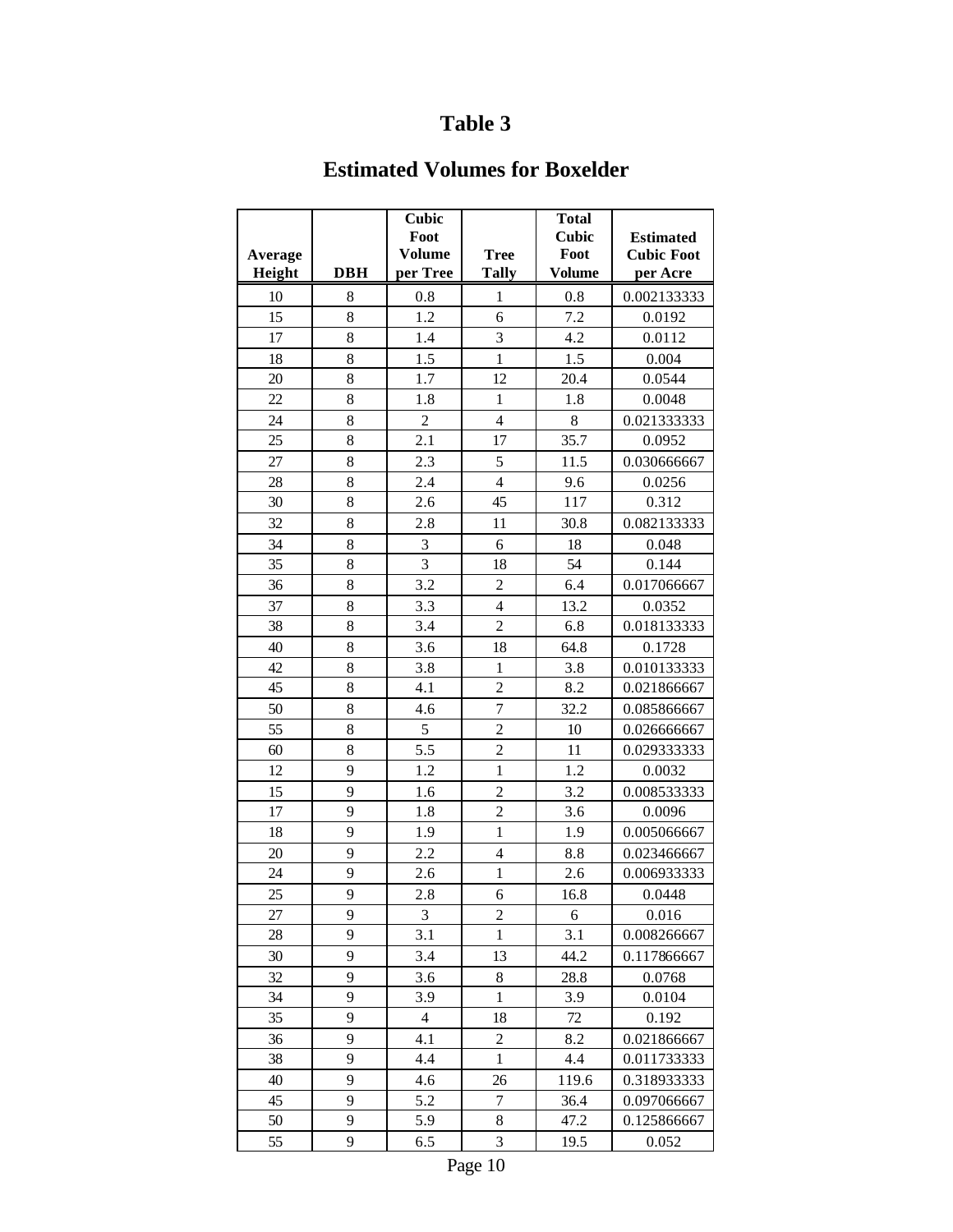# Table 3

## Estimated Volumes for Boxelder

| Average Height | DBH | Cubic Foot Volume per Tree | Tree Tally | Total Cubic Foot Volume | Estimated Cubic Foot per Acre |
|---|---|---|---|---|---|
| 10 | 8 | 0.8 | 1 | 0.8 | 0.002133333 |
| 15 | 8 | 1.2 | 6 | 7.2 | 0.0192 |
| 17 | 8 | 1.4 | 3 | 4.2 | 0.0112 |
| 18 | 8 | 1.5 | 1 | 1.5 | 0.004 |
| 20 | 8 | 1.7 | 12 | 20.4 | 0.0544 |
| 22 | 8 | 1.8 | 1 | 1.8 | 0.0048 |
| 24 | 8 | 2 | 4 | 8 | 0.021333333 |
| 25 | 8 | 2.1 | 17 | 35.7 | 0.0952 |
| 27 | 8 | 2.3 | 5 | 11.5 | 0.030666667 |
| 28 | 8 | 2.4 | 4 | 9.6 | 0.0256 |
| 30 | 8 | 2.6 | 45 | 117 | 0.312 |
| 32 | 8 | 2.8 | 11 | 30.8 | 0.082133333 |
| 34 | 8 | 3 | 6 | 18 | 0.048 |
| 35 | 8 | 3 | 18 | 54 | 0.144 |
| 36 | 8 | 3.2 | 2 | 6.4 | 0.017066667 |
| 37 | 8 | 3.3 | 4 | 13.2 | 0.0352 |
| 38 | 8 | 3.4 | 2 | 6.8 | 0.018133333 |
| 40 | 8 | 3.6 | 18 | 64.8 | 0.1728 |
| 42 | 8 | 3.8 | 1 | 3.8 | 0.010133333 |
| 45 | 8 | 4.1 | 2 | 8.2 | 0.021866667 |
| 50 | 8 | 4.6 | 7 | 32.2 | 0.085866667 |
| 55 | 8 | 5 | 2 | 10 | 0.026666667 |
| 60 | 8 | 5.5 | 2 | 11 | 0.029333333 |
| 12 | 9 | 1.2 | 1 | 1.2 | 0.0032 |
| 15 | 9 | 1.6 | 2 | 3.2 | 0.008533333 |
| 17 | 9 | 1.8 | 2 | 3.6 | 0.0096 |
| 18 | 9 | 1.9 | 1 | 1.9 | 0.005066667 |
| 20 | 9 | 2.2 | 4 | 8.8 | 0.023466667 |
| 24 | 9 | 2.6 | 1 | 2.6 | 0.006933333 |
| 25 | 9 | 2.8 | 6 | 16.8 | 0.0448 |
| 27 | 9 | 3 | 2 | 6 | 0.016 |
| 28 | 9 | 3.1 | 1 | 3.1 | 0.008266667 |
| 30 | 9 | 3.4 | 13 | 44.2 | 0.117866667 |
| 32 | 9 | 3.6 | 8 | 28.8 | 0.0768 |
| 34 | 9 | 3.9 | 1 | 3.9 | 0.0104 |
| 35 | 9 | 4 | 18 | 72 | 0.192 |
| 36 | 9 | 4.1 | 2 | 8.2 | 0.021866667 |
| 38 | 9 | 4.4 | 1 | 4.4 | 0.011733333 |
| 40 | 9 | 4.6 | 26 | 119.6 | 0.318933333 |
| 45 | 9 | 5.2 | 7 | 36.4 | 0.097066667 |
| 50 | 9 | 5.9 | 8 | 47.2 | 0.125866667 |
| 55 | 9 | 6.5 | 3 | 19.5 | 0.052 |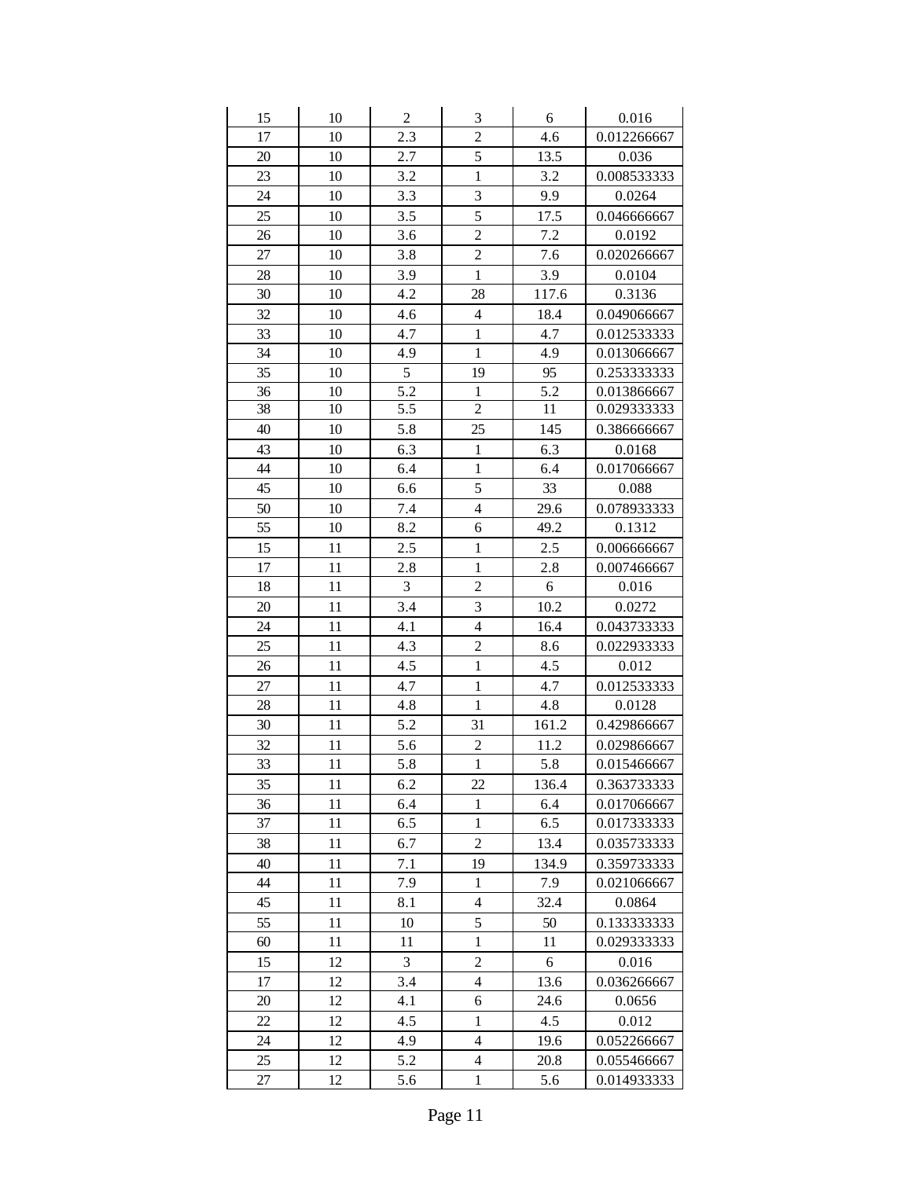| | | | | | |
|---|---|---|---|---|---|
| 15 | 10 | 2 | 3 | 6 | 0.016 |
| 17 | 10 | 2.3 | 2 | 4.6 | 0.012266667 |
| 20 | 10 | 2.7 | 5 | 13.5 | 0.036 |
| 23 | 10 | 3.2 | 1 | 3.2 | 0.008533333 |
| 24 | 10 | 3.3 | 3 | 9.9 | 0.0264 |
| 25 | 10 | 3.5 | 5 | 17.5 | 0.046666667 |
| 26 | 10 | 3.6 | 2 | 7.2 | 0.0192 |
| 27 | 10 | 3.8 | 2 | 7.6 | 0.020266667 |
| 28 | 10 | 3.9 | 1 | 3.9 | 0.0104 |
| 30 | 10 | 4.2 | 28 | 117.6 | 0.3136 |
| 32 | 10 | 4.6 | 4 | 18.4 | 0.049066667 |
| 33 | 10 | 4.7 | 1 | 4.7 | 0.012533333 |
| 34 | 10 | 4.9 | 1 | 4.9 | 0.013066667 |
| 35 | 10 | 5 | 19 | 95 | 0.253333333 |
| 36 | 10 | 5.2 | 1 | 5.2 | 0.013866667 |
| 38 | 10 | 5.5 | 2 | 11 | 0.029333333 |
| 40 | 10 | 5.8 | 25 | 145 | 0.386666667 |
| 43 | 10 | 6.3 | 1 | 6.3 | 0.0168 |
| 44 | 10 | 6.4 | 1 | 6.4 | 0.017066667 |
| 45 | 10 | 6.6 | 5 | 33 | 0.088 |
| 50 | 10 | 7.4 | 4 | 29.6 | 0.078933333 |
| 55 | 10 | 8.2 | 6 | 49.2 | 0.1312 |
| 15 | 11 | 2.5 | 1 | 2.5 | 0.006666667 |
| 17 | 11 | 2.8 | 1 | 2.8 | 0.007466667 |
| 18 | 11 | 3 | 2 | 6 | 0.016 |
| 20 | 11 | 3.4 | 3 | 10.2 | 0.0272 |
| 24 | 11 | 4.1 | 4 | 16.4 | 0.043733333 |
| 25 | 11 | 4.3 | 2 | 8.6 | 0.022933333 |
| 26 | 11 | 4.5 | 1 | 4.5 | 0.012 |
| 27 | 11 | 4.7 | 1 | 4.7 | 0.012533333 |
| 28 | 11 | 4.8 | 1 | 4.8 | 0.0128 |
| 30 | 11 | 5.2 | 31 | 161.2 | 0.429866667 |
| 32 | 11 | 5.6 | 2 | 11.2 | 0.029866667 |
| 33 | 11 | 5.8 | 1 | 5.8 | 0.015466667 |
| 35 | 11 | 6.2 | 22 | 136.4 | 0.363733333 |
| 36 | 11 | 6.4 | 1 | 6.4 | 0.017066667 |
| 37 | 11 | 6.5 | 1 | 6.5 | 0.017333333 |
| 38 | 11 | 6.7 | 2 | 13.4 | 0.035733333 |
| 40 | 11 | 7.1 | 19 | 134.9 | 0.359733333 |
| 44 | 11 | 7.9 | 1 | 7.9 | 0.021066667 |
| 45 | 11 | 8.1 | 4 | 32.4 | 0.0864 |
| 55 | 11 | 10 | 5 | 50 | 0.133333333 |
| 60 | 11 | 11 | 1 | 11 | 0.029333333 |
| 15 | 12 | 3 | 2 | 6 | 0.016 |
| 17 | 12 | 3.4 | 4 | 13.6 | 0.036266667 |
| 20 | 12 | 4.1 | 6 | 24.6 | 0.0656 |
| 22 | 12 | 4.5 | 1 | 4.5 | 0.012 |
| 24 | 12 | 4.9 | 4 | 19.6 | 0.052266667 |
| 25 | 12 | 5.2 | 4 | 20.8 | 0.055466667 |
| 27 | 12 | 5.6 | 1 | 5.6 | 0.014933333 |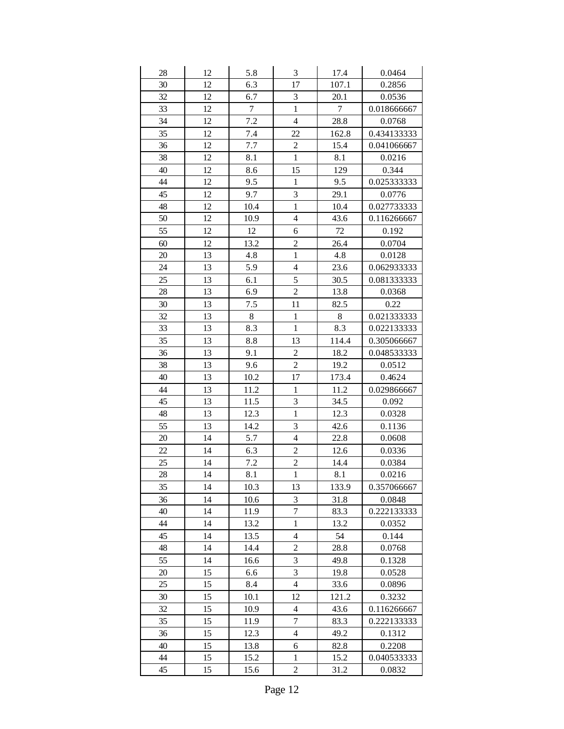| | | | | | |
|---|---|---|---|---|---|
| 28 | 12 | 5.8 | 3 | 17.4 | 0.0464 |
| 30 | 12 | 6.3 | 17 | 107.1 | 0.2856 |
| 32 | 12 | 6.7 | 3 | 20.1 | 0.0536 |
| 33 | 12 | 7 | 1 | 7 | 0.018666667 |
| 34 | 12 | 7.2 | 4 | 28.8 | 0.0768 |
| 35 | 12 | 7.4 | 22 | 162.8 | 0.434133333 |
| 36 | 12 | 7.7 | 2 | 15.4 | 0.041066667 |
| 38 | 12 | 8.1 | 1 | 8.1 | 0.0216 |
| 40 | 12 | 8.6 | 15 | 129 | 0.344 |
| 44 | 12 | 9.5 | 1 | 9.5 | 0.025333333 |
| 45 | 12 | 9.7 | 3 | 29.1 | 0.0776 |
| 48 | 12 | 10.4 | 1 | 10.4 | 0.027733333 |
| 50 | 12 | 10.9 | 4 | 43.6 | 0.116266667 |
| 55 | 12 | 12 | 6 | 72 | 0.192 |
| 60 | 12 | 13.2 | 2 | 26.4 | 0.0704 |
| 20 | 13 | 4.8 | 1 | 4.8 | 0.0128 |
| 24 | 13 | 5.9 | 4 | 23.6 | 0.062933333 |
| 25 | 13 | 6.1 | 5 | 30.5 | 0.081333333 |
| 28 | 13 | 6.9 | 2 | 13.8 | 0.0368 |
| 30 | 13 | 7.5 | 11 | 82.5 | 0.22 |
| 32 | 13 | 8 | 1 | 8 | 0.021333333 |
| 33 | 13 | 8.3 | 1 | 8.3 | 0.022133333 |
| 35 | 13 | 8.8 | 13 | 114.4 | 0.305066667 |
| 36 | 13 | 9.1 | 2 | 18.2 | 0.048533333 |
| 38 | 13 | 9.6 | 2 | 19.2 | 0.0512 |
| 40 | 13 | 10.2 | 17 | 173.4 | 0.4624 |
| 44 | 13 | 11.2 | 1 | 11.2 | 0.029866667 |
| 45 | 13 | 11.5 | 3 | 34.5 | 0.092 |
| 48 | 13 | 12.3 | 1 | 12.3 | 0.0328 |
| 55 | 13 | 14.2 | 3 | 42.6 | 0.1136 |
| 20 | 14 | 5.7 | 4 | 22.8 | 0.0608 |
| 22 | 14 | 6.3 | 2 | 12.6 | 0.0336 |
| 25 | 14 | 7.2 | 2 | 14.4 | 0.0384 |
| 28 | 14 | 8.1 | 1 | 8.1 | 0.0216 |
| 35 | 14 | 10.3 | 13 | 133.9 | 0.357066667 |
| 36 | 14 | 10.6 | 3 | 31.8 | 0.0848 |
| 40 | 14 | 11.9 | 7 | 83.3 | 0.222133333 |
| 44 | 14 | 13.2 | 1 | 13.2 | 0.0352 |
| 45 | 14 | 13.5 | 4 | 54 | 0.144 |
| 48 | 14 | 14.4 | 2 | 28.8 | 0.0768 |
| 55 | 14 | 16.6 | 3 | 49.8 | 0.1328 |
| 20 | 15 | 6.6 | 3 | 19.8 | 0.0528 |
| 25 | 15 | 8.4 | 4 | 33.6 | 0.0896 |
| 30 | 15 | 10.1 | 12 | 121.2 | 0.3232 |
| 32 | 15 | 10.9 | 4 | 43.6 | 0.116266667 |
| 35 | 15 | 11.9 | 7 | 83.3 | 0.222133333 |
| 36 | 15 | 12.3 | 4 | 49.2 | 0.1312 |
| 40 | 15 | 13.8 | 6 | 82.8 | 0.2208 |
| 44 | 15 | 15.2 | 1 | 15.2 | 0.040533333 |
| 45 | 15 | 15.6 | 2 | 31.2 | 0.0832 |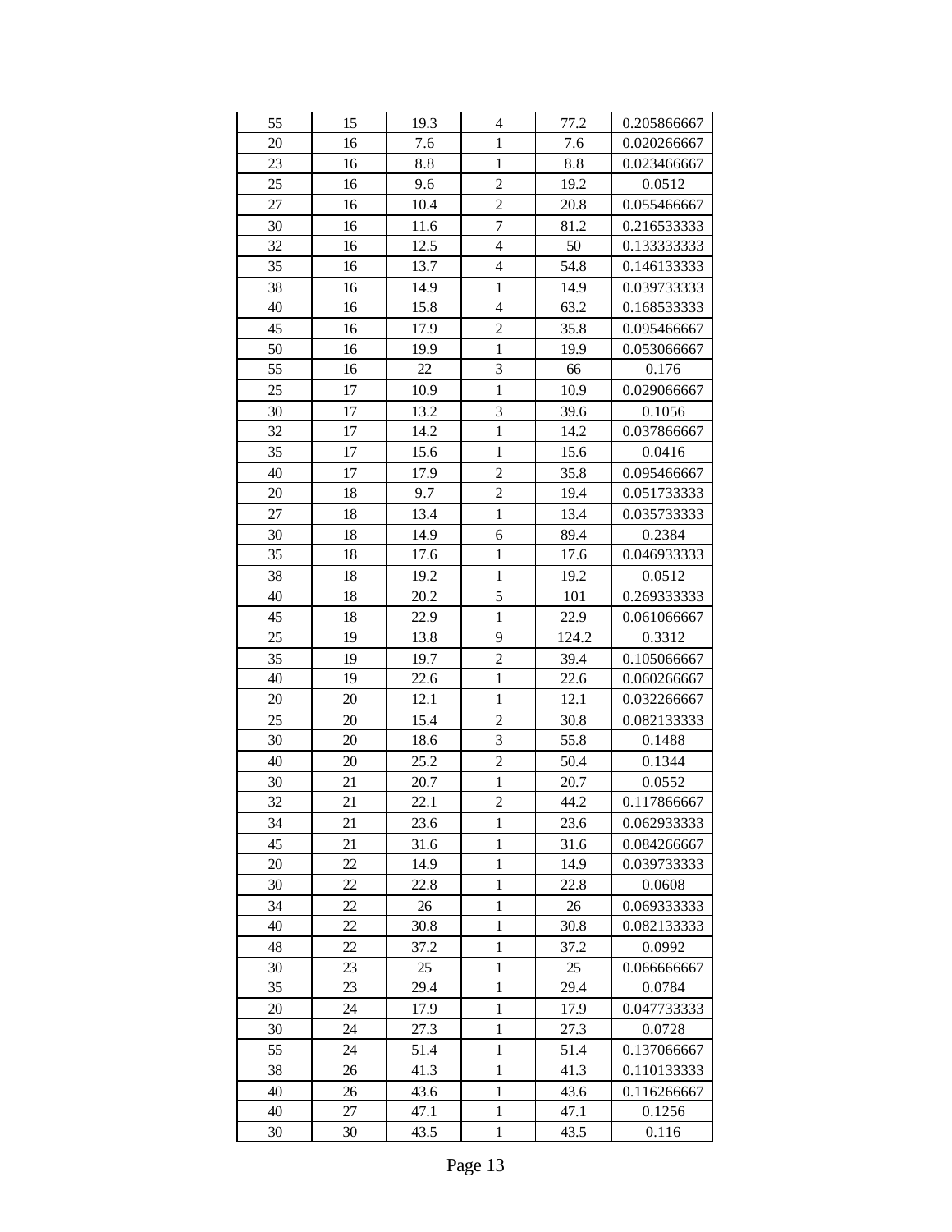| | | | | | |
|---|---|---|---|---|---|
| 55 | 15 | 19.3 | 4 | 77.2 | 0.205866667 |
| 20 | 16 | 7.6 | 1 | 7.6 | 0.020266667 |
| 23 | 16 | 8.8 | 1 | 8.8 | 0.023466667 |
| 25 | 16 | 9.6 | 2 | 19.2 | 0.0512 |
| 27 | 16 | 10.4 | 2 | 20.8 | 0.055466667 |
| 30 | 16 | 11.6 | 7 | 81.2 | 0.216533333 |
| 32 | 16 | 12.5 | 4 | 50 | 0.133333333 |
| 35 | 16 | 13.7 | 4 | 54.8 | 0.146133333 |
| 38 | 16 | 14.9 | 1 | 14.9 | 0.039733333 |
| 40 | 16 | 15.8 | 4 | 63.2 | 0.168533333 |
| 45 | 16 | 17.9 | 2 | 35.8 | 0.095466667 |
| 50 | 16 | 19.9 | 1 | 19.9 | 0.053066667 |
| 55 | 16 | 22 | 3 | 66 | 0.176 |
| 25 | 17 | 10.9 | 1 | 10.9 | 0.029066667 |
| 30 | 17 | 13.2 | 3 | 39.6 | 0.1056 |
| 32 | 17 | 14.2 | 1 | 14.2 | 0.037866667 |
| 35 | 17 | 15.6 | 1 | 15.6 | 0.0416 |
| 40 | 17 | 17.9 | 2 | 35.8 | 0.095466667 |
| 20 | 18 | 9.7 | 2 | 19.4 | 0.051733333 |
| 27 | 18 | 13.4 | 1 | 13.4 | 0.035733333 |
| 30 | 18 | 14.9 | 6 | 89.4 | 0.2384 |
| 35 | 18 | 17.6 | 1 | 17.6 | 0.046933333 |
| 38 | 18 | 19.2 | 1 | 19.2 | 0.0512 |
| 40 | 18 | 20.2 | 5 | 101 | 0.269333333 |
| 45 | 18 | 22.9 | 1 | 22.9 | 0.061066667 |
| 25 | 19 | 13.8 | 9 | 124.2 | 0.3312 |
| 35 | 19 | 19.7 | 2 | 39.4 | 0.105066667 |
| 40 | 19 | 22.6 | 1 | 22.6 | 0.060266667 |
| 20 | 20 | 12.1 | 1 | 12.1 | 0.032266667 |
| 25 | 20 | 15.4 | 2 | 30.8 | 0.082133333 |
| 30 | 20 | 18.6 | 3 | 55.8 | 0.1488 |
| 40 | 20 | 25.2 | 2 | 50.4 | 0.1344 |
| 30 | 21 | 20.7 | 1 | 20.7 | 0.0552 |
| 32 | 21 | 22.1 | 2 | 44.2 | 0.117866667 |
| 34 | 21 | 23.6 | 1 | 23.6 | 0.062933333 |
| 45 | 21 | 31.6 | 1 | 31.6 | 0.084266667 |
| 20 | 22 | 14.9 | 1 | 14.9 | 0.039733333 |
| 30 | 22 | 22.8 | 1 | 22.8 | 0.0608 |
| 34 | 22 | 26 | 1 | 26 | 0.069333333 |
| 40 | 22 | 30.8 | 1 | 30.8 | 0.082133333 |
| 48 | 22 | 37.2 | 1 | 37.2 | 0.0992 |
| 30 | 23 | 25 | 1 | 25 | 0.066666667 |
| 35 | 23 | 29.4 | 1 | 29.4 | 0.0784 |
| 20 | 24 | 17.9 | 1 | 17.9 | 0.047733333 |
| 30 | 24 | 27.3 | 1 | 27.3 | 0.0728 |
| 55 | 24 | 51.4 | 1 | 51.4 | 0.137066667 |
| 38 | 26 | 41.3 | 1 | 41.3 | 0.110133333 |
| 40 | 26 | 43.6 | 1 | 43.6 | 0.116266667 |
| 40 | 27 | 47.1 | 1 | 47.1 | 0.1256 |
| 30 | 30 | 43.5 | 1 | 43.5 | 0.116 |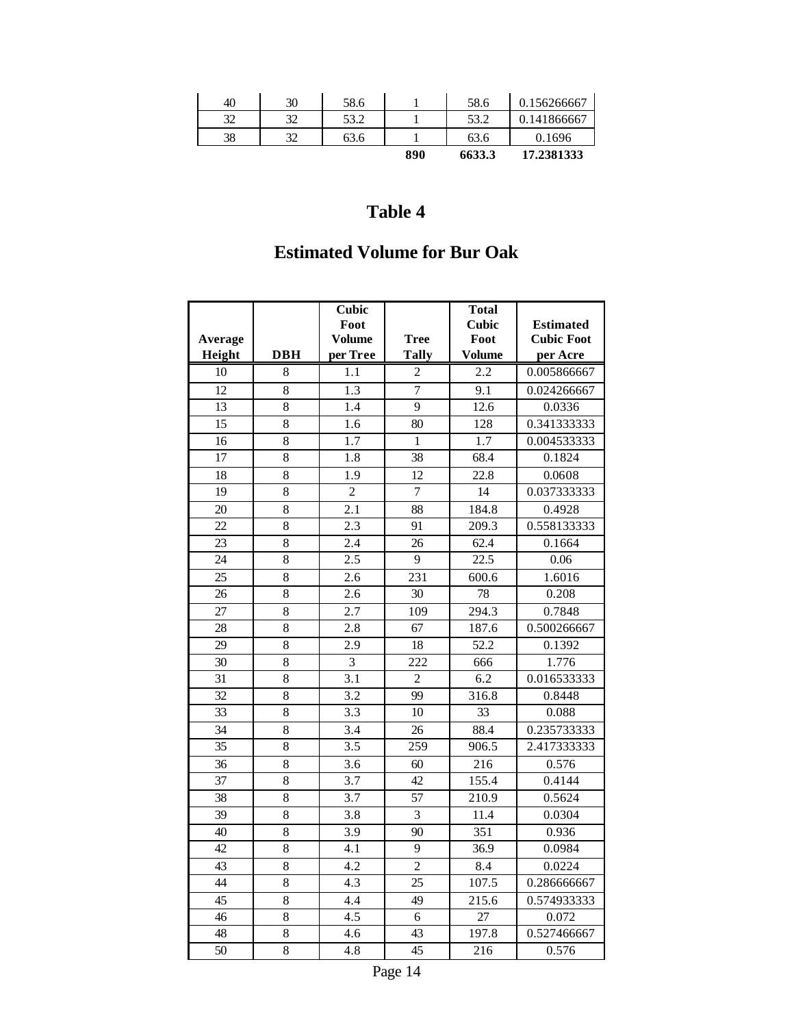| 40 | 30 | 58.6 | 1 | 58.6 | 0.156266667 |
|---|---|---|---|---|---|
| 32 | 32 | 53.2 | 1 | 53.2 | 0.141866667 |
| 38 | 32 | 63.6 | 1 | 63.6 | 0.1696 |
| | | | **890** | **6633.3** | **17.2381333** |

# Table 4

## Estimated Volume for Bur Oak

| Average Height | DBH | Cubic Foot Volume per Tree | Tree Tally | Total Cubic Foot Volume | Estimated Cubic Foot per Acre |
|---|---|---|---|---|---|
| 10 | 8 | 1.1 | 2 | 2.2 | 0.005866667 |
| 12 | 8 | 1.3 | 7 | 9.1 | 0.024266667 |
| 13 | 8 | 1.4 | 9 | 12.6 | 0.0336 |
| 15 | 8 | 1.6 | 80 | 128 | 0.341333333 |
| 16 | 8 | 1.7 | 1 | 1.7 | 0.004533333 |
| 17 | 8 | 1.8 | 38 | 68.4 | 0.1824 |
| 18 | 8 | 1.9 | 12 | 22.8 | 0.0608 |
| 19 | 8 | 2 | 7 | 14 | 0.037333333 |
| 20 | 8 | 2.1 | 88 | 184.8 | 0.4928 |
| 22 | 8 | 2.3 | 91 | 209.3 | 0.558133333 |
| 23 | 8 | 2.4 | 26 | 62.4 | 0.1664 |
| 24 | 8 | 2.5 | 9 | 22.5 | 0.06 |
| 25 | 8 | 2.6 | 231 | 600.6 | 1.6016 |
| 26 | 8 | 2.6 | 30 | 78 | 0.208 |
| 27 | 8 | 2.7 | 109 | 294.3 | 0.7848 |
| 28 | 8 | 2.8 | 67 | 187.6 | 0.500266667 |
| 29 | 8 | 2.9 | 18 | 52.2 | 0.1392 |
| 30 | 8 | 3 | 222 | 666 | 1.776 |
| 31 | 8 | 3.1 | 2 | 6.2 | 0.016533333 |
| 32 | 8 | 3.2 | 99 | 316.8 | 0.8448 |
| 33 | 8 | 3.3 | 10 | 33 | 0.088 |
| 34 | 8 | 3.4 | 26 | 88.4 | 0.235733333 |
| 35 | 8 | 3.5 | 259 | 906.5 | 2.417333333 |
| 36 | 8 | 3.6 | 60 | 216 | 0.576 |
| 37 | 8 | 3.7 | 42 | 155.4 | 0.4144 |
| 38 | 8 | 3.7 | 57 | 210.9 | 0.5624 |
| 39 | 8 | 3.8 | 3 | 11.4 | 0.0304 |
| 40 | 8 | 3.9 | 90 | 351 | 0.936 |
| 42 | 8 | 4.1 | 9 | 36.9 | 0.0984 |
| 43 | 8 | 4.2 | 2 | 8.4 | 0.0224 |
| 44 | 8 | 4.3 | 25 | 107.5 | 0.286666667 |
| 45 | 8 | 4.4 | 49 | 215.6 | 0.574933333 |
| 46 | 8 | 4.5 | 6 | 27 | 0.072 |
| 48 | 8 | 4.6 | 43 | 197.8 | 0.527466667 |
| 50 | 8 | 4.8 | 45 | 216 | 0.576 |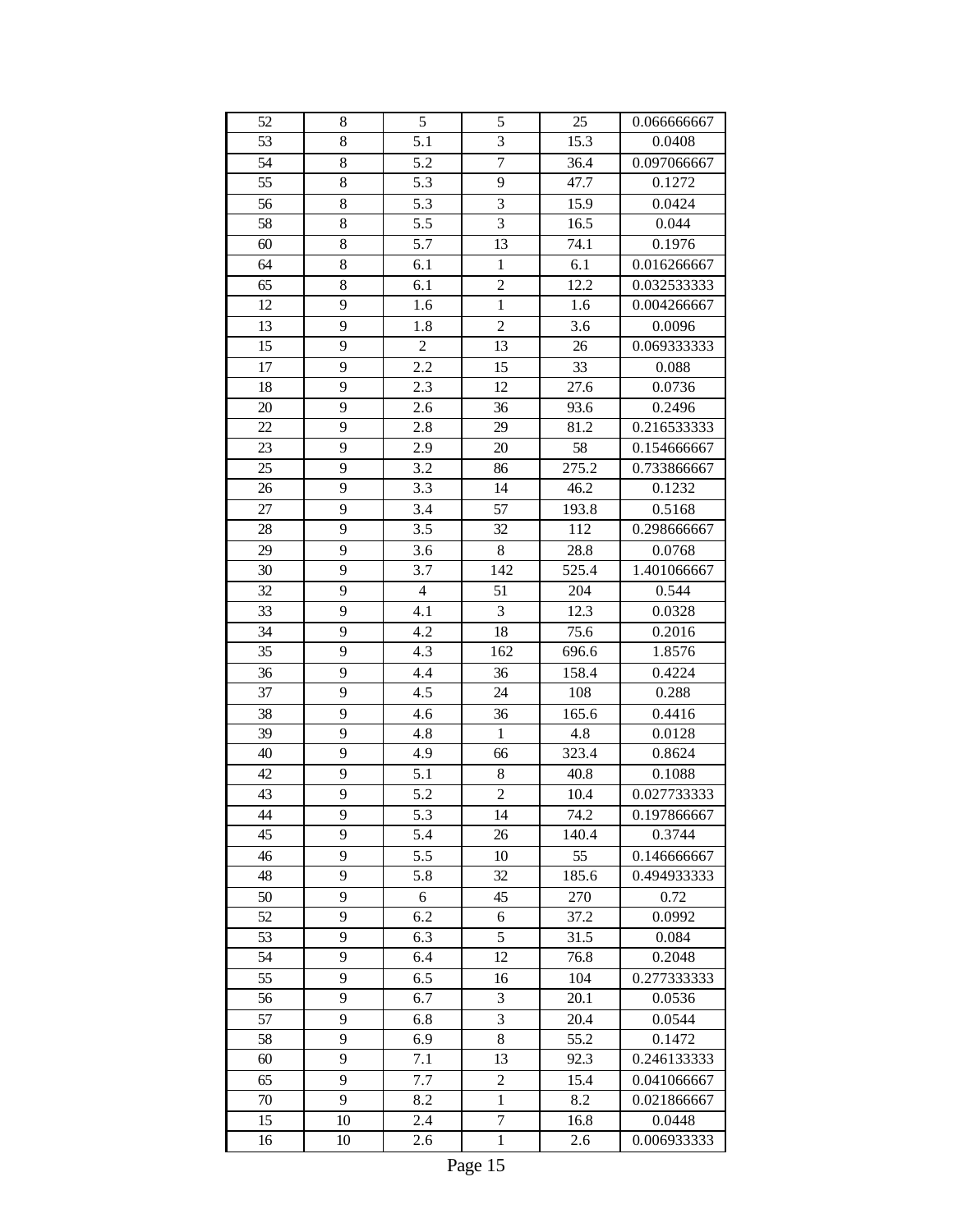| 52 | 8 | 5 | 5 | 25 | 0.066666667 |
|---|---|---|---|---|---|
| 53 | 8 | 5.1 | 3 | 15.3 | 0.0408 |
| 54 | 8 | 5.2 | 7 | 36.4 | 0.097066667 |
| 55 | 8 | 5.3 | 9 | 47.7 | 0.1272 |
| 56 | 8 | 5.3 | 3 | 15.9 | 0.0424 |
| 58 | 8 | 5.5 | 3 | 16.5 | 0.044 |
| 60 | 8 | 5.7 | 13 | 74.1 | 0.1976 |
| 64 | 8 | 6.1 | 1 | 6.1 | 0.016266667 |
| 65 | 8 | 6.1 | 2 | 12.2 | 0.032533333 |
| 12 | 9 | 1.6 | 1 | 1.6 | 0.004266667 |
| 13 | 9 | 1.8 | 2 | 3.6 | 0.0096 |
| 15 | 9 | 2 | 13 | 26 | 0.069333333 |
| 17 | 9 | 2.2 | 15 | 33 | 0.088 |
| 18 | 9 | 2.3 | 12 | 27.6 | 0.0736 |
| 20 | 9 | 2.6 | 36 | 93.6 | 0.2496 |
| 22 | 9 | 2.8 | 29 | 81.2 | 0.216533333 |
| 23 | 9 | 2.9 | 20 | 58 | 0.154666667 |
| 25 | 9 | 3.2 | 86 | 275.2 | 0.733866667 |
| 26 | 9 | 3.3 | 14 | 46.2 | 0.1232 |
| 27 | 9 | 3.4 | 57 | 193.8 | 0.5168 |
| 28 | 9 | 3.5 | 32 | 112 | 0.298666667 |
| 29 | 9 | 3.6 | 8 | 28.8 | 0.0768 |
| 30 | 9 | 3.7 | 142 | 525.4 | 1.401066667 |
| 32 | 9 | 4 | 51 | 204 | 0.544 |
| 33 | 9 | 4.1 | 3 | 12.3 | 0.0328 |
| 34 | 9 | 4.2 | 18 | 75.6 | 0.2016 |
| 35 | 9 | 4.3 | 162 | 696.6 | 1.8576 |
| 36 | 9 | 4.4 | 36 | 158.4 | 0.4224 |
| 37 | 9 | 4.5 | 24 | 108 | 0.288 |
| 38 | 9 | 4.6 | 36 | 165.6 | 0.4416 |
| 39 | 9 | 4.8 | 1 | 4.8 | 0.0128 |
| 40 | 9 | 4.9 | 66 | 323.4 | 0.8624 |
| 42 | 9 | 5.1 | 8 | 40.8 | 0.1088 |
| 43 | 9 | 5.2 | 2 | 10.4 | 0.027733333 |
| 44 | 9 | 5.3 | 14 | 74.2 | 0.197866667 |
| 45 | 9 | 5.4 | 26 | 140.4 | 0.3744 |
| 46 | 9 | 5.5 | 10 | 55 | 0.146666667 |
| 48 | 9 | 5.8 | 32 | 185.6 | 0.494933333 |
| 50 | 9 | 6 | 45 | 270 | 0.72 |
| 52 | 9 | 6.2 | 6 | 37.2 | 0.0992 |
| 53 | 9 | 6.3 | 5 | 31.5 | 0.084 |
| 54 | 9 | 6.4 | 12 | 76.8 | 0.2048 |
| 55 | 9 | 6.5 | 16 | 104 | 0.277333333 |
| 56 | 9 | 6.7 | 3 | 20.1 | 0.0536 |
| 57 | 9 | 6.8 | 3 | 20.4 | 0.0544 |
| 58 | 9 | 6.9 | 8 | 55.2 | 0.1472 |
| 60 | 9 | 7.1 | 13 | 92.3 | 0.246133333 |
| 65 | 9 | 7.7 | 2 | 15.4 | 0.041066667 |
| 70 | 9 | 8.2 | 1 | 8.2 | 0.021866667 |
| 15 | 10 | 2.4 | 7 | 16.8 | 0.0448 |
| 16 | 10 | 2.6 | 1 | 2.6 | 0.006933333 |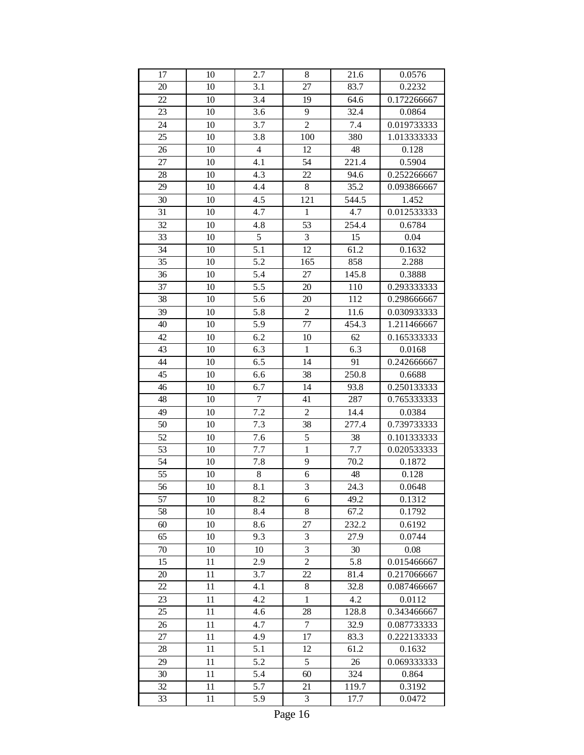| 17 | 10 | 2.7 | 8 | 21.6 | 0.0576 |
|---|---|---|---|---|---|
| 20 | 10 | 3.1 | 27 | 83.7 | 0.2232 |
| 22 | 10 | 3.4 | 19 | 64.6 | 0.172266667 |
| 23 | 10 | 3.6 | 9 | 32.4 | 0.0864 |
| 24 | 10 | 3.7 | 2 | 7.4 | 0.019733333 |
| 25 | 10 | 3.8 | 100 | 380 | 1.013333333 |
| 26 | 10 | 4 | 12 | 48 | 0.128 |
| 27 | 10 | 4.1 | 54 | 221.4 | 0.5904 |
| 28 | 10 | 4.3 | 22 | 94.6 | 0.252266667 |
| 29 | 10 | 4.4 | 8 | 35.2 | 0.093866667 |
| 30 | 10 | 4.5 | 121 | 544.5 | 1.452 |
| 31 | 10 | 4.7 | 1 | 4.7 | 0.012533333 |
| 32 | 10 | 4.8 | 53 | 254.4 | 0.6784 |
| 33 | 10 | 5 | 3 | 15 | 0.04 |
| 34 | 10 | 5.1 | 12 | 61.2 | 0.1632 |
| 35 | 10 | 5.2 | 165 | 858 | 2.288 |
| 36 | 10 | 5.4 | 27 | 145.8 | 0.3888 |
| 37 | 10 | 5.5 | 20 | 110 | 0.293333333 |
| 38 | 10 | 5.6 | 20 | 112 | 0.298666667 |
| 39 | 10 | 5.8 | 2 | 11.6 | 0.030933333 |
| 40 | 10 | 5.9 | 77 | 454.3 | 1.211466667 |
| 42 | 10 | 6.2 | 10 | 62 | 0.165333333 |
| 43 | 10 | 6.3 | 1 | 6.3 | 0.0168 |
| 44 | 10 | 6.5 | 14 | 91 | 0.242666667 |
| 45 | 10 | 6.6 | 38 | 250.8 | 0.6688 |
| 46 | 10 | 6.7 | 14 | 93.8 | 0.250133333 |
| 48 | 10 | 7 | 41 | 287 | 0.765333333 |
| 49 | 10 | 7.2 | 2 | 14.4 | 0.0384 |
| 50 | 10 | 7.3 | 38 | 277.4 | 0.739733333 |
| 52 | 10 | 7.6 | 5 | 38 | 0.101333333 |
| 53 | 10 | 7.7 | 1 | 7.7 | 0.020533333 |
| 54 | 10 | 7.8 | 9 | 70.2 | 0.1872 |
| 55 | 10 | 8 | 6 | 48 | 0.128 |
| 56 | 10 | 8.1 | 3 | 24.3 | 0.0648 |
| 57 | 10 | 8.2 | 6 | 49.2 | 0.1312 |
| 58 | 10 | 8.4 | 8 | 67.2 | 0.1792 |
| 60 | 10 | 8.6 | 27 | 232.2 | 0.6192 |
| 65 | 10 | 9.3 | 3 | 27.9 | 0.0744 |
| 70 | 10 | 10 | 3 | 30 | 0.08 |
| 15 | 11 | 2.9 | 2 | 5.8 | 0.015466667 |
| 20 | 11 | 3.7 | 22 | 81.4 | 0.217066667 |
| 22 | 11 | 4.1 | 8 | 32.8 | 0.087466667 |
| 23 | 11 | 4.2 | 1 | 4.2 | 0.0112 |
| 25 | 11 | 4.6 | 28 | 128.8 | 0.343466667 |
| 26 | 11 | 4.7 | 7 | 32.9 | 0.087733333 |
| 27 | 11 | 4.9 | 17 | 83.3 | 0.222133333 |
| 28 | 11 | 5.1 | 12 | 61.2 | 0.1632 |
| 29 | 11 | 5.2 | 5 | 26 | 0.069333333 |
| 30 | 11 | 5.4 | 60 | 324 | 0.864 |
| 32 | 11 | 5.7 | 21 | 119.7 | 0.3192 |
| 33 | 11 | 5.9 | 3 | 17.7 | 0.0472 |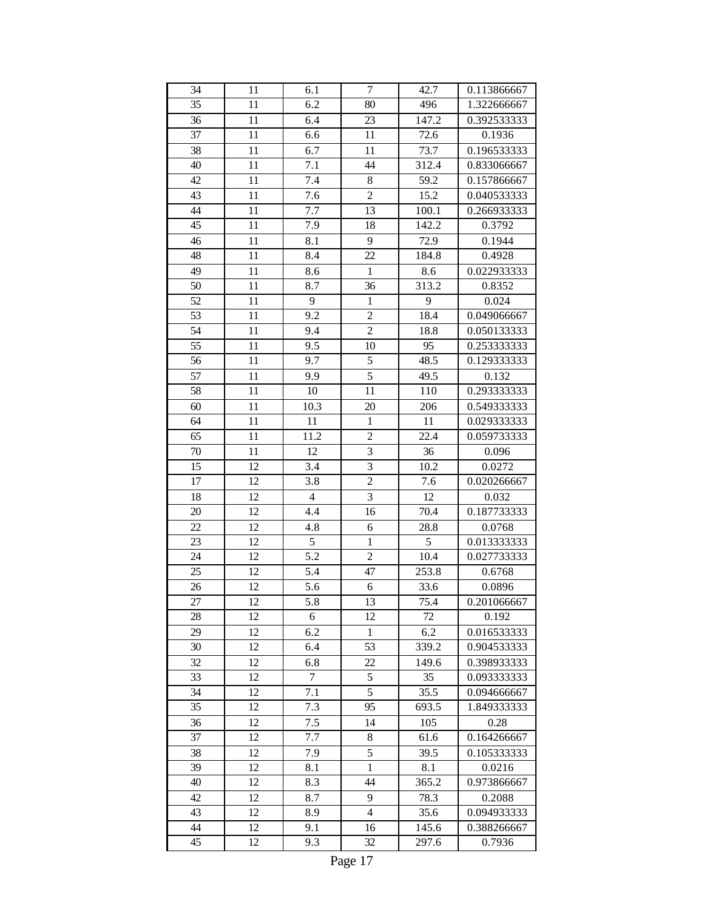| 34 | 11 | 6.1 | 7 | 42.7 | 0.113866667 |
|---|---|---|---|---|---|
| 35 | 11 | 6.2 | 80 | 496 | 1.322666667 |
| 36 | 11 | 6.4 | 23 | 147.2 | 0.392533333 |
| 37 | 11 | 6.6 | 11 | 72.6 | 0.1936 |
| 38 | 11 | 6.7 | 11 | 73.7 | 0.196533333 |
| 40 | 11 | 7.1 | 44 | 312.4 | 0.833066667 |
| 42 | 11 | 7.4 | 8 | 59.2 | 0.157866667 |
| 43 | 11 | 7.6 | 2 | 15.2 | 0.040533333 |
| 44 | 11 | 7.7 | 13 | 100.1 | 0.266933333 |
| 45 | 11 | 7.9 | 18 | 142.2 | 0.3792 |
| 46 | 11 | 8.1 | 9 | 72.9 | 0.1944 |
| 48 | 11 | 8.4 | 22 | 184.8 | 0.4928 |
| 49 | 11 | 8.6 | 1 | 8.6 | 0.022933333 |
| 50 | 11 | 8.7 | 36 | 313.2 | 0.8352 |
| 52 | 11 | 9 | 1 | 9 | 0.024 |
| 53 | 11 | 9.2 | 2 | 18.4 | 0.049066667 |
| 54 | 11 | 9.4 | 2 | 18.8 | 0.050133333 |
| 55 | 11 | 9.5 | 10 | 95 | 0.253333333 |
| 56 | 11 | 9.7 | 5 | 48.5 | 0.129333333 |
| 57 | 11 | 9.9 | 5 | 49.5 | 0.132 |
| 58 | 11 | 10 | 11 | 110 | 0.293333333 |
| 60 | 11 | 10.3 | 20 | 206 | 0.549333333 |
| 64 | 11 | 11 | 1 | 11 | 0.029333333 |
| 65 | 11 | 11.2 | 2 | 22.4 | 0.059733333 |
| 70 | 11 | 12 | 3 | 36 | 0.096 |
| 15 | 12 | 3.4 | 3 | 10.2 | 0.0272 |
| 17 | 12 | 3.8 | 2 | 7.6 | 0.020266667 |
| 18 | 12 | 4 | 3 | 12 | 0.032 |
| 20 | 12 | 4.4 | 16 | 70.4 | 0.187733333 |
| 22 | 12 | 4.8 | 6 | 28.8 | 0.0768 |
| 23 | 12 | 5 | 1 | 5 | 0.013333333 |
| 24 | 12 | 5.2 | 2 | 10.4 | 0.027733333 |
| 25 | 12 | 5.4 | 47 | 253.8 | 0.6768 |
| 26 | 12 | 5.6 | 6 | 33.6 | 0.0896 |
| 27 | 12 | 5.8 | 13 | 75.4 | 0.201066667 |
| 28 | 12 | 6 | 12 | 72 | 0.192 |
| 29 | 12 | 6.2 | 1 | 6.2 | 0.016533333 |
| 30 | 12 | 6.4 | 53 | 339.2 | 0.904533333 |
| 32 | 12 | 6.8 | 22 | 149.6 | 0.398933333 |
| 33 | 12 | 7 | 5 | 35 | 0.093333333 |
| 34 | 12 | 7.1 | 5 | 35.5 | 0.094666667 |
| 35 | 12 | 7.3 | 95 | 693.5 | 1.849333333 |
| 36 | 12 | 7.5 | 14 | 105 | 0.28 |
| 37 | 12 | 7.7 | 8 | 61.6 | 0.164266667 |
| 38 | 12 | 7.9 | 5 | 39.5 | 0.105333333 |
| 39 | 12 | 8.1 | 1 | 8.1 | 0.0216 |
| 40 | 12 | 8.3 | 44 | 365.2 | 0.973866667 |
| 42 | 12 | 8.7 | 9 | 78.3 | 0.2088 |
| 43 | 12 | 8.9 | 4 | 35.6 | 0.094933333 |
| 44 | 12 | 9.1 | 16 | 145.6 | 0.388266667 |
| 45 | 12 | 9.3 | 32 | 297.6 | 0.7936 |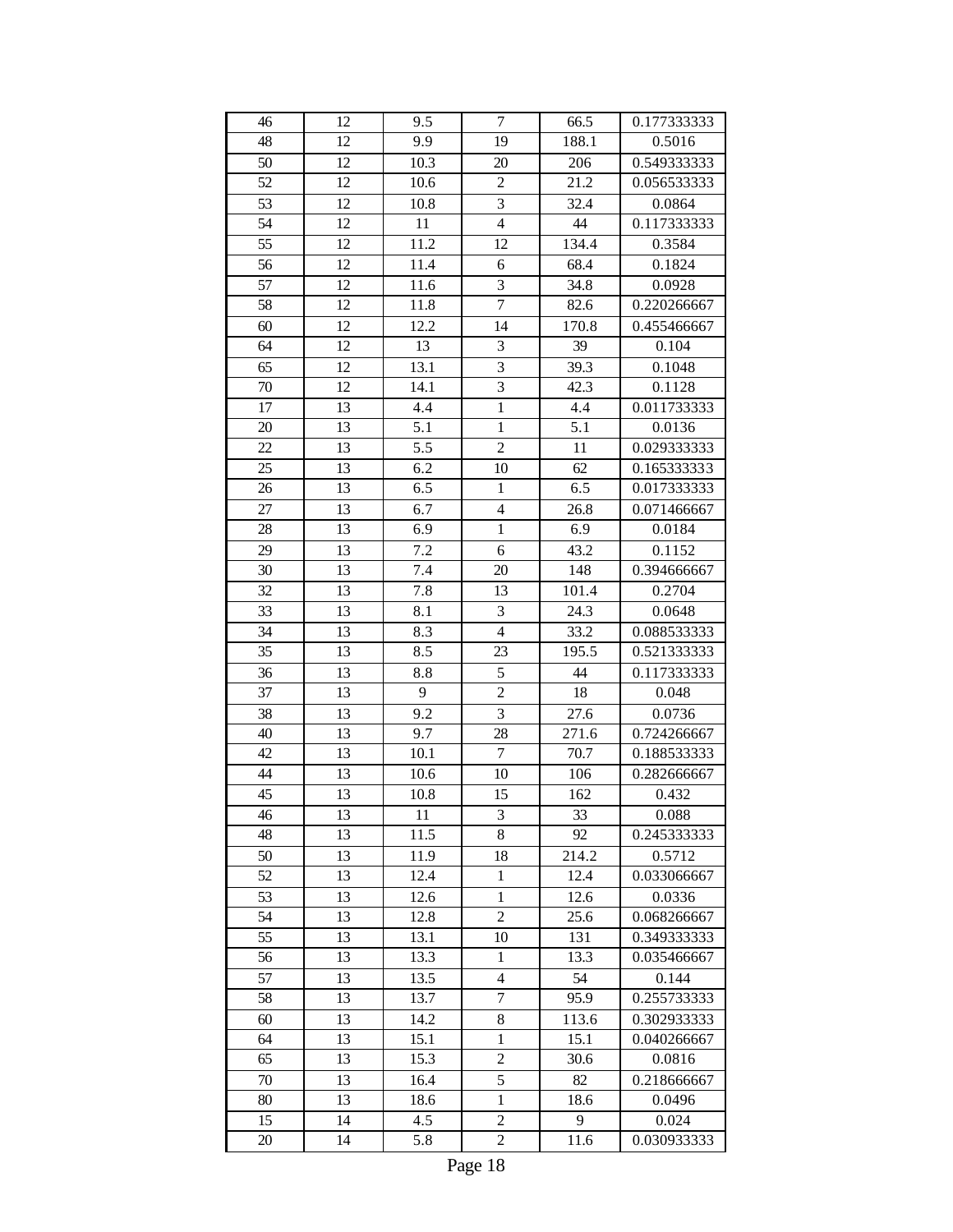| 46 | 12 | 9.5 | 7 | 66.5 | 0.177333333 |
|---|---|---|---|---|---|
| 48 | 12 | 9.9 | 19 | 188.1 | 0.5016 |
| 50 | 12 | 10.3 | 20 | 206 | 0.549333333 |
| 52 | 12 | 10.6 | 2 | 21.2 | 0.056533333 |
| 53 | 12 | 10.8 | 3 | 32.4 | 0.0864 |
| 54 | 12 | 11 | 4 | 44 | 0.117333333 |
| 55 | 12 | 11.2 | 12 | 134.4 | 0.3584 |
| 56 | 12 | 11.4 | 6 | 68.4 | 0.1824 |
| 57 | 12 | 11.6 | 3 | 34.8 | 0.0928 |
| 58 | 12 | 11.8 | 7 | 82.6 | 0.220266667 |
| 60 | 12 | 12.2 | 14 | 170.8 | 0.455466667 |
| 64 | 12 | 13 | 3 | 39 | 0.104 |
| 65 | 12 | 13.1 | 3 | 39.3 | 0.1048 |
| 70 | 12 | 14.1 | 3 | 42.3 | 0.1128 |
| 17 | 13 | 4.4 | 1 | 4.4 | 0.011733333 |
| 20 | 13 | 5.1 | 1 | 5.1 | 0.0136 |
| 22 | 13 | 5.5 | 2 | 11 | 0.029333333 |
| 25 | 13 | 6.2 | 10 | 62 | 0.165333333 |
| 26 | 13 | 6.5 | 1 | 6.5 | 0.017333333 |
| 27 | 13 | 6.7 | 4 | 26.8 | 0.071466667 |
| 28 | 13 | 6.9 | 1 | 6.9 | 0.0184 |
| 29 | 13 | 7.2 | 6 | 43.2 | 0.1152 |
| 30 | 13 | 7.4 | 20 | 148 | 0.394666667 |
| 32 | 13 | 7.8 | 13 | 101.4 | 0.2704 |
| 33 | 13 | 8.1 | 3 | 24.3 | 0.0648 |
| 34 | 13 | 8.3 | 4 | 33.2 | 0.088533333 |
| 35 | 13 | 8.5 | 23 | 195.5 | 0.521333333 |
| 36 | 13 | 8.8 | 5 | 44 | 0.117333333 |
| 37 | 13 | 9 | 2 | 18 | 0.048 |
| 38 | 13 | 9.2 | 3 | 27.6 | 0.0736 |
| 40 | 13 | 9.7 | 28 | 271.6 | 0.724266667 |
| 42 | 13 | 10.1 | 7 | 70.7 | 0.188533333 |
| 44 | 13 | 10.6 | 10 | 106 | 0.282666667 |
| 45 | 13 | 10.8 | 15 | 162 | 0.432 |
| 46 | 13 | 11 | 3 | 33 | 0.088 |
| 48 | 13 | 11.5 | 8 | 92 | 0.245333333 |
| 50 | 13 | 11.9 | 18 | 214.2 | 0.5712 |
| 52 | 13 | 12.4 | 1 | 12.4 | 0.033066667 |
| 53 | 13 | 12.6 | 1 | 12.6 | 0.0336 |
| 54 | 13 | 12.8 | 2 | 25.6 | 0.068266667 |
| 55 | 13 | 13.1 | 10 | 131 | 0.349333333 |
| 56 | 13 | 13.3 | 1 | 13.3 | 0.035466667 |
| 57 | 13 | 13.5 | 4 | 54 | 0.144 |
| 58 | 13 | 13.7 | 7 | 95.9 | 0.255733333 |
| 60 | 13 | 14.2 | 8 | 113.6 | 0.302933333 |
| 64 | 13 | 15.1 | 1 | 15.1 | 0.040266667 |
| 65 | 13 | 15.3 | 2 | 30.6 | 0.0816 |
| 70 | 13 | 16.4 | 5 | 82 | 0.218666667 |
| 80 | 13 | 18.6 | 1 | 18.6 | 0.0496 |
| 15 | 14 | 4.5 | 2 | 9 | 0.024 |
| 20 | 14 | 5.8 | 2 | 11.6 | 0.030933333 |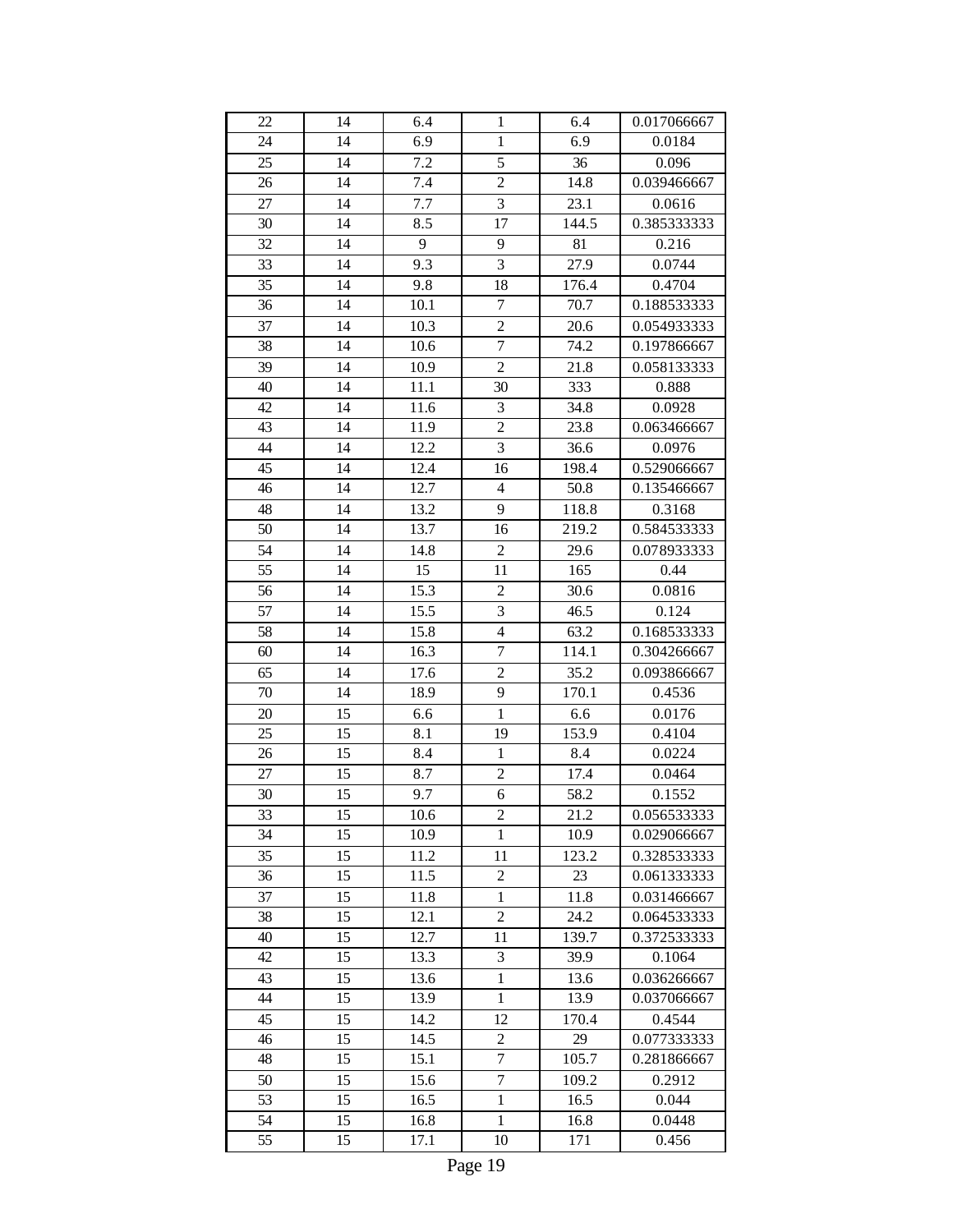| | | | | | |
|---|---|---|---|---|---|
| 22 | 14 | 6.4 | 1 | 6.4 | 0.017066667 |
| 24 | 14 | 6.9 | 1 | 6.9 | 0.0184 |
| 25 | 14 | 7.2 | 5 | 36 | 0.096 |
| 26 | 14 | 7.4 | 2 | 14.8 | 0.039466667 |
| 27 | 14 | 7.7 | 3 | 23.1 | 0.0616 |
| 30 | 14 | 8.5 | 17 | 144.5 | 0.385333333 |
| 32 | 14 | 9 | 9 | 81 | 0.216 |
| 33 | 14 | 9.3 | 3 | 27.9 | 0.0744 |
| 35 | 14 | 9.8 | 18 | 176.4 | 0.4704 |
| 36 | 14 | 10.1 | 7 | 70.7 | 0.188533333 |
| 37 | 14 | 10.3 | 2 | 20.6 | 0.054933333 |
| 38 | 14 | 10.6 | 7 | 74.2 | 0.197866667 |
| 39 | 14 | 10.9 | 2 | 21.8 | 0.058133333 |
| 40 | 14 | 11.1 | 30 | 333 | 0.888 |
| 42 | 14 | 11.6 | 3 | 34.8 | 0.0928 |
| 43 | 14 | 11.9 | 2 | 23.8 | 0.063466667 |
| 44 | 14 | 12.2 | 3 | 36.6 | 0.0976 |
| 45 | 14 | 12.4 | 16 | 198.4 | 0.529066667 |
| 46 | 14 | 12.7 | 4 | 50.8 | 0.135466667 |
| 48 | 14 | 13.2 | 9 | 118.8 | 0.3168 |
| 50 | 14 | 13.7 | 16 | 219.2 | 0.584533333 |
| 54 | 14 | 14.8 | 2 | 29.6 | 0.078933333 |
| 55 | 14 | 15 | 11 | 165 | 0.44 |
| 56 | 14 | 15.3 | 2 | 30.6 | 0.0816 |
| 57 | 14 | 15.5 | 3 | 46.5 | 0.124 |
| 58 | 14 | 15.8 | 4 | 63.2 | 0.168533333 |
| 60 | 14 | 16.3 | 7 | 114.1 | 0.304266667 |
| 65 | 14 | 17.6 | 2 | 35.2 | 0.093866667 |
| 70 | 14 | 18.9 | 9 | 170.1 | 0.4536 |
| 20 | 15 | 6.6 | 1 | 6.6 | 0.0176 |
| 25 | 15 | 8.1 | 19 | 153.9 | 0.4104 |
| 26 | 15 | 8.4 | 1 | 8.4 | 0.0224 |
| 27 | 15 | 8.7 | 2 | 17.4 | 0.0464 |
| 30 | 15 | 9.7 | 6 | 58.2 | 0.1552 |
| 33 | 15 | 10.6 | 2 | 21.2 | 0.056533333 |
| 34 | 15 | 10.9 | 1 | 10.9 | 0.029066667 |
| 35 | 15 | 11.2 | 11 | 123.2 | 0.328533333 |
| 36 | 15 | 11.5 | 2 | 23 | 0.061333333 |
| 37 | 15 | 11.8 | 1 | 11.8 | 0.031466667 |
| 38 | 15 | 12.1 | 2 | 24.2 | 0.064533333 |
| 40 | 15 | 12.7 | 11 | 139.7 | 0.372533333 |
| 42 | 15 | 13.3 | 3 | 39.9 | 0.1064 |
| 43 | 15 | 13.6 | 1 | 13.6 | 0.036266667 |
| 44 | 15 | 13.9 | 1 | 13.9 | 0.037066667 |
| 45 | 15 | 14.2 | 12 | 170.4 | 0.4544 |
| 46 | 15 | 14.5 | 2 | 29 | 0.077333333 |
| 48 | 15 | 15.1 | 7 | 105.7 | 0.281866667 |
| 50 | 15 | 15.6 | 7 | 109.2 | 0.2912 |
| 53 | 15 | 16.5 | 1 | 16.5 | 0.044 |
| 54 | 15 | 16.8 | 1 | 16.8 | 0.0448 |
| 55 | 15 | 17.1 | 10 | 171 | 0.456 |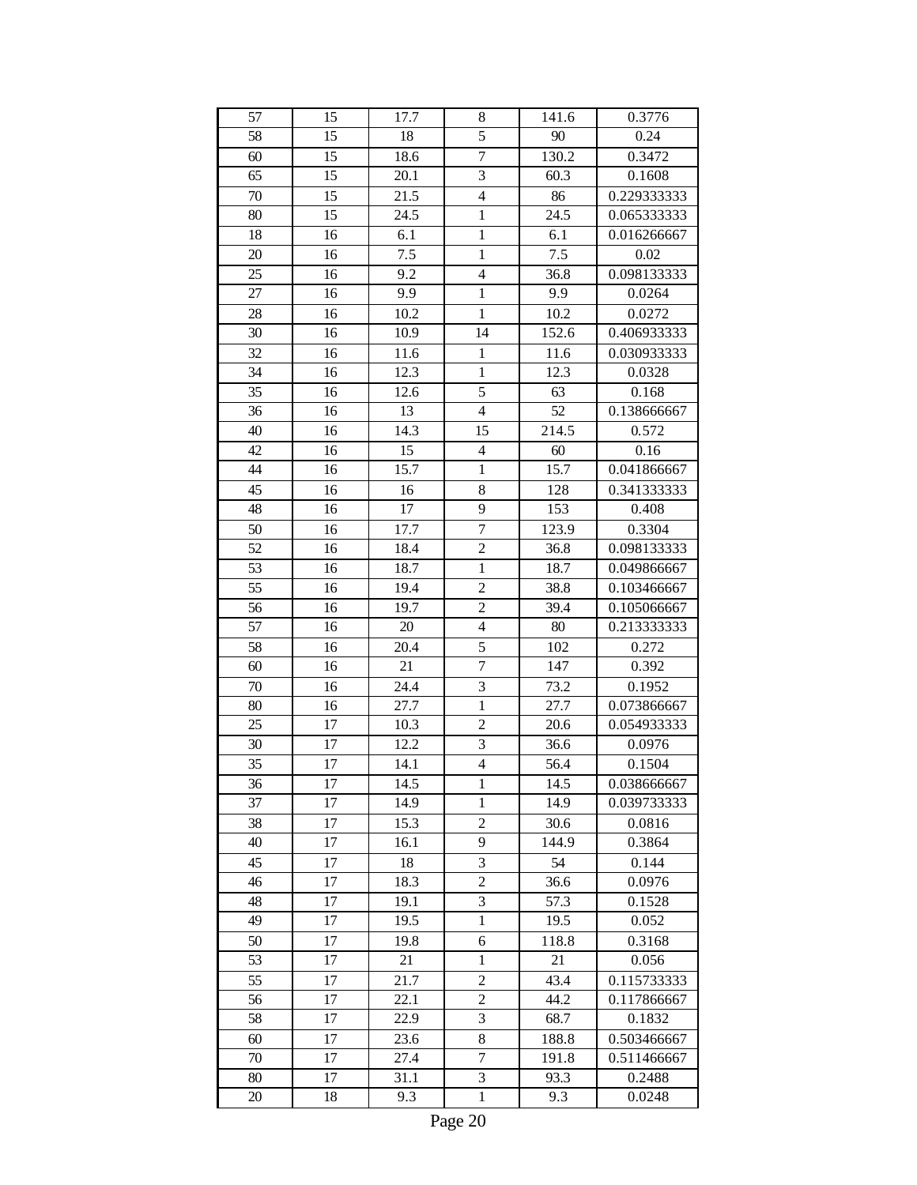| | | | | | |
|---|---|---|---|---|---|
| 57 | 15 | 17.7 | 8 | 141.6 | 0.3776 |
| 58 | 15 | 18 | 5 | 90 | 0.24 |
| 60 | 15 | 18.6 | 7 | 130.2 | 0.3472 |
| 65 | 15 | 20.1 | 3 | 60.3 | 0.1608 |
| 70 | 15 | 21.5 | 4 | 86 | 0.229333333 |
| 80 | 15 | 24.5 | 1 | 24.5 | 0.065333333 |
| 18 | 16 | 6.1 | 1 | 6.1 | 0.016266667 |
| 20 | 16 | 7.5 | 1 | 7.5 | 0.02 |
| 25 | 16 | 9.2 | 4 | 36.8 | 0.098133333 |
| 27 | 16 | 9.9 | 1 | 9.9 | 0.0264 |
| 28 | 16 | 10.2 | 1 | 10.2 | 0.0272 |
| 30 | 16 | 10.9 | 14 | 152.6 | 0.406933333 |
| 32 | 16 | 11.6 | 1 | 11.6 | 0.030933333 |
| 34 | 16 | 12.3 | 1 | 12.3 | 0.0328 |
| 35 | 16 | 12.6 | 5 | 63 | 0.168 |
| 36 | 16 | 13 | 4 | 52 | 0.138666667 |
| 40 | 16 | 14.3 | 15 | 214.5 | 0.572 |
| 42 | 16 | 15 | 4 | 60 | 0.16 |
| 44 | 16 | 15.7 | 1 | 15.7 | 0.041866667 |
| 45 | 16 | 16 | 8 | 128 | 0.341333333 |
| 48 | 16 | 17 | 9 | 153 | 0.408 |
| 50 | 16 | 17.7 | 7 | 123.9 | 0.3304 |
| 52 | 16 | 18.4 | 2 | 36.8 | 0.098133333 |
| 53 | 16 | 18.7 | 1 | 18.7 | 0.049866667 |
| 55 | 16 | 19.4 | 2 | 38.8 | 0.103466667 |
| 56 | 16 | 19.7 | 2 | 39.4 | 0.105066667 |
| 57 | 16 | 20 | 4 | 80 | 0.213333333 |
| 58 | 16 | 20.4 | 5 | 102 | 0.272 |
| 60 | 16 | 21 | 7 | 147 | 0.392 |
| 70 | 16 | 24.4 | 3 | 73.2 | 0.1952 |
| 80 | 16 | 27.7 | 1 | 27.7 | 0.073866667 |
| 25 | 17 | 10.3 | 2 | 20.6 | 0.054933333 |
| 30 | 17 | 12.2 | 3 | 36.6 | 0.0976 |
| 35 | 17 | 14.1 | 4 | 56.4 | 0.1504 |
| 36 | 17 | 14.5 | 1 | 14.5 | 0.038666667 |
| 37 | 17 | 14.9 | 1 | 14.9 | 0.039733333 |
| 38 | 17 | 15.3 | 2 | 30.6 | 0.0816 |
| 40 | 17 | 16.1 | 9 | 144.9 | 0.3864 |
| 45 | 17 | 18 | 3 | 54 | 0.144 |
| 46 | 17 | 18.3 | 2 | 36.6 | 0.0976 |
| 48 | 17 | 19.1 | 3 | 57.3 | 0.1528 |
| 49 | 17 | 19.5 | 1 | 19.5 | 0.052 |
| 50 | 17 | 19.8 | 6 | 118.8 | 0.3168 |
| 53 | 17 | 21 | 1 | 21 | 0.056 |
| 55 | 17 | 21.7 | 2 | 43.4 | 0.115733333 |
| 56 | 17 | 22.1 | 2 | 44.2 | 0.117866667 |
| 58 | 17 | 22.9 | 3 | 68.7 | 0.1832 |
| 60 | 17 | 23.6 | 8 | 188.8 | 0.503466667 |
| 70 | 17 | 27.4 | 7 | 191.8 | 0.511466667 |
| 80 | 17 | 31.1 | 3 | 93.3 | 0.2488 |
| 20 | 18 | 9.3 | 1 | 9.3 | 0.0248 |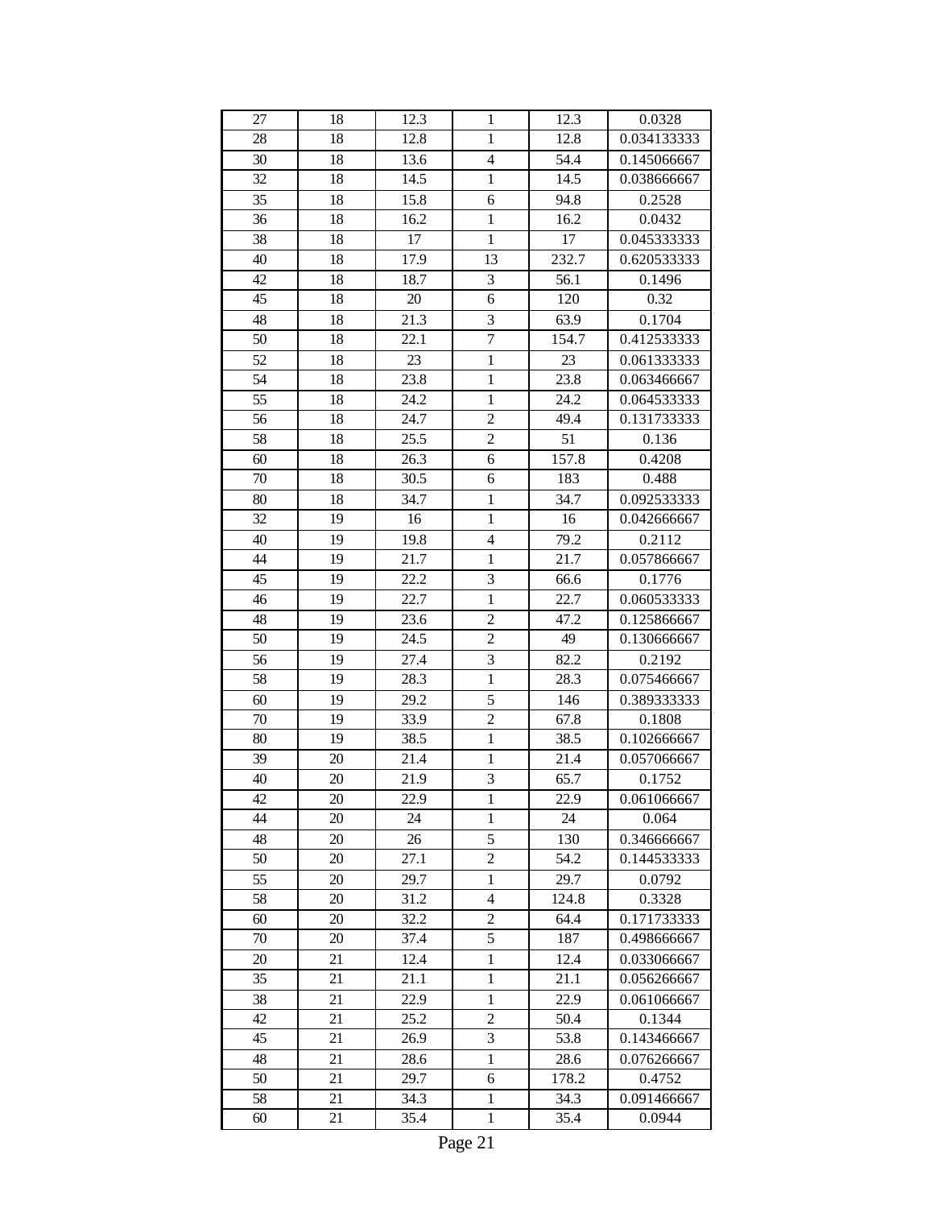| 27 | 18 | 12.3 | 1 | 12.3 | 0.0328 |
|---|---|---|---|---|---|
| 28 | 18 | 12.8 | 1 | 12.8 | 0.034133333 |
| 30 | 18 | 13.6 | 4 | 54.4 | 0.145066667 |
| 32 | 18 | 14.5 | 1 | 14.5 | 0.038666667 |
| 35 | 18 | 15.8 | 6 | 94.8 | 0.2528 |
| 36 | 18 | 16.2 | 1 | 16.2 | 0.0432 |
| 38 | 18 | 17 | 1 | 17 | 0.045333333 |
| 40 | 18 | 17.9 | 13 | 232.7 | 0.620533333 |
| 42 | 18 | 18.7 | 3 | 56.1 | 0.1496 |
| 45 | 18 | 20 | 6 | 120 | 0.32 |
| 48 | 18 | 21.3 | 3 | 63.9 | 0.1704 |
| 50 | 18 | 22.1 | 7 | 154.7 | 0.412533333 |
| 52 | 18 | 23 | 1 | 23 | 0.061333333 |
| 54 | 18 | 23.8 | 1 | 23.8 | 0.063466667 |
| 55 | 18 | 24.2 | 1 | 24.2 | 0.064533333 |
| 56 | 18 | 24.7 | 2 | 49.4 | 0.131733333 |
| 58 | 18 | 25.5 | 2 | 51 | 0.136 |
| 60 | 18 | 26.3 | 6 | 157.8 | 0.4208 |
| 70 | 18 | 30.5 | 6 | 183 | 0.488 |
| 80 | 18 | 34.7 | 1 | 34.7 | 0.092533333 |
| 32 | 19 | 16 | 1 | 16 | 0.042666667 |
| 40 | 19 | 19.8 | 4 | 79.2 | 0.2112 |
| 44 | 19 | 21.7 | 1 | 21.7 | 0.057866667 |
| 45 | 19 | 22.2 | 3 | 66.6 | 0.1776 |
| 46 | 19 | 22.7 | 1 | 22.7 | 0.060533333 |
| 48 | 19 | 23.6 | 2 | 47.2 | 0.125866667 |
| 50 | 19 | 24.5 | 2 | 49 | 0.130666667 |
| 56 | 19 | 27.4 | 3 | 82.2 | 0.2192 |
| 58 | 19 | 28.3 | 1 | 28.3 | 0.075466667 |
| 60 | 19 | 29.2 | 5 | 146 | 0.389333333 |
| 70 | 19 | 33.9 | 2 | 67.8 | 0.1808 |
| 80 | 19 | 38.5 | 1 | 38.5 | 0.102666667 |
| 39 | 20 | 21.4 | 1 | 21.4 | 0.057066667 |
| 40 | 20 | 21.9 | 3 | 65.7 | 0.1752 |
| 42 | 20 | 22.9 | 1 | 22.9 | 0.061066667 |
| 44 | 20 | 24 | 1 | 24 | 0.064 |
| 48 | 20 | 26 | 5 | 130 | 0.346666667 |
| 50 | 20 | 27.1 | 2 | 54.2 | 0.144533333 |
| 55 | 20 | 29.7 | 1 | 29.7 | 0.0792 |
| 58 | 20 | 31.2 | 4 | 124.8 | 0.3328 |
| 60 | 20 | 32.2 | 2 | 64.4 | 0.171733333 |
| 70 | 20 | 37.4 | 5 | 187 | 0.498666667 |
| 20 | 21 | 12.4 | 1 | 12.4 | 0.033066667 |
| 35 | 21 | 21.1 | 1 | 21.1 | 0.056266667 |
| 38 | 21 | 22.9 | 1 | 22.9 | 0.061066667 |
| 42 | 21 | 25.2 | 2 | 50.4 | 0.1344 |
| 45 | 21 | 26.9 | 3 | 53.8 | 0.143466667 |
| 48 | 21 | 28.6 | 1 | 28.6 | 0.076266667 |
| 50 | 21 | 29.7 | 6 | 178.2 | 0.4752 |
| 58 | 21 | 34.3 | 1 | 34.3 | 0.091466667 |
| 60 | 21 | 35.4 | 1 | 35.4 | 0.0944 |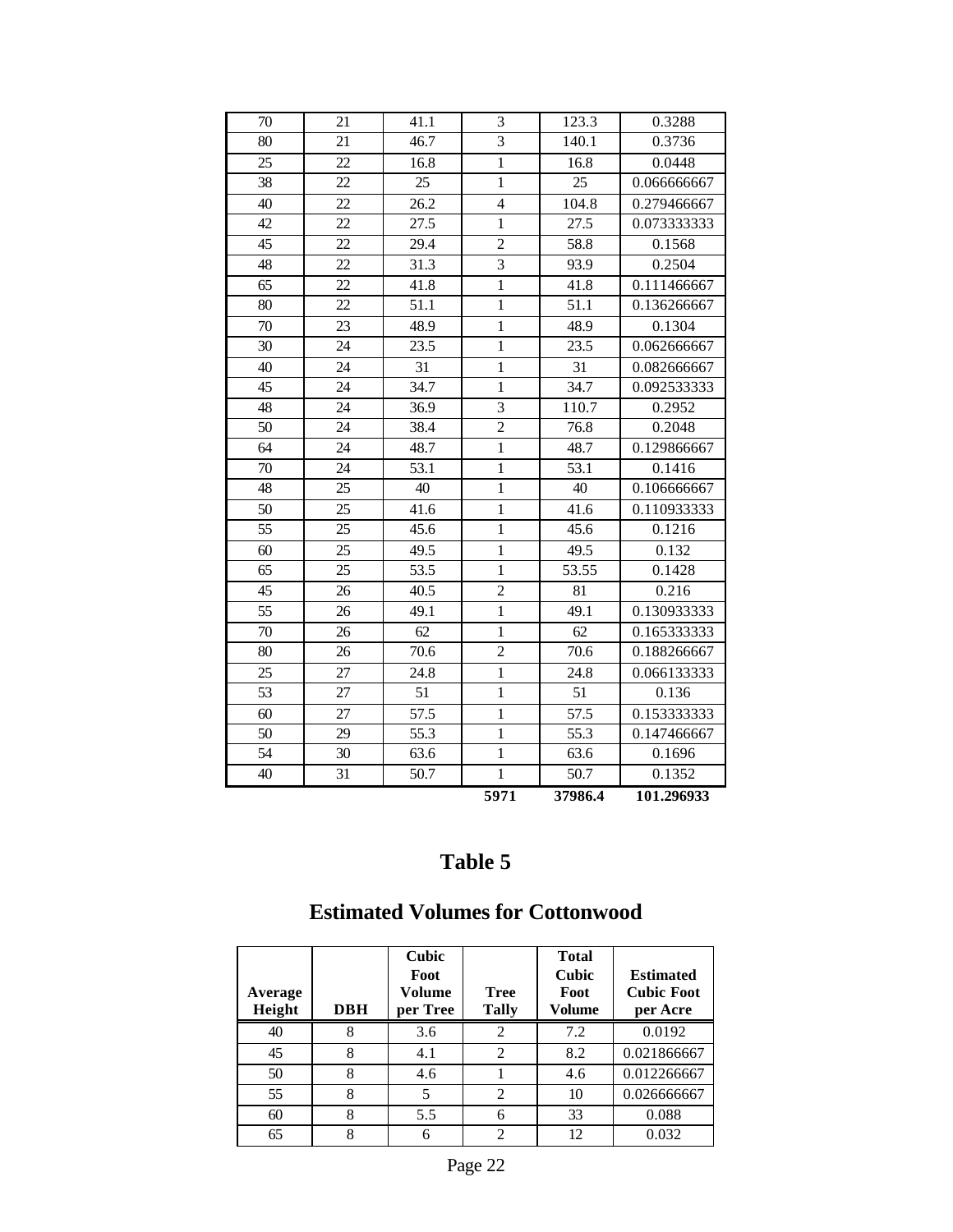| | | | | | |
|---|---|---|---|---|---|
| 70 | 21 | 41.1 | 3 | 123.3 | 0.3288 |
| 80 | 21 | 46.7 | 3 | 140.1 | 0.3736 |
| 25 | 22 | 16.8 | 1 | 16.8 | 0.0448 |
| 38 | 22 | 25 | 1 | 25 | 0.066666667 |
| 40 | 22 | 26.2 | 4 | 104.8 | 0.279466667 |
| 42 | 22 | 27.5 | 1 | 27.5 | 0.073333333 |
| 45 | 22 | 29.4 | 2 | 58.8 | 0.1568 |
| 48 | 22 | 31.3 | 3 | 93.9 | 0.2504 |
| 65 | 22 | 41.8 | 1 | 41.8 | 0.111466667 |
| 80 | 22 | 51.1 | 1 | 51.1 | 0.136266667 |
| 70 | 23 | 48.9 | 1 | 48.9 | 0.1304 |
| 30 | 24 | 23.5 | 1 | 23.5 | 0.062666667 |
| 40 | 24 | 31 | 1 | 31 | 0.082666667 |
| 45 | 24 | 34.7 | 1 | 34.7 | 0.092533333 |
| 48 | 24 | 36.9 | 3 | 110.7 | 0.2952 |
| 50 | 24 | 38.4 | 2 | 76.8 | 0.2048 |
| 64 | 24 | 48.7 | 1 | 48.7 | 0.129866667 |
| 70 | 24 | 53.1 | 1 | 53.1 | 0.1416 |
| 48 | 25 | 40 | 1 | 40 | 0.106666667 |
| 50 | 25 | 41.6 | 1 | 41.6 | 0.110933333 |
| 55 | 25 | 45.6 | 1 | 45.6 | 0.1216 |
| 60 | 25 | 49.5 | 1 | 49.5 | 0.132 |
| 65 | 25 | 53.5 | 1 | 53.55 | 0.1428 |
| 45 | 26 | 40.5 | 2 | 81 | 0.216 |
| 55 | 26 | 49.1 | 1 | 49.1 | 0.130933333 |
| 70 | 26 | 62 | 1 | 62 | 0.165333333 |
| 80 | 26 | 70.6 | 2 | 70.6 | 0.188266667 |
| 25 | 27 | 24.8 | 1 | 24.8 | 0.066133333 |
| 53 | 27 | 51 | 1 | 51 | 0.136 |
| 60 | 27 | 57.5 | 1 | 57.5 | 0.153333333 |
| 50 | 29 | 55.3 | 1 | 55.3 | 0.147466667 |
| 54 | 30 | 63.6 | 1 | 63.6 | 0.1696 |
| 40 | 31 | 50.7 | 1 | 50.7 | 0.1352 |
| | | | **5971** | **37986.4** | **101.296933** |

# Table 5

## Estimated Volumes for Cottonwood

| Average Height | DBH | Cubic Foot Volume per Tree | Tree Tally | Total Cubic Foot Volume | Estimated Cubic Foot per Acre |
|---|---|---|---|---|---|
| 40 | 8 | 3.6 | 2 | 7.2 | 0.0192 |
| 45 | 8 | 4.1 | 2 | 8.2 | 0.021866667 |
| 50 | 8 | 4.6 | 1 | 4.6 | 0.012266667 |
| 55 | 8 | 5 | 2 | 10 | 0.026666667 |
| 60 | 8 | 5.5 | 6 | 33 | 0.088 |
| 65 | 8 | 6 | 2 | 12 | 0.032 |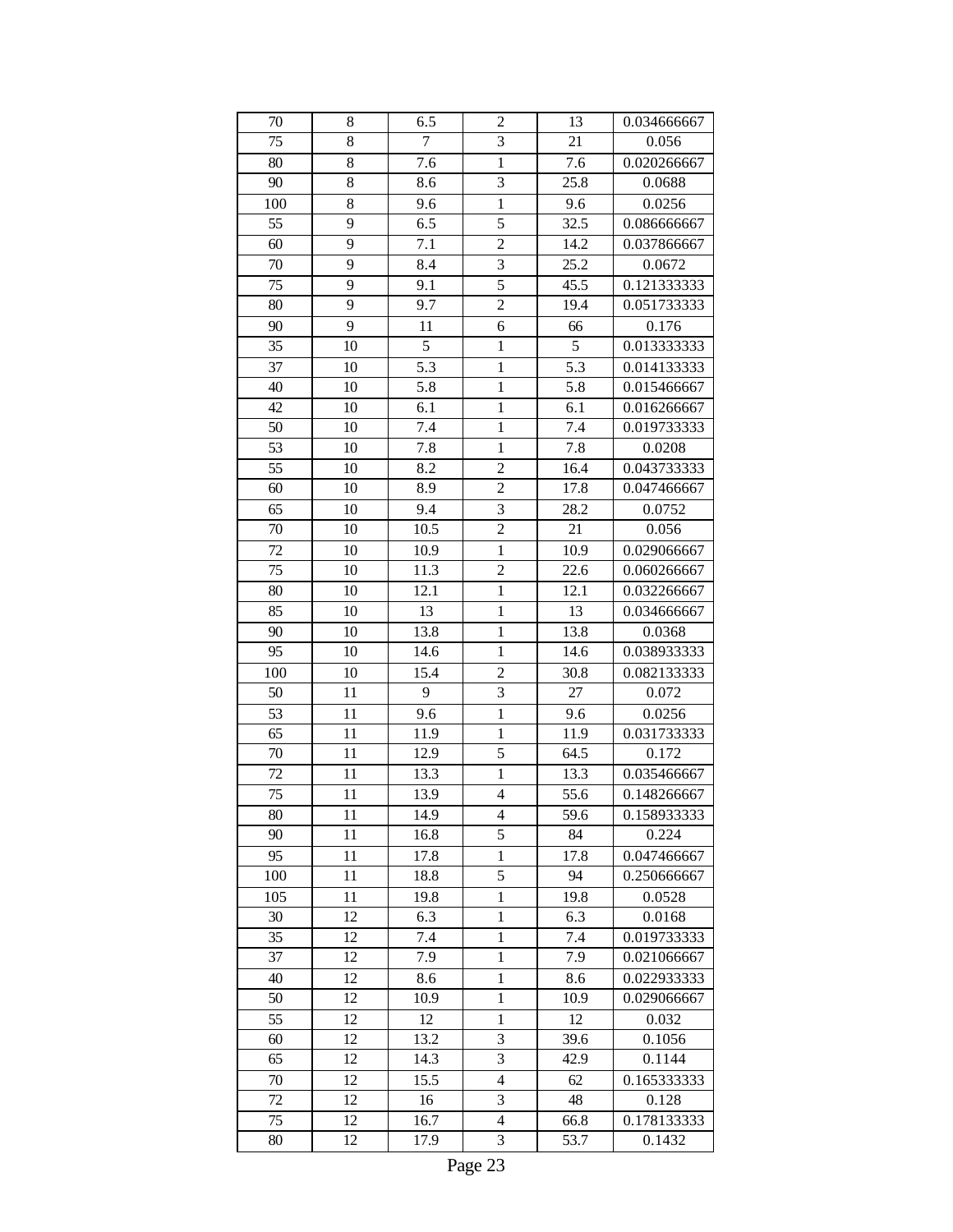| 70 | 8 | 6.5 | 2 | 13 | 0.034666667 |
|---|---|---|---|---|---|
| 75 | 8 | 7 | 3 | 21 | 0.056 |
| 80 | 8 | 7.6 | 1 | 7.6 | 0.020266667 |
| 90 | 8 | 8.6 | 3 | 25.8 | 0.0688 |
| 100 | 8 | 9.6 | 1 | 9.6 | 0.0256 |
| 55 | 9 | 6.5 | 5 | 32.5 | 0.086666667 |
| 60 | 9 | 7.1 | 2 | 14.2 | 0.037866667 |
| 70 | 9 | 8.4 | 3 | 25.2 | 0.0672 |
| 75 | 9 | 9.1 | 5 | 45.5 | 0.121333333 |
| 80 | 9 | 9.7 | 2 | 19.4 | 0.051733333 |
| 90 | 9 | 11 | 6 | 66 | 0.176 |
| 35 | 10 | 5 | 1 | 5 | 0.013333333 |
| 37 | 10 | 5.3 | 1 | 5.3 | 0.014133333 |
| 40 | 10 | 5.8 | 1 | 5.8 | 0.015466667 |
| 42 | 10 | 6.1 | 1 | 6.1 | 0.016266667 |
| 50 | 10 | 7.4 | 1 | 7.4 | 0.019733333 |
| 53 | 10 | 7.8 | 1 | 7.8 | 0.0208 |
| 55 | 10 | 8.2 | 2 | 16.4 | 0.043733333 |
| 60 | 10 | 8.9 | 2 | 17.8 | 0.047466667 |
| 65 | 10 | 9.4 | 3 | 28.2 | 0.0752 |
| 70 | 10 | 10.5 | 2 | 21 | 0.056 |
| 72 | 10 | 10.9 | 1 | 10.9 | 0.029066667 |
| 75 | 10 | 11.3 | 2 | 22.6 | 0.060266667 |
| 80 | 10 | 12.1 | 1 | 12.1 | 0.032266667 |
| 85 | 10 | 13 | 1 | 13 | 0.034666667 |
| 90 | 10 | 13.8 | 1 | 13.8 | 0.0368 |
| 95 | 10 | 14.6 | 1 | 14.6 | 0.038933333 |
| 100 | 10 | 15.4 | 2 | 30.8 | 0.082133333 |
| 50 | 11 | 9 | 3 | 27 | 0.072 |
| 53 | 11 | 9.6 | 1 | 9.6 | 0.0256 |
| 65 | 11 | 11.9 | 1 | 11.9 | 0.031733333 |
| 70 | 11 | 12.9 | 5 | 64.5 | 0.172 |
| 72 | 11 | 13.3 | 1 | 13.3 | 0.035466667 |
| 75 | 11 | 13.9 | 4 | 55.6 | 0.148266667 |
| 80 | 11 | 14.9 | 4 | 59.6 | 0.158933333 |
| 90 | 11 | 16.8 | 5 | 84 | 0.224 |
| 95 | 11 | 17.8 | 1 | 17.8 | 0.047466667 |
| 100 | 11 | 18.8 | 5 | 94 | 0.250666667 |
| 105 | 11 | 19.8 | 1 | 19.8 | 0.0528 |
| 30 | 12 | 6.3 | 1 | 6.3 | 0.0168 |
| 35 | 12 | 7.4 | 1 | 7.4 | 0.019733333 |
| 37 | 12 | 7.9 | 1 | 7.9 | 0.021066667 |
| 40 | 12 | 8.6 | 1 | 8.6 | 0.022933333 |
| 50 | 12 | 10.9 | 1 | 10.9 | 0.029066667 |
| 55 | 12 | 12 | 1 | 12 | 0.032 |
| 60 | 12 | 13.2 | 3 | 39.6 | 0.1056 |
| 65 | 12 | 14.3 | 3 | 42.9 | 0.1144 |
| 70 | 12 | 15.5 | 4 | 62 | 0.165333333 |
| 72 | 12 | 16 | 3 | 48 | 0.128 |
| 75 | 12 | 16.7 | 4 | 66.8 | 0.178133333 |
| 80 | 12 | 17.9 | 3 | 53.7 | 0.1432 |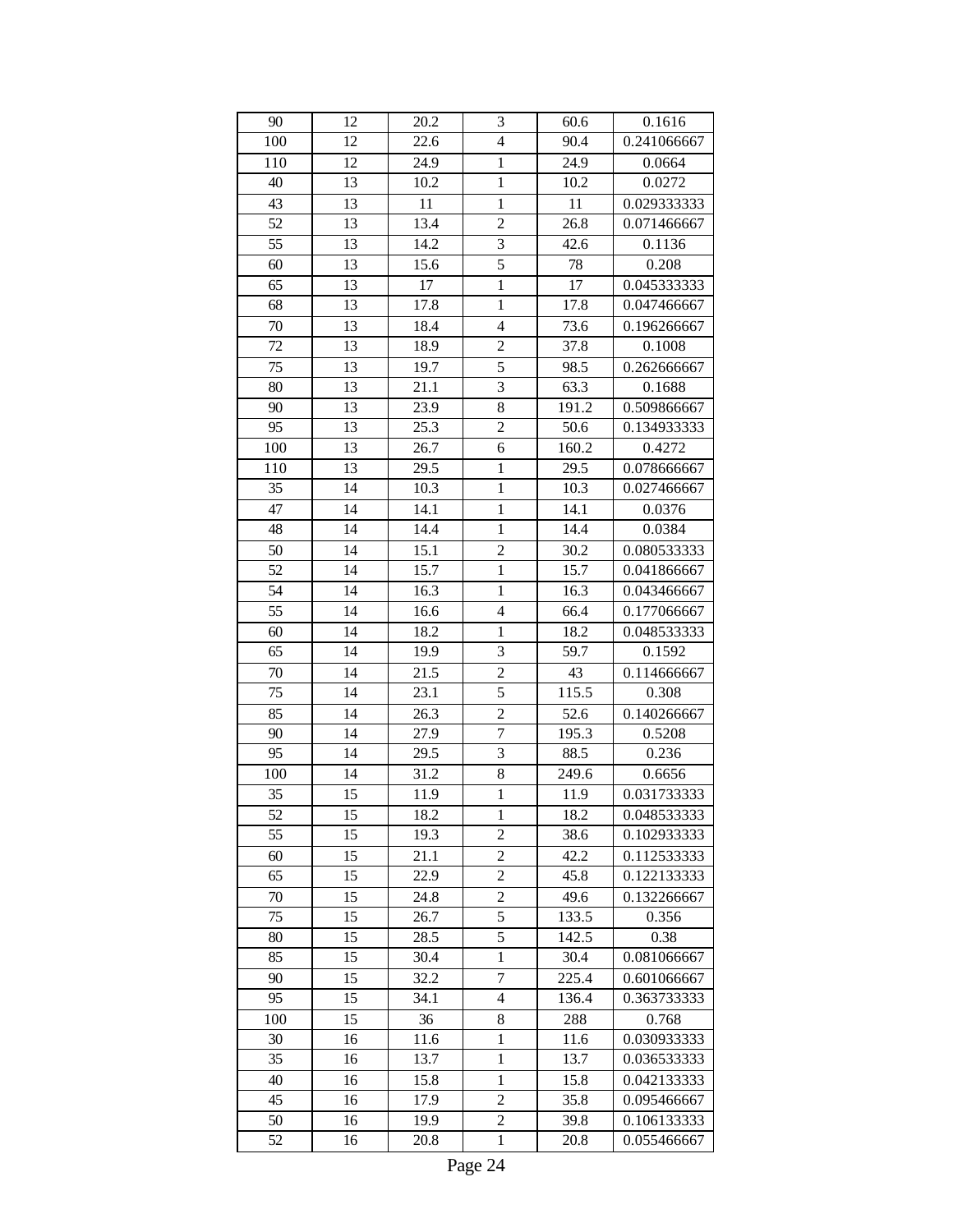| 90 | 12 | 20.2 | 3 | 60.6 | 0.1616 |
|---|---|---|---|---|---|
| 100 | 12 | 22.6 | 4 | 90.4 | 0.241066667 |
| 110 | 12 | 24.9 | 1 | 24.9 | 0.0664 |
| 40 | 13 | 10.2 | 1 | 10.2 | 0.0272 |
| 43 | 13 | 11 | 1 | 11 | 0.029333333 |
| 52 | 13 | 13.4 | 2 | 26.8 | 0.071466667 |
| 55 | 13 | 14.2 | 3 | 42.6 | 0.1136 |
| 60 | 13 | 15.6 | 5 | 78 | 0.208 |
| 65 | 13 | 17 | 1 | 17 | 0.045333333 |
| 68 | 13 | 17.8 | 1 | 17.8 | 0.047466667 |
| 70 | 13 | 18.4 | 4 | 73.6 | 0.196266667 |
| 72 | 13 | 18.9 | 2 | 37.8 | 0.1008 |
| 75 | 13 | 19.7 | 5 | 98.5 | 0.262666667 |
| 80 | 13 | 21.1 | 3 | 63.3 | 0.1688 |
| 90 | 13 | 23.9 | 8 | 191.2 | 0.509866667 |
| 95 | 13 | 25.3 | 2 | 50.6 | 0.134933333 |
| 100 | 13 | 26.7 | 6 | 160.2 | 0.4272 |
| 110 | 13 | 29.5 | 1 | 29.5 | 0.078666667 |
| 35 | 14 | 10.3 | 1 | 10.3 | 0.027466667 |
| 47 | 14 | 14.1 | 1 | 14.1 | 0.0376 |
| 48 | 14 | 14.4 | 1 | 14.4 | 0.0384 |
| 50 | 14 | 15.1 | 2 | 30.2 | 0.080533333 |
| 52 | 14 | 15.7 | 1 | 15.7 | 0.041866667 |
| 54 | 14 | 16.3 | 1 | 16.3 | 0.043466667 |
| 55 | 14 | 16.6 | 4 | 66.4 | 0.177066667 |
| 60 | 14 | 18.2 | 1 | 18.2 | 0.048533333 |
| 65 | 14 | 19.9 | 3 | 59.7 | 0.1592 |
| 70 | 14 | 21.5 | 2 | 43 | 0.114666667 |
| 75 | 14 | 23.1 | 5 | 115.5 | 0.308 |
| 85 | 14 | 26.3 | 2 | 52.6 | 0.140266667 |
| 90 | 14 | 27.9 | 7 | 195.3 | 0.5208 |
| 95 | 14 | 29.5 | 3 | 88.5 | 0.236 |
| 100 | 14 | 31.2 | 8 | 249.6 | 0.6656 |
| 35 | 15 | 11.9 | 1 | 11.9 | 0.031733333 |
| 52 | 15 | 18.2 | 1 | 18.2 | 0.048533333 |
| 55 | 15 | 19.3 | 2 | 38.6 | 0.102933333 |
| 60 | 15 | 21.1 | 2 | 42.2 | 0.112533333 |
| 65 | 15 | 22.9 | 2 | 45.8 | 0.122133333 |
| 70 | 15 | 24.8 | 2 | 49.6 | 0.132266667 |
| 75 | 15 | 26.7 | 5 | 133.5 | 0.356 |
| 80 | 15 | 28.5 | 5 | 142.5 | 0.38 |
| 85 | 15 | 30.4 | 1 | 30.4 | 0.081066667 |
| 90 | 15 | 32.2 | 7 | 225.4 | 0.601066667 |
| 95 | 15 | 34.1 | 4 | 136.4 | 0.363733333 |
| 100 | 15 | 36 | 8 | 288 | 0.768 |
| 30 | 16 | 11.6 | 1 | 11.6 | 0.030933333 |
| 35 | 16 | 13.7 | 1 | 13.7 | 0.036533333 |
| 40 | 16 | 15.8 | 1 | 15.8 | 0.042133333 |
| 45 | 16 | 17.9 | 2 | 35.8 | 0.095466667 |
| 50 | 16 | 19.9 | 2 | 39.8 | 0.106133333 |
| 52 | 16 | 20.8 | 1 | 20.8 | 0.055466667 |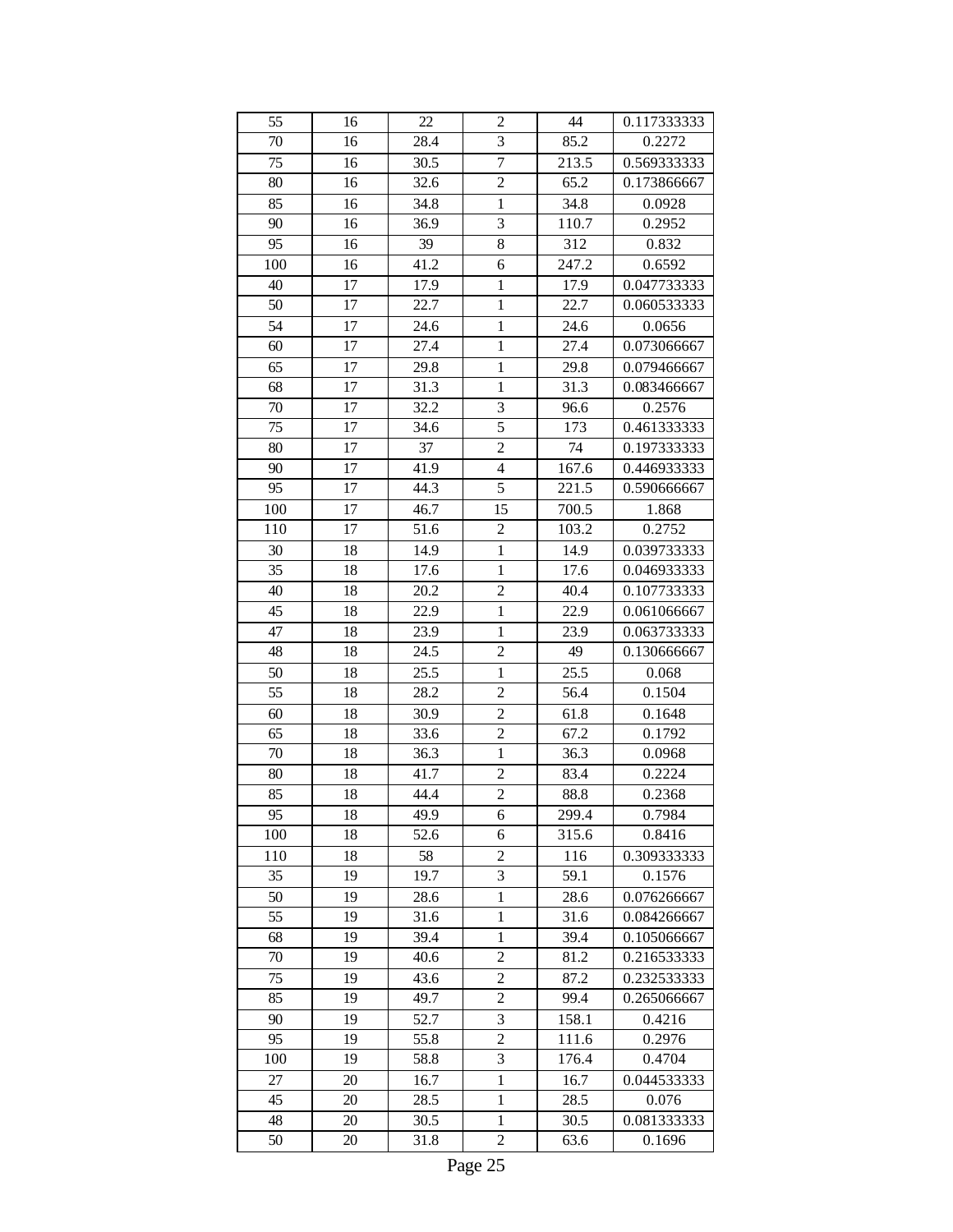| 55 | 16 | 22 | 2 | 44 | 0.117333333 |
|---|---|---|---|---|---|
| 70 | 16 | 28.4 | 3 | 85.2 | 0.2272 |
| 75 | 16 | 30.5 | 7 | 213.5 | 0.569333333 |
| 80 | 16 | 32.6 | 2 | 65.2 | 0.173866667 |
| 85 | 16 | 34.8 | 1 | 34.8 | 0.0928 |
| 90 | 16 | 36.9 | 3 | 110.7 | 0.2952 |
| 95 | 16 | 39 | 8 | 312 | 0.832 |
| 100 | 16 | 41.2 | 6 | 247.2 | 0.6592 |
| 40 | 17 | 17.9 | 1 | 17.9 | 0.047733333 |
| 50 | 17 | 22.7 | 1 | 22.7 | 0.060533333 |
| 54 | 17 | 24.6 | 1 | 24.6 | 0.0656 |
| 60 | 17 | 27.4 | 1 | 27.4 | 0.073066667 |
| 65 | 17 | 29.8 | 1 | 29.8 | 0.079466667 |
| 68 | 17 | 31.3 | 1 | 31.3 | 0.083466667 |
| 70 | 17 | 32.2 | 3 | 96.6 | 0.2576 |
| 75 | 17 | 34.6 | 5 | 173 | 0.461333333 |
| 80 | 17 | 37 | 2 | 74 | 0.197333333 |
| 90 | 17 | 41.9 | 4 | 167.6 | 0.446933333 |
| 95 | 17 | 44.3 | 5 | 221.5 | 0.590666667 |
| 100 | 17 | 46.7 | 15 | 700.5 | 1.868 |
| 110 | 17 | 51.6 | 2 | 103.2 | 0.2752 |
| 30 | 18 | 14.9 | 1 | 14.9 | 0.039733333 |
| 35 | 18 | 17.6 | 1 | 17.6 | 0.046933333 |
| 40 | 18 | 20.2 | 2 | 40.4 | 0.107733333 |
| 45 | 18 | 22.9 | 1 | 22.9 | 0.061066667 |
| 47 | 18 | 23.9 | 1 | 23.9 | 0.063733333 |
| 48 | 18 | 24.5 | 2 | 49 | 0.130666667 |
| 50 | 18 | 25.5 | 1 | 25.5 | 0.068 |
| 55 | 18 | 28.2 | 2 | 56.4 | 0.1504 |
| 60 | 18 | 30.9 | 2 | 61.8 | 0.1648 |
| 65 | 18 | 33.6 | 2 | 67.2 | 0.1792 |
| 70 | 18 | 36.3 | 1 | 36.3 | 0.0968 |
| 80 | 18 | 41.7 | 2 | 83.4 | 0.2224 |
| 85 | 18 | 44.4 | 2 | 88.8 | 0.2368 |
| 95 | 18 | 49.9 | 6 | 299.4 | 0.7984 |
| 100 | 18 | 52.6 | 6 | 315.6 | 0.8416 |
| 110 | 18 | 58 | 2 | 116 | 0.309333333 |
| 35 | 19 | 19.7 | 3 | 59.1 | 0.1576 |
| 50 | 19 | 28.6 | 1 | 28.6 | 0.076266667 |
| 55 | 19 | 31.6 | 1 | 31.6 | 0.084266667 |
| 68 | 19 | 39.4 | 1 | 39.4 | 0.105066667 |
| 70 | 19 | 40.6 | 2 | 81.2 | 0.216533333 |
| 75 | 19 | 43.6 | 2 | 87.2 | 0.232533333 |
| 85 | 19 | 49.7 | 2 | 99.4 | 0.265066667 |
| 90 | 19 | 52.7 | 3 | 158.1 | 0.4216 |
| 95 | 19 | 55.8 | 2 | 111.6 | 0.2976 |
| 100 | 19 | 58.8 | 3 | 176.4 | 0.4704 |
| 27 | 20 | 16.7 | 1 | 16.7 | 0.044533333 |
| 45 | 20 | 28.5 | 1 | 28.5 | 0.076 |
| 48 | 20 | 30.5 | 1 | 30.5 | 0.081333333 |
| 50 | 20 | 31.8 | 2 | 63.6 | 0.1696 |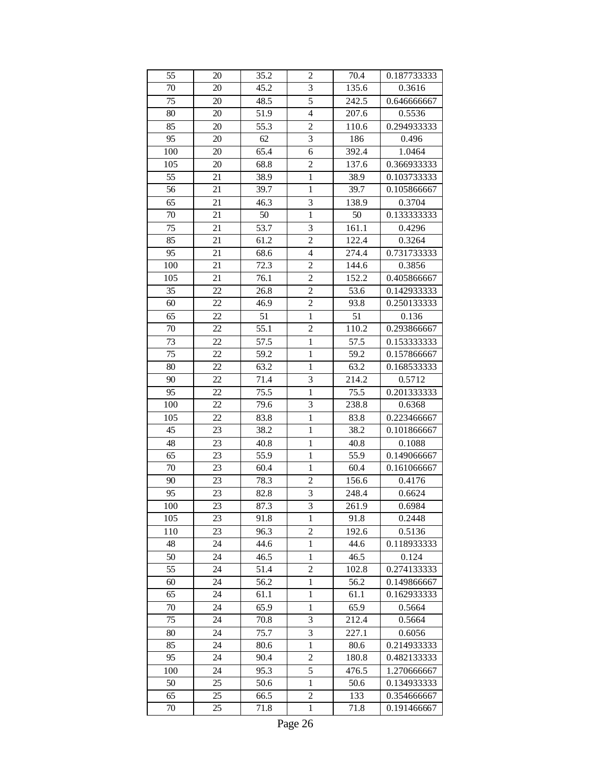| 55 | 20 | 35.2 | 2 | 70.4 | 0.187733333 |
|---|---|---|---|---|---|
| 70 | 20 | 45.2 | 3 | 135.6 | 0.3616 |
| 75 | 20 | 48.5 | 5 | 242.5 | 0.646666667 |
| 80 | 20 | 51.9 | 4 | 207.6 | 0.5536 |
| 85 | 20 | 55.3 | 2 | 110.6 | 0.294933333 |
| 95 | 20 | 62 | 3 | 186 | 0.496 |
| 100 | 20 | 65.4 | 6 | 392.4 | 1.0464 |
| 105 | 20 | 68.8 | 2 | 137.6 | 0.366933333 |
| 55 | 21 | 38.9 | 1 | 38.9 | 0.103733333 |
| 56 | 21 | 39.7 | 1 | 39.7 | 0.105866667 |
| 65 | 21 | 46.3 | 3 | 138.9 | 0.3704 |
| 70 | 21 | 50 | 1 | 50 | 0.133333333 |
| 75 | 21 | 53.7 | 3 | 161.1 | 0.4296 |
| 85 | 21 | 61.2 | 2 | 122.4 | 0.3264 |
| 95 | 21 | 68.6 | 4 | 274.4 | 0.731733333 |
| 100 | 21 | 72.3 | 2 | 144.6 | 0.3856 |
| 105 | 21 | 76.1 | 2 | 152.2 | 0.405866667 |
| 35 | 22 | 26.8 | 2 | 53.6 | 0.142933333 |
| 60 | 22 | 46.9 | 2 | 93.8 | 0.250133333 |
| 65 | 22 | 51 | 1 | 51 | 0.136 |
| 70 | 22 | 55.1 | 2 | 110.2 | 0.293866667 |
| 73 | 22 | 57.5 | 1 | 57.5 | 0.153333333 |
| 75 | 22 | 59.2 | 1 | 59.2 | 0.157866667 |
| 80 | 22 | 63.2 | 1 | 63.2 | 0.168533333 |
| 90 | 22 | 71.4 | 3 | 214.2 | 0.5712 |
| 95 | 22 | 75.5 | 1 | 75.5 | 0.201333333 |
| 100 | 22 | 79.6 | 3 | 238.8 | 0.6368 |
| 105 | 22 | 83.8 | 1 | 83.8 | 0.223466667 |
| 45 | 23 | 38.2 | 1 | 38.2 | 0.101866667 |
| 48 | 23 | 40.8 | 1 | 40.8 | 0.1088 |
| 65 | 23 | 55.9 | 1 | 55.9 | 0.149066667 |
| 70 | 23 | 60.4 | 1 | 60.4 | 0.161066667 |
| 90 | 23 | 78.3 | 2 | 156.6 | 0.4176 |
| 95 | 23 | 82.8 | 3 | 248.4 | 0.6624 |
| 100 | 23 | 87.3 | 3 | 261.9 | 0.6984 |
| 105 | 23 | 91.8 | 1 | 91.8 | 0.2448 |
| 110 | 23 | 96.3 | 2 | 192.6 | 0.5136 |
| 48 | 24 | 44.6 | 1 | 44.6 | 0.118933333 |
| 50 | 24 | 46.5 | 1 | 46.5 | 0.124 |
| 55 | 24 | 51.4 | 2 | 102.8 | 0.274133333 |
| 60 | 24 | 56.2 | 1 | 56.2 | 0.149866667 |
| 65 | 24 | 61.1 | 1 | 61.1 | 0.162933333 |
| 70 | 24 | 65.9 | 1 | 65.9 | 0.5664 |
| 75 | 24 | 70.8 | 3 | 212.4 | 0.5664 |
| 80 | 24 | 75.7 | 3 | 227.1 | 0.6056 |
| 85 | 24 | 80.6 | 1 | 80.6 | 0.214933333 |
| 95 | 24 | 90.4 | 2 | 180.8 | 0.482133333 |
| 100 | 24 | 95.3 | 5 | 476.5 | 1.270666667 |
| 50 | 25 | 50.6 | 1 | 50.6 | 0.134933333 |
| 65 | 25 | 66.5 | 2 | 133 | 0.354666667 |
| 70 | 25 | 71.8 | 1 | 71.8 | 0.191466667 |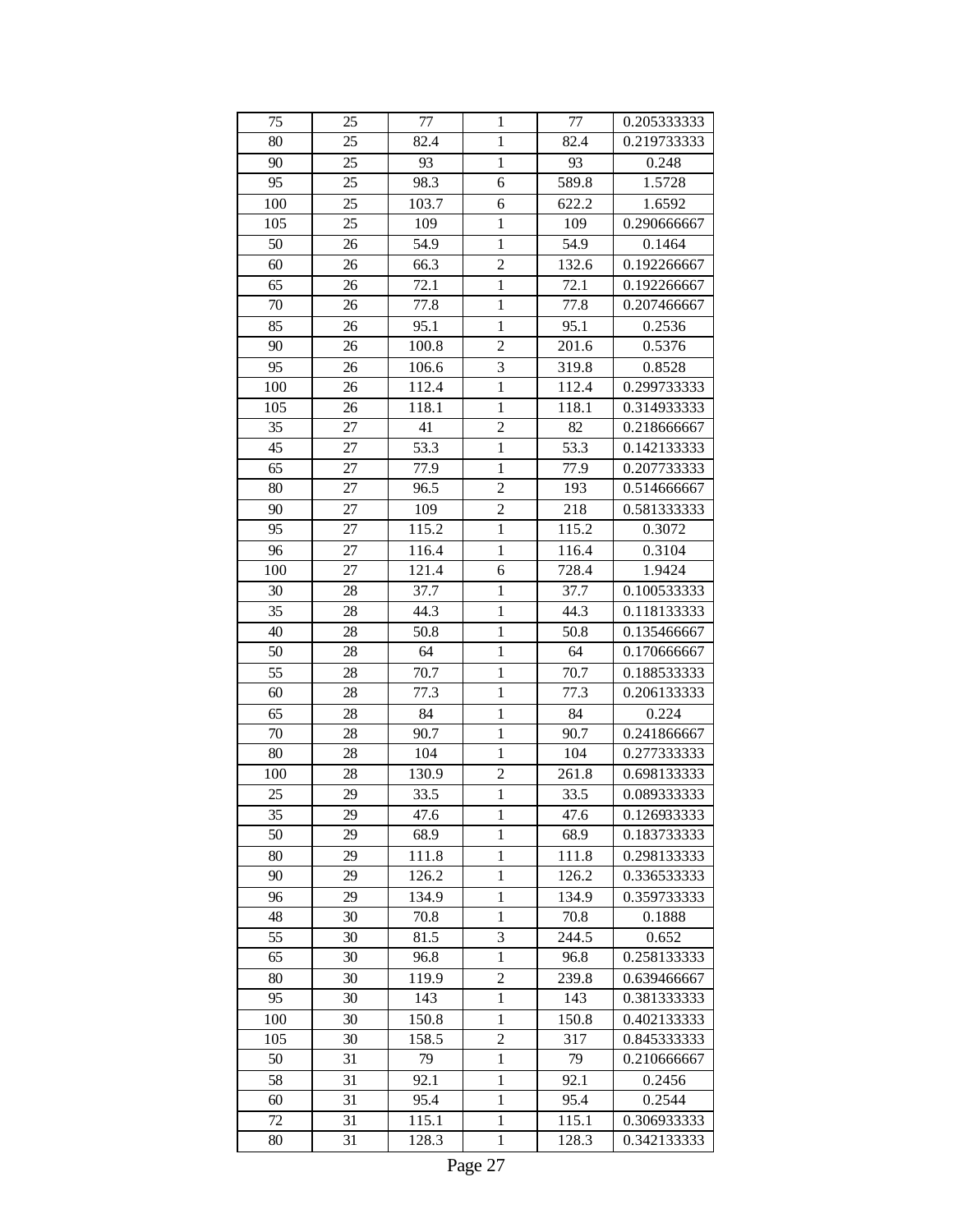| 75 | 25 | 77 | 1 | 77 | 0.205333333 |
|---|---|---|---|---|---|
| 80 | 25 | 82.4 | 1 | 82.4 | 0.219733333 |
| 90 | 25 | 93 | 1 | 93 | 0.248 |
| 95 | 25 | 98.3 | 6 | 589.8 | 1.5728 |
| 100 | 25 | 103.7 | 6 | 622.2 | 1.6592 |
| 105 | 25 | 109 | 1 | 109 | 0.290666667 |
| 50 | 26 | 54.9 | 1 | 54.9 | 0.1464 |
| 60 | 26 | 66.3 | 2 | 132.6 | 0.192266667 |
| 65 | 26 | 72.1 | 1 | 72.1 | 0.192266667 |
| 70 | 26 | 77.8 | 1 | 77.8 | 0.207466667 |
| 85 | 26 | 95.1 | 1 | 95.1 | 0.2536 |
| 90 | 26 | 100.8 | 2 | 201.6 | 0.5376 |
| 95 | 26 | 106.6 | 3 | 319.8 | 0.8528 |
| 100 | 26 | 112.4 | 1 | 112.4 | 0.299733333 |
| 105 | 26 | 118.1 | 1 | 118.1 | 0.314933333 |
| 35 | 27 | 41 | 2 | 82 | 0.218666667 |
| 45 | 27 | 53.3 | 1 | 53.3 | 0.142133333 |
| 65 | 27 | 77.9 | 1 | 77.9 | 0.207733333 |
| 80 | 27 | 96.5 | 2 | 193 | 0.514666667 |
| 90 | 27 | 109 | 2 | 218 | 0.581333333 |
| 95 | 27 | 115.2 | 1 | 115.2 | 0.3072 |
| 96 | 27 | 116.4 | 1 | 116.4 | 0.3104 |
| 100 | 27 | 121.4 | 6 | 728.4 | 1.9424 |
| 30 | 28 | 37.7 | 1 | 37.7 | 0.100533333 |
| 35 | 28 | 44.3 | 1 | 44.3 | 0.118133333 |
| 40 | 28 | 50.8 | 1 | 50.8 | 0.135466667 |
| 50 | 28 | 64 | 1 | 64 | 0.170666667 |
| 55 | 28 | 70.7 | 1 | 70.7 | 0.188533333 |
| 60 | 28 | 77.3 | 1 | 77.3 | 0.206133333 |
| 65 | 28 | 84 | 1 | 84 | 0.224 |
| 70 | 28 | 90.7 | 1 | 90.7 | 0.241866667 |
| 80 | 28 | 104 | 1 | 104 | 0.277333333 |
| 100 | 28 | 130.9 | 2 | 261.8 | 0.698133333 |
| 25 | 29 | 33.5 | 1 | 33.5 | 0.089333333 |
| 35 | 29 | 47.6 | 1 | 47.6 | 0.126933333 |
| 50 | 29 | 68.9 | 1 | 68.9 | 0.183733333 |
| 80 | 29 | 111.8 | 1 | 111.8 | 0.298133333 |
| 90 | 29 | 126.2 | 1 | 126.2 | 0.336533333 |
| 96 | 29 | 134.9 | 1 | 134.9 | 0.359733333 |
| 48 | 30 | 70.8 | 1 | 70.8 | 0.1888 |
| 55 | 30 | 81.5 | 3 | 244.5 | 0.652 |
| 65 | 30 | 96.8 | 1 | 96.8 | 0.258133333 |
| 80 | 30 | 119.9 | 2 | 239.8 | 0.639466667 |
| 95 | 30 | 143 | 1 | 143 | 0.381333333 |
| 100 | 30 | 150.8 | 1 | 150.8 | 0.402133333 |
| 105 | 30 | 158.5 | 2 | 317 | 0.845333333 |
| 50 | 31 | 79 | 1 | 79 | 0.210666667 |
| 58 | 31 | 92.1 | 1 | 92.1 | 0.2456 |
| 60 | 31 | 95.4 | 1 | 95.4 | 0.2544 |
| 72 | 31 | 115.1 | 1 | 115.1 | 0.306933333 |
| 80 | 31 | 128.3 | 1 | 128.3 | 0.342133333 |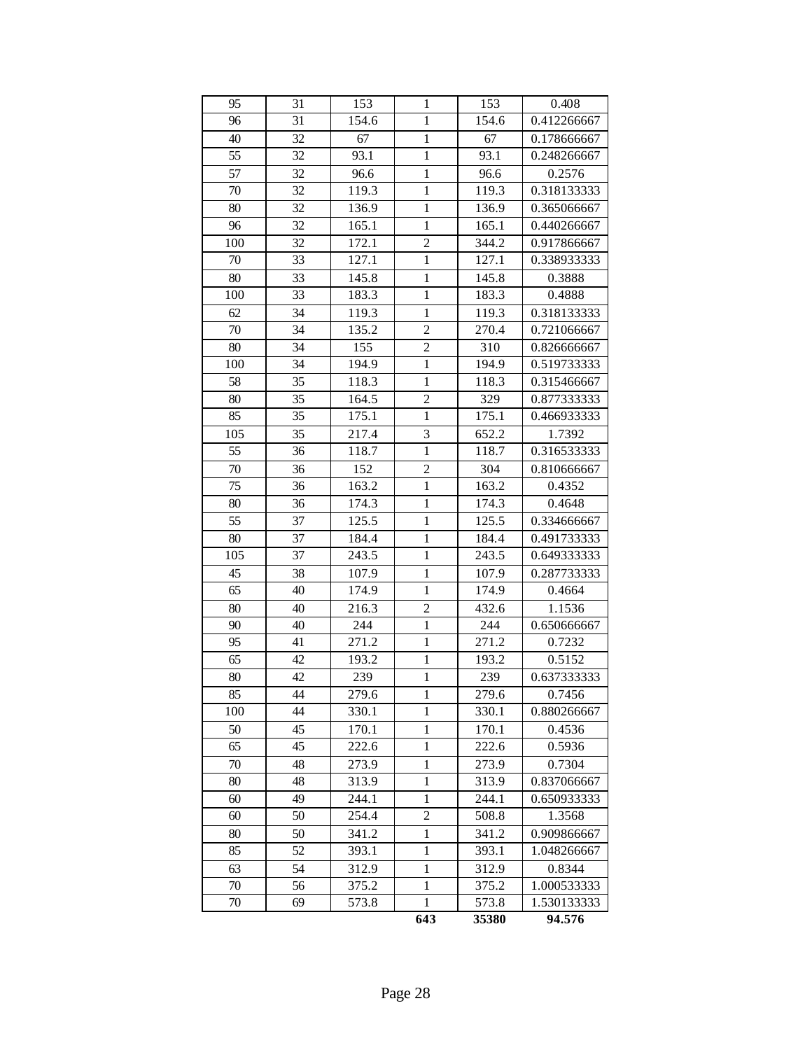| 95 | 31 | 153 | 1 | 153 | 0.408 |
|---|---|---|---|---|---|
| 96 | 31 | 154.6 | 1 | 154.6 | 0.412266667 |
| 40 | 32 | 67 | 1 | 67 | 0.178666667 |
| 55 | 32 | 93.1 | 1 | 93.1 | 0.248266667 |
| 57 | 32 | 96.6 | 1 | 96.6 | 0.2576 |
| 70 | 32 | 119.3 | 1 | 119.3 | 0.318133333 |
| 80 | 32 | 136.9 | 1 | 136.9 | 0.365066667 |
| 96 | 32 | 165.1 | 1 | 165.1 | 0.440266667 |
| 100 | 32 | 172.1 | 2 | 344.2 | 0.917866667 |
| 70 | 33 | 127.1 | 1 | 127.1 | 0.338933333 |
| 80 | 33 | 145.8 | 1 | 145.8 | 0.3888 |
| 100 | 33 | 183.3 | 1 | 183.3 | 0.4888 |
| 62 | 34 | 119.3 | 1 | 119.3 | 0.318133333 |
| 70 | 34 | 135.2 | 2 | 270.4 | 0.721066667 |
| 80 | 34 | 155 | 2 | 310 | 0.826666667 |
| 100 | 34 | 194.9 | 1 | 194.9 | 0.519733333 |
| 58 | 35 | 118.3 | 1 | 118.3 | 0.315466667 |
| 80 | 35 | 164.5 | 2 | 329 | 0.877333333 |
| 85 | 35 | 175.1 | 1 | 175.1 | 0.466933333 |
| 105 | 35 | 217.4 | 3 | 652.2 | 1.7392 |
| 55 | 36 | 118.7 | 1 | 118.7 | 0.316533333 |
| 70 | 36 | 152 | 2 | 304 | 0.810666667 |
| 75 | 36 | 163.2 | 1 | 163.2 | 0.4352 |
| 80 | 36 | 174.3 | 1 | 174.3 | 0.4648 |
| 55 | 37 | 125.5 | 1 | 125.5 | 0.334666667 |
| 80 | 37 | 184.4 | 1 | 184.4 | 0.491733333 |
| 105 | 37 | 243.5 | 1 | 243.5 | 0.649333333 |
| 45 | 38 | 107.9 | 1 | 107.9 | 0.287733333 |
| 65 | 40 | 174.9 | 1 | 174.9 | 0.4664 |
| 80 | 40 | 216.3 | 2 | 432.6 | 1.1536 |
| 90 | 40 | 244 | 1 | 244 | 0.650666667 |
| 95 | 41 | 271.2 | 1 | 271.2 | 0.7232 |
| 65 | 42 | 193.2 | 1 | 193.2 | 0.5152 |
| 80 | 42 | 239 | 1 | 239 | 0.637333333 |
| 85 | 44 | 279.6 | 1 | 279.6 | 0.7456 |
| 100 | 44 | 330.1 | 1 | 330.1 | 0.880266667 |
| 50 | 45 | 170.1 | 1 | 170.1 | 0.4536 |
| 65 | 45 | 222.6 | 1 | 222.6 | 0.5936 |
| 70 | 48 | 273.9 | 1 | 273.9 | 0.7304 |
| 80 | 48 | 313.9 | 1 | 313.9 | 0.837066667 |
| 60 | 49 | 244.1 | 1 | 244.1 | 0.650933333 |
| 60 | 50 | 254.4 | 2 | 508.8 | 1.3568 |
| 80 | 50 | 341.2 | 1 | 341.2 | 0.909866667 |
| 85 | 52 | 393.1 | 1 | 393.1 | 1.048266667 |
| 63 | 54 | 312.9 | 1 | 312.9 | 0.8344 |
| 70 | 56 | 375.2 | 1 | 375.2 | 1.000533333 |
| 70 | 69 | 573.8 | 1 | 573.8 | 1.530133333 |
| | | | **643** | **35380** | **94.576** |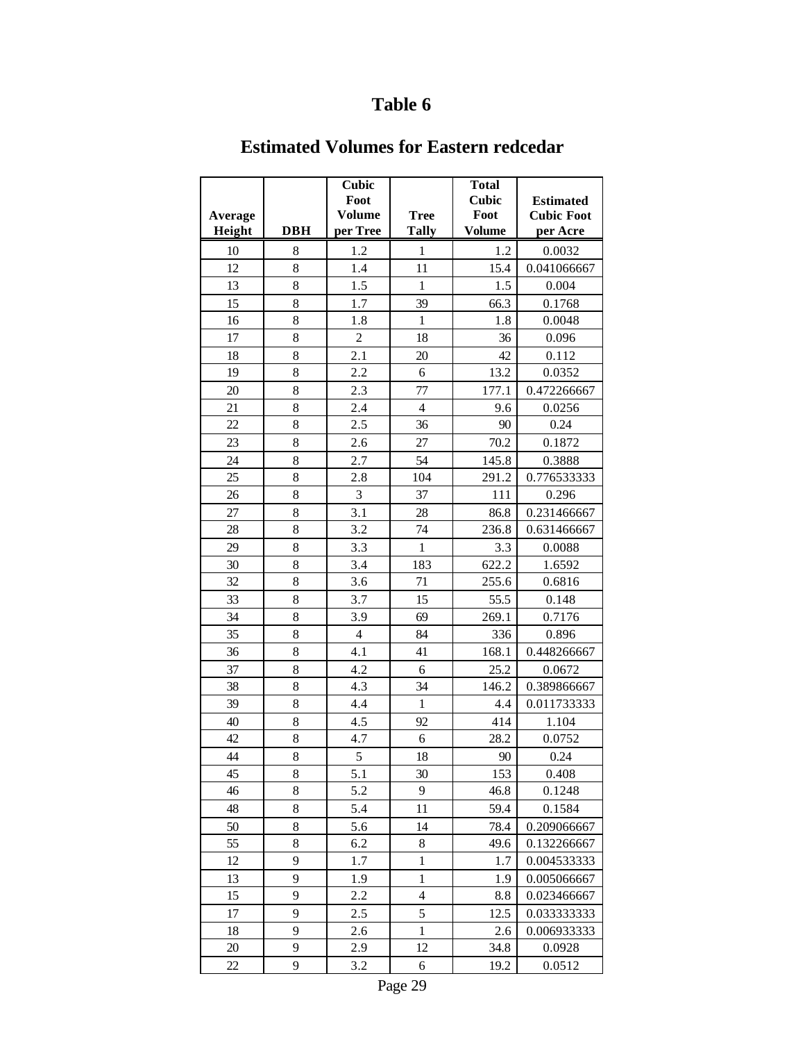# Table 6

## Estimated Volumes for Eastern redcedar

| Average Height | DBH | Cubic Foot Volume per Tree | Tree Tally | Total Cubic Foot Volume | Estimated Cubic Foot per Acre |
|---|---|---|---|---|---|
| 10 | 8 | 1.2 | 1 | 1.2 | 0.0032 |
| 12 | 8 | 1.4 | 11 | 15.4 | 0.041066667 |
| 13 | 8 | 1.5 | 1 | 1.5 | 0.004 |
| 15 | 8 | 1.7 | 39 | 66.3 | 0.1768 |
| 16 | 8 | 1.8 | 1 | 1.8 | 0.0048 |
| 17 | 8 | 2 | 18 | 36 | 0.096 |
| 18 | 8 | 2.1 | 20 | 42 | 0.112 |
| 19 | 8 | 2.2 | 6 | 13.2 | 0.0352 |
| 20 | 8 | 2.3 | 77 | 177.1 | 0.472266667 |
| 21 | 8 | 2.4 | 4 | 9.6 | 0.0256 |
| 22 | 8 | 2.5 | 36 | 90 | 0.24 |
| 23 | 8 | 2.6 | 27 | 70.2 | 0.1872 |
| 24 | 8 | 2.7 | 54 | 145.8 | 0.3888 |
| 25 | 8 | 2.8 | 104 | 291.2 | 0.776533333 |
| 26 | 8 | 3 | 37 | 111 | 0.296 |
| 27 | 8 | 3.1 | 28 | 86.8 | 0.231466667 |
| 28 | 8 | 3.2 | 74 | 236.8 | 0.631466667 |
| 29 | 8 | 3.3 | 1 | 3.3 | 0.0088 |
| 30 | 8 | 3.4 | 183 | 622.2 | 1.6592 |
| 32 | 8 | 3.6 | 71 | 255.6 | 0.6816 |
| 33 | 8 | 3.7 | 15 | 55.5 | 0.148 |
| 34 | 8 | 3.9 | 69 | 269.1 | 0.7176 |
| 35 | 8 | 4 | 84 | 336 | 0.896 |
| 36 | 8 | 4.1 | 41 | 168.1 | 0.448266667 |
| 37 | 8 | 4.2 | 6 | 25.2 | 0.0672 |
| 38 | 8 | 4.3 | 34 | 146.2 | 0.389866667 |
| 39 | 8 | 4.4 | 1 | 4.4 | 0.011733333 |
| 40 | 8 | 4.5 | 92 | 414 | 1.104 |
| 42 | 8 | 4.7 | 6 | 28.2 | 0.0752 |
| 44 | 8 | 5 | 18 | 90 | 0.24 |
| 45 | 8 | 5.1 | 30 | 153 | 0.408 |
| 46 | 8 | 5.2 | 9 | 46.8 | 0.1248 |
| 48 | 8 | 5.4 | 11 | 59.4 | 0.1584 |
| 50 | 8 | 5.6 | 14 | 78.4 | 0.209066667 |
| 55 | 8 | 6.2 | 8 | 49.6 | 0.132266667 |
| 12 | 9 | 1.7 | 1 | 1.7 | 0.004533333 |
| 13 | 9 | 1.9 | 1 | 1.9 | 0.005066667 |
| 15 | 9 | 2.2 | 4 | 8.8 | 0.023466667 |
| 17 | 9 | 2.5 | 5 | 12.5 | 0.033333333 |
| 18 | 9 | 2.6 | 1 | 2.6 | 0.006933333 |
| 20 | 9 | 2.9 | 12 | 34.8 | 0.0928 |
| 22 | 9 | 3.2 | 6 | 19.2 | 0.0512 |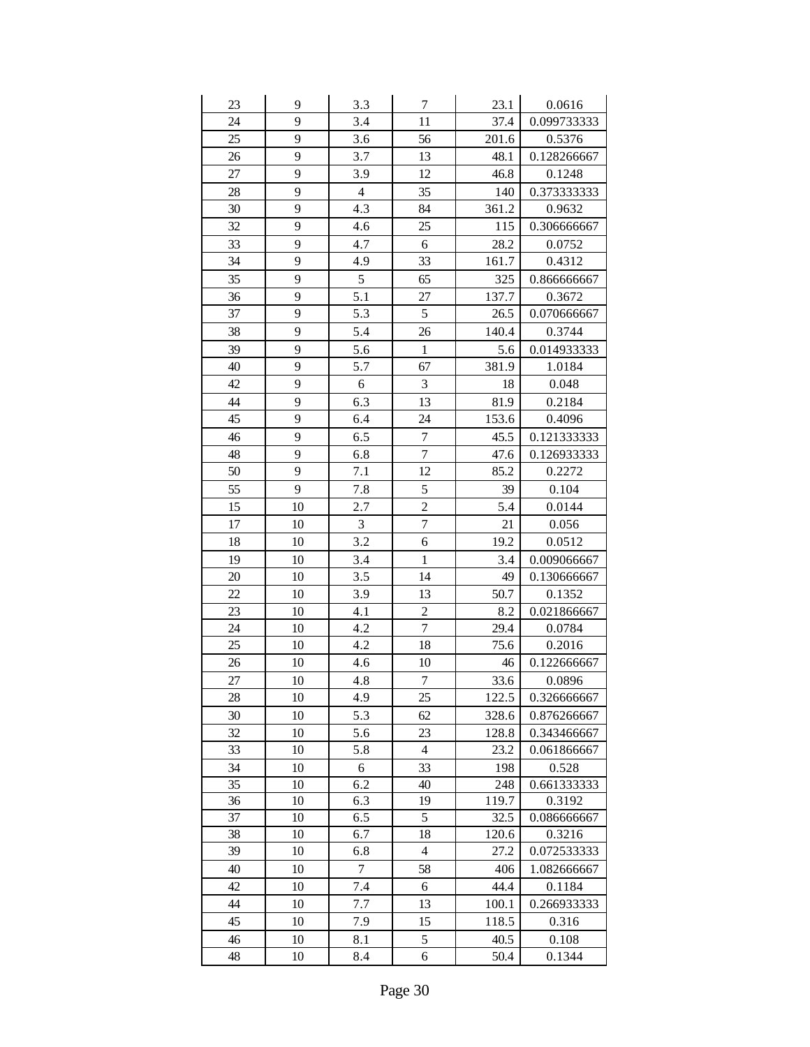| | | | | | |
|---|---|---|---|---|---|
| 23 | 9 | 3.3 | 7 | 23.1 | 0.0616 |
| 24 | 9 | 3.4 | 11 | 37.4 | 0.099733333 |
| 25 | 9 | 3.6 | 56 | 201.6 | 0.5376 |
| 26 | 9 | 3.7 | 13 | 48.1 | 0.128266667 |
| 27 | 9 | 3.9 | 12 | 46.8 | 0.1248 |
| 28 | 9 | 4 | 35 | 140 | 0.373333333 |
| 30 | 9 | 4.3 | 84 | 361.2 | 0.9632 |
| 32 | 9 | 4.6 | 25 | 115 | 0.306666667 |
| 33 | 9 | 4.7 | 6 | 28.2 | 0.0752 |
| 34 | 9 | 4.9 | 33 | 161.7 | 0.4312 |
| 35 | 9 | 5 | 65 | 325 | 0.866666667 |
| 36 | 9 | 5.1 | 27 | 137.7 | 0.3672 |
| 37 | 9 | 5.3 | 5 | 26.5 | 0.070666667 |
| 38 | 9 | 5.4 | 26 | 140.4 | 0.3744 |
| 39 | 9 | 5.6 | 1 | 5.6 | 0.014933333 |
| 40 | 9 | 5.7 | 67 | 381.9 | 1.0184 |
| 42 | 9 | 6 | 3 | 18 | 0.048 |
| 44 | 9 | 6.3 | 13 | 81.9 | 0.2184 |
| 45 | 9 | 6.4 | 24 | 153.6 | 0.4096 |
| 46 | 9 | 6.5 | 7 | 45.5 | 0.121333333 |
| 48 | 9 | 6.8 | 7 | 47.6 | 0.126933333 |
| 50 | 9 | 7.1 | 12 | 85.2 | 0.2272 |
| 55 | 9 | 7.8 | 5 | 39 | 0.104 |
| 15 | 10 | 2.7 | 2 | 5.4 | 0.0144 |
| 17 | 10 | 3 | 7 | 21 | 0.056 |
| 18 | 10 | 3.2 | 6 | 19.2 | 0.0512 |
| 19 | 10 | 3.4 | 1 | 3.4 | 0.009066667 |
| 20 | 10 | 3.5 | 14 | 49 | 0.130666667 |
| 22 | 10 | 3.9 | 13 | 50.7 | 0.1352 |
| 23 | 10 | 4.1 | 2 | 8.2 | 0.021866667 |
| 24 | 10 | 4.2 | 7 | 29.4 | 0.0784 |
| 25 | 10 | 4.2 | 18 | 75.6 | 0.2016 |
| 26 | 10 | 4.6 | 10 | 46 | 0.122666667 |
| 27 | 10 | 4.8 | 7 | 33.6 | 0.0896 |
| 28 | 10 | 4.9 | 25 | 122.5 | 0.326666667 |
| 30 | 10 | 5.3 | 62 | 328.6 | 0.876266667 |
| 32 | 10 | 5.6 | 23 | 128.8 | 0.343466667 |
| 33 | 10 | 5.8 | 4 | 23.2 | 0.061866667 |
| 34 | 10 | 6 | 33 | 198 | 0.528 |
| 35 | 10 | 6.2 | 40 | 248 | 0.661333333 |
| 36 | 10 | 6.3 | 19 | 119.7 | 0.3192 |
| 37 | 10 | 6.5 | 5 | 32.5 | 0.086666667 |
| 38 | 10 | 6.7 | 18 | 120.6 | 0.3216 |
| 39 | 10 | 6.8 | 4 | 27.2 | 0.072533333 |
| 40 | 10 | 7 | 58 | 406 | 1.082666667 |
| 42 | 10 | 7.4 | 6 | 44.4 | 0.1184 |
| 44 | 10 | 7.7 | 13 | 100.1 | 0.266933333 |
| 45 | 10 | 7.9 | 15 | 118.5 | 0.316 |
| 46 | 10 | 8.1 | 5 | 40.5 | 0.108 |
| 48 | 10 | 8.4 | 6 | 50.4 | 0.1344 |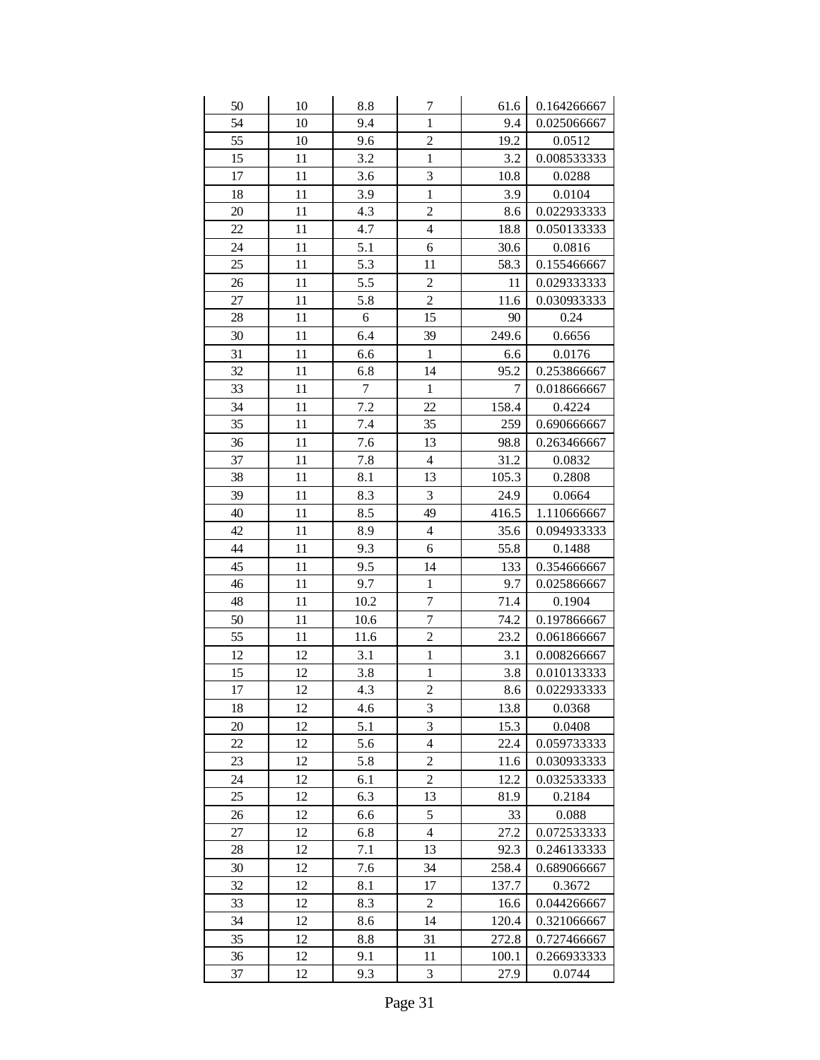| | | | | | |
|---|---|---|---|---|---|
| 50 | 10 | 8.8 | 7 | 61.6 | 0.164266667 |
| 54 | 10 | 9.4 | 1 | 9.4 | 0.025066667 |
| 55 | 10 | 9.6 | 2 | 19.2 | 0.0512 |
| 15 | 11 | 3.2 | 1 | 3.2 | 0.008533333 |
| 17 | 11 | 3.6 | 3 | 10.8 | 0.0288 |
| 18 | 11 | 3.9 | 1 | 3.9 | 0.0104 |
| 20 | 11 | 4.3 | 2 | 8.6 | 0.022933333 |
| 22 | 11 | 4.7 | 4 | 18.8 | 0.050133333 |
| 24 | 11 | 5.1 | 6 | 30.6 | 0.0816 |
| 25 | 11 | 5.3 | 11 | 58.3 | 0.155466667 |
| 26 | 11 | 5.5 | 2 | 11 | 0.029333333 |
| 27 | 11 | 5.8 | 2 | 11.6 | 0.030933333 |
| 28 | 11 | 6 | 15 | 90 | 0.24 |
| 30 | 11 | 6.4 | 39 | 249.6 | 0.6656 |
| 31 | 11 | 6.6 | 1 | 6.6 | 0.0176 |
| 32 | 11 | 6.8 | 14 | 95.2 | 0.253866667 |
| 33 | 11 | 7 | 1 | 7 | 0.018666667 |
| 34 | 11 | 7.2 | 22 | 158.4 | 0.4224 |
| 35 | 11 | 7.4 | 35 | 259 | 0.690666667 |
| 36 | 11 | 7.6 | 13 | 98.8 | 0.263466667 |
| 37 | 11 | 7.8 | 4 | 31.2 | 0.0832 |
| 38 | 11 | 8.1 | 13 | 105.3 | 0.2808 |
| 39 | 11 | 8.3 | 3 | 24.9 | 0.0664 |
| 40 | 11 | 8.5 | 49 | 416.5 | 1.110666667 |
| 42 | 11 | 8.9 | 4 | 35.6 | 0.094933333 |
| 44 | 11 | 9.3 | 6 | 55.8 | 0.1488 |
| 45 | 11 | 9.5 | 14 | 133 | 0.354666667 |
| 46 | 11 | 9.7 | 1 | 9.7 | 0.025866667 |
| 48 | 11 | 10.2 | 7 | 71.4 | 0.1904 |
| 50 | 11 | 10.6 | 7 | 74.2 | 0.197866667 |
| 55 | 11 | 11.6 | 2 | 23.2 | 0.061866667 |
| 12 | 12 | 3.1 | 1 | 3.1 | 0.008266667 |
| 15 | 12 | 3.8 | 1 | 3.8 | 0.010133333 |
| 17 | 12 | 4.3 | 2 | 8.6 | 0.022933333 |
| 18 | 12 | 4.6 | 3 | 13.8 | 0.0368 |
| 20 | 12 | 5.1 | 3 | 15.3 | 0.0408 |
| 22 | 12 | 5.6 | 4 | 22.4 | 0.059733333 |
| 23 | 12 | 5.8 | 2 | 11.6 | 0.030933333 |
| 24 | 12 | 6.1 | 2 | 12.2 | 0.032533333 |
| 25 | 12 | 6.3 | 13 | 81.9 | 0.2184 |
| 26 | 12 | 6.6 | 5 | 33 | 0.088 |
| 27 | 12 | 6.8 | 4 | 27.2 | 0.072533333 |
| 28 | 12 | 7.1 | 13 | 92.3 | 0.246133333 |
| 30 | 12 | 7.6 | 34 | 258.4 | 0.689066667 |
| 32 | 12 | 8.1 | 17 | 137.7 | 0.3672 |
| 33 | 12 | 8.3 | 2 | 16.6 | 0.044266667 |
| 34 | 12 | 8.6 | 14 | 120.4 | 0.321066667 |
| 35 | 12 | 8.8 | 31 | 272.8 | 0.727466667 |
| 36 | 12 | 9.1 | 11 | 100.1 | 0.266933333 |
| 37 | 12 | 9.3 | 3 | 27.9 | 0.0744 |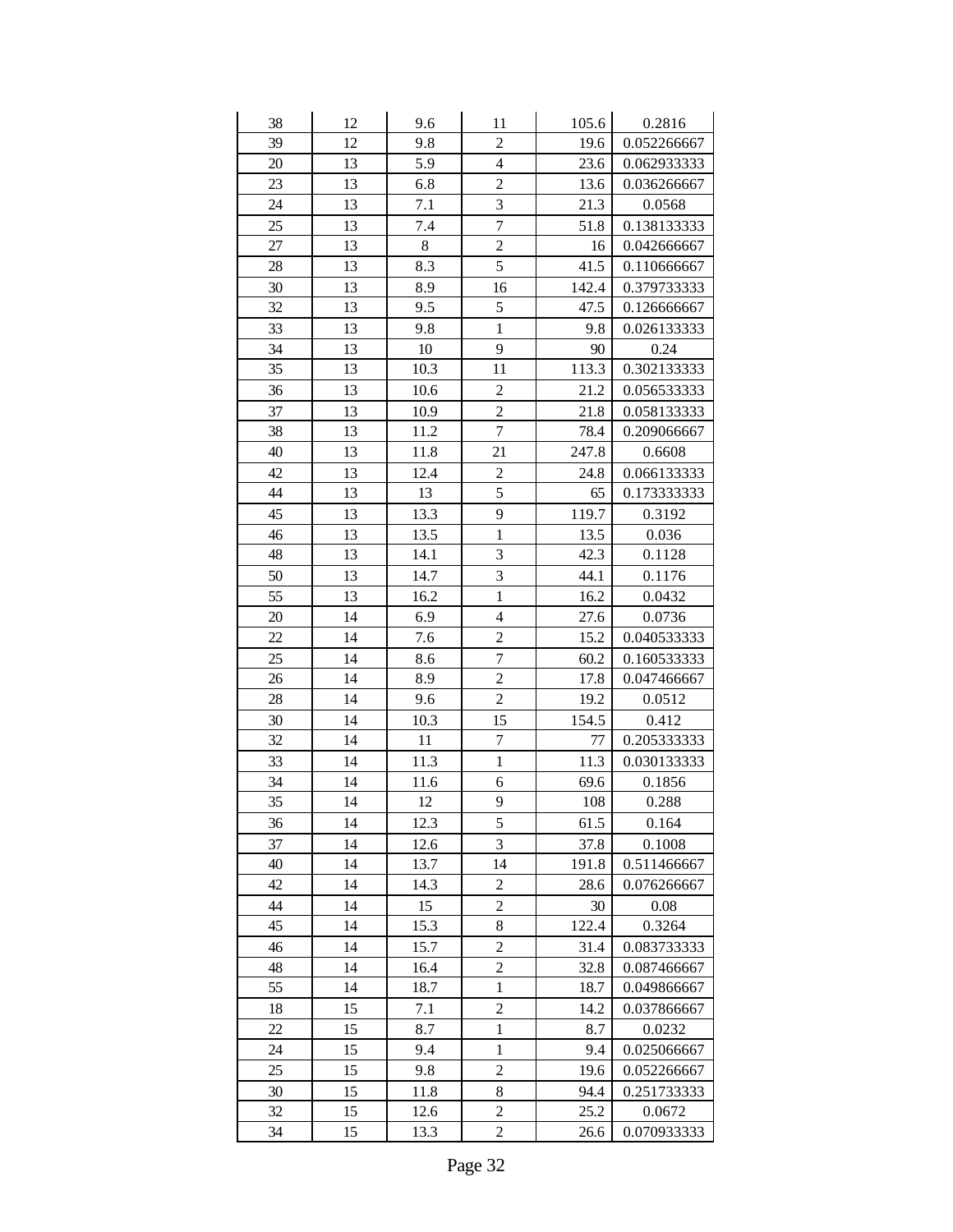| | | | | | |
|---|---|---|---|---|---|
| 38 | 12 | 9.6 | 11 | 105.6 | 0.2816 |
| 39 | 12 | 9.8 | 2 | 19.6 | 0.052266667 |
| 20 | 13 | 5.9 | 4 | 23.6 | 0.062933333 |
| 23 | 13 | 6.8 | 2 | 13.6 | 0.036266667 |
| 24 | 13 | 7.1 | 3 | 21.3 | 0.0568 |
| 25 | 13 | 7.4 | 7 | 51.8 | 0.138133333 |
| 27 | 13 | 8 | 2 | 16 | 0.042666667 |
| 28 | 13 | 8.3 | 5 | 41.5 | 0.110666667 |
| 30 | 13 | 8.9 | 16 | 142.4 | 0.379733333 |
| 32 | 13 | 9.5 | 5 | 47.5 | 0.126666667 |
| 33 | 13 | 9.8 | 1 | 9.8 | 0.026133333 |
| 34 | 13 | 10 | 9 | 90 | 0.24 |
| 35 | 13 | 10.3 | 11 | 113.3 | 0.302133333 |
| 36 | 13 | 10.6 | 2 | 21.2 | 0.056533333 |
| 37 | 13 | 10.9 | 2 | 21.8 | 0.058133333 |
| 38 | 13 | 11.2 | 7 | 78.4 | 0.209066667 |
| 40 | 13 | 11.8 | 21 | 247.8 | 0.6608 |
| 42 | 13 | 12.4 | 2 | 24.8 | 0.066133333 |
| 44 | 13 | 13 | 5 | 65 | 0.173333333 |
| 45 | 13 | 13.3 | 9 | 119.7 | 0.3192 |
| 46 | 13 | 13.5 | 1 | 13.5 | 0.036 |
| 48 | 13 | 14.1 | 3 | 42.3 | 0.1128 |
| 50 | 13 | 14.7 | 3 | 44.1 | 0.1176 |
| 55 | 13 | 16.2 | 1 | 16.2 | 0.0432 |
| 20 | 14 | 6.9 | 4 | 27.6 | 0.0736 |
| 22 | 14 | 7.6 | 2 | 15.2 | 0.040533333 |
| 25 | 14 | 8.6 | 7 | 60.2 | 0.160533333 |
| 26 | 14 | 8.9 | 2 | 17.8 | 0.047466667 |
| 28 | 14 | 9.6 | 2 | 19.2 | 0.0512 |
| 30 | 14 | 10.3 | 15 | 154.5 | 0.412 |
| 32 | 14 | 11 | 7 | 77 | 0.205333333 |
| 33 | 14 | 11.3 | 1 | 11.3 | 0.030133333 |
| 34 | 14 | 11.6 | 6 | 69.6 | 0.1856 |
| 35 | 14 | 12 | 9 | 108 | 0.288 |
| 36 | 14 | 12.3 | 5 | 61.5 | 0.164 |
| 37 | 14 | 12.6 | 3 | 37.8 | 0.1008 |
| 40 | 14 | 13.7 | 14 | 191.8 | 0.511466667 |
| 42 | 14 | 14.3 | 2 | 28.6 | 0.076266667 |
| 44 | 14 | 15 | 2 | 30 | 0.08 |
| 45 | 14 | 15.3 | 8 | 122.4 | 0.3264 |
| 46 | 14 | 15.7 | 2 | 31.4 | 0.083733333 |
| 48 | 14 | 16.4 | 2 | 32.8 | 0.087466667 |
| 55 | 14 | 18.7 | 1 | 18.7 | 0.049866667 |
| 18 | 15 | 7.1 | 2 | 14.2 | 0.037866667 |
| 22 | 15 | 8.7 | 1 | 8.7 | 0.0232 |
| 24 | 15 | 9.4 | 1 | 9.4 | 0.025066667 |
| 25 | 15 | 9.8 | 2 | 19.6 | 0.052266667 |
| 30 | 15 | 11.8 | 8 | 94.4 | 0.251733333 |
| 32 | 15 | 12.6 | 2 | 25.2 | 0.0672 |
| 34 | 15 | 13.3 | 2 | 26.6 | 0.070933333 |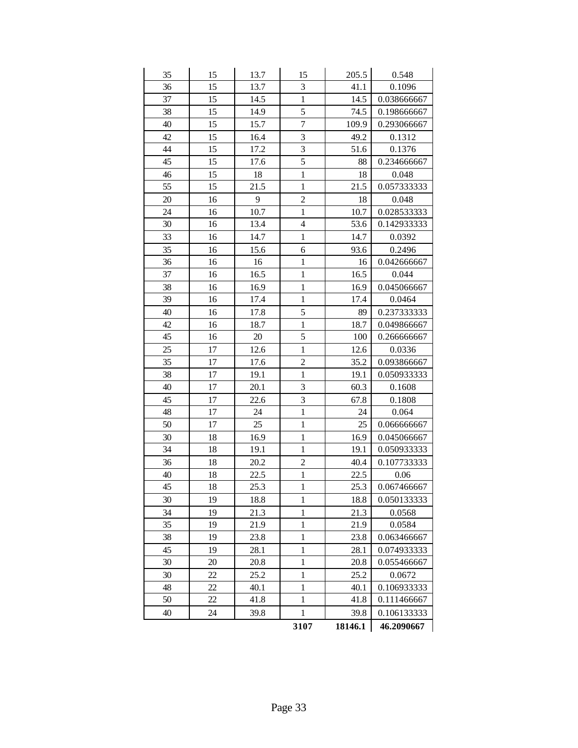| | | | | | |
|---|---|---|---|---|---|
| 35 | 15 | 13.7 | 15 | 205.5 | 0.548 |
| 36 | 15 | 13.7 | 3 | 41.1 | 0.1096 |
| 37 | 15 | 14.5 | 1 | 14.5 | 0.038666667 |
| 38 | 15 | 14.9 | 5 | 74.5 | 0.198666667 |
| 40 | 15 | 15.7 | 7 | 109.9 | 0.293066667 |
| 42 | 15 | 16.4 | 3 | 49.2 | 0.1312 |
| 44 | 15 | 17.2 | 3 | 51.6 | 0.1376 |
| 45 | 15 | 17.6 | 5 | 88 | 0.234666667 |
| 46 | 15 | 18 | 1 | 18 | 0.048 |
| 55 | 15 | 21.5 | 1 | 21.5 | 0.057333333 |
| 20 | 16 | 9 | 2 | 18 | 0.048 |
| 24 | 16 | 10.7 | 1 | 10.7 | 0.028533333 |
| 30 | 16 | 13.4 | 4 | 53.6 | 0.142933333 |
| 33 | 16 | 14.7 | 1 | 14.7 | 0.0392 |
| 35 | 16 | 15.6 | 6 | 93.6 | 0.2496 |
| 36 | 16 | 16 | 1 | 16 | 0.042666667 |
| 37 | 16 | 16.5 | 1 | 16.5 | 0.044 |
| 38 | 16 | 16.9 | 1 | 16.9 | 0.045066667 |
| 39 | 16 | 17.4 | 1 | 17.4 | 0.0464 |
| 40 | 16 | 17.8 | 5 | 89 | 0.237333333 |
| 42 | 16 | 18.7 | 1 | 18.7 | 0.049866667 |
| 45 | 16 | 20 | 5 | 100 | 0.266666667 |
| 25 | 17 | 12.6 | 1 | 12.6 | 0.0336 |
| 35 | 17 | 17.6 | 2 | 35.2 | 0.093866667 |
| 38 | 17 | 19.1 | 1 | 19.1 | 0.050933333 |
| 40 | 17 | 20.1 | 3 | 60.3 | 0.1608 |
| 45 | 17 | 22.6 | 3 | 67.8 | 0.1808 |
| 48 | 17 | 24 | 1 | 24 | 0.064 |
| 50 | 17 | 25 | 1 | 25 | 0.066666667 |
| 30 | 18 | 16.9 | 1 | 16.9 | 0.045066667 |
| 34 | 18 | 19.1 | 1 | 19.1 | 0.050933333 |
| 36 | 18 | 20.2 | 2 | 40.4 | 0.107733333 |
| 40 | 18 | 22.5 | 1 | 22.5 | 0.06 |
| 45 | 18 | 25.3 | 1 | 25.3 | 0.067466667 |
| 30 | 19 | 18.8 | 1 | 18.8 | 0.050133333 |
| 34 | 19 | 21.3 | 1 | 21.3 | 0.0568 |
| 35 | 19 | 21.9 | 1 | 21.9 | 0.0584 |
| 38 | 19 | 23.8 | 1 | 23.8 | 0.063466667 |
| 45 | 19 | 28.1 | 1 | 28.1 | 0.074933333 |
| 30 | 20 | 20.8 | 1 | 20.8 | 0.055466667 |
| 30 | 22 | 25.2 | 1 | 25.2 | 0.0672 |
| 48 | 22 | 40.1 | 1 | 40.1 | 0.106933333 |
| 50 | 22 | 41.8 | 1 | 41.8 | 0.111466667 |
| 40 | 24 | 39.8 | 1 | 39.8 | 0.106133333 |
| | | | **3107** | **18146.1** | **46.2090667** |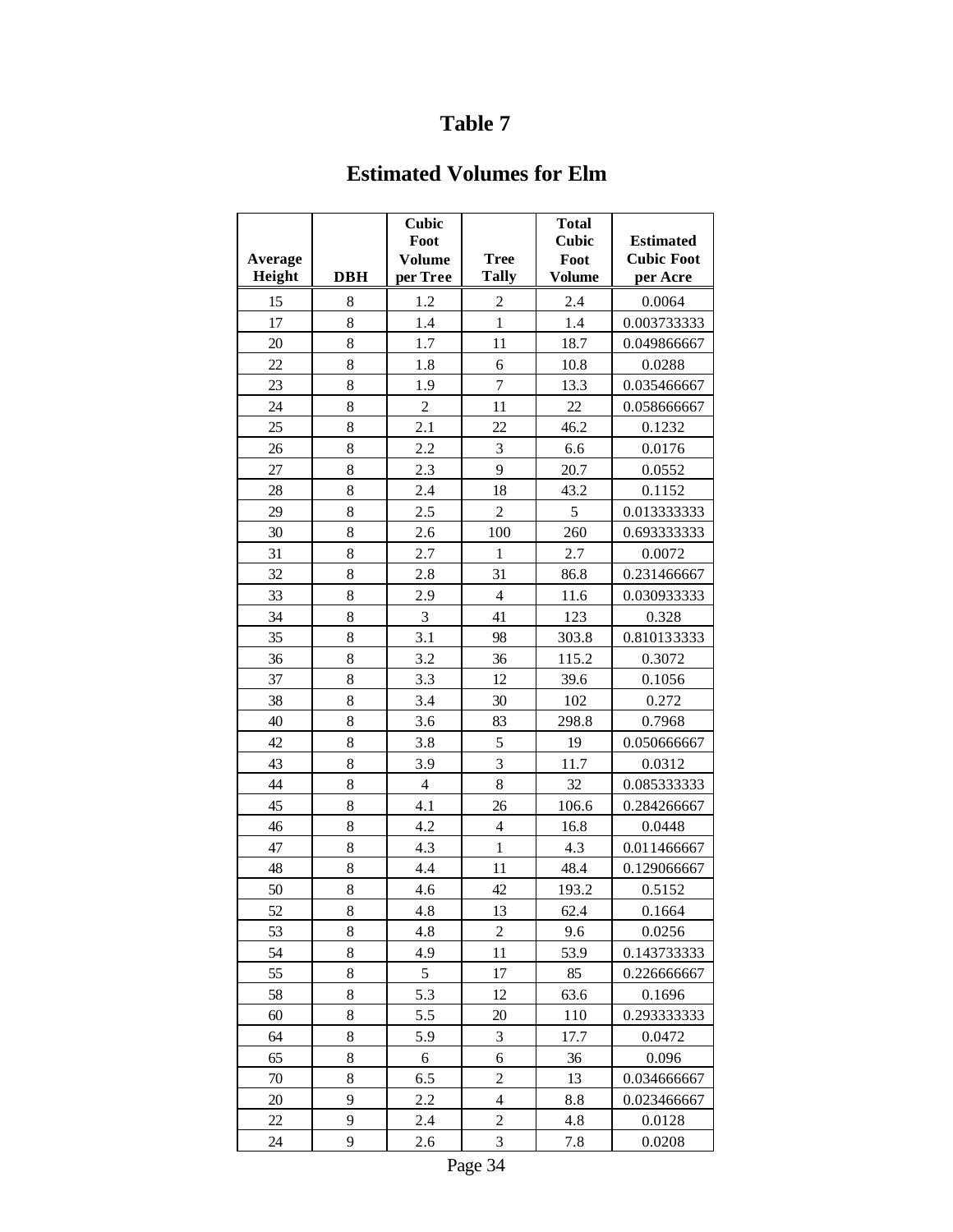# Table 7

## Estimated Volumes for Elm

| Average Height | DBH | Cubic Foot Volume per Tree | Tree Tally | Total Cubic Foot Volume | Estimated Cubic Foot per Acre |
|---|---|---|---|---|---|
| 15 | 8 | 1.2 | 2 | 2.4 | 0.0064 |
| 17 | 8 | 1.4 | 1 | 1.4 | 0.003733333 |
| 20 | 8 | 1.7 | 11 | 18.7 | 0.049866667 |
| 22 | 8 | 1.8 | 6 | 10.8 | 0.0288 |
| 23 | 8 | 1.9 | 7 | 13.3 | 0.035466667 |
| 24 | 8 | 2 | 11 | 22 | 0.058666667 |
| 25 | 8 | 2.1 | 22 | 46.2 | 0.1232 |
| 26 | 8 | 2.2 | 3 | 6.6 | 0.0176 |
| 27 | 8 | 2.3 | 9 | 20.7 | 0.0552 |
| 28 | 8 | 2.4 | 18 | 43.2 | 0.1152 |
| 29 | 8 | 2.5 | 2 | 5 | 0.013333333 |
| 30 | 8 | 2.6 | 100 | 260 | 0.693333333 |
| 31 | 8 | 2.7 | 1 | 2.7 | 0.0072 |
| 32 | 8 | 2.8 | 31 | 86.8 | 0.231466667 |
| 33 | 8 | 2.9 | 4 | 11.6 | 0.030933333 |
| 34 | 8 | 3 | 41 | 123 | 0.328 |
| 35 | 8 | 3.1 | 98 | 303.8 | 0.810133333 |
| 36 | 8 | 3.2 | 36 | 115.2 | 0.3072 |
| 37 | 8 | 3.3 | 12 | 39.6 | 0.1056 |
| 38 | 8 | 3.4 | 30 | 102 | 0.272 |
| 40 | 8 | 3.6 | 83 | 298.8 | 0.7968 |
| 42 | 8 | 3.8 | 5 | 19 | 0.050666667 |
| 43 | 8 | 3.9 | 3 | 11.7 | 0.0312 |
| 44 | 8 | 4 | 8 | 32 | 0.085333333 |
| 45 | 8 | 4.1 | 26 | 106.6 | 0.284266667 |
| 46 | 8 | 4.2 | 4 | 16.8 | 0.0448 |
| 47 | 8 | 4.3 | 1 | 4.3 | 0.011466667 |
| 48 | 8 | 4.4 | 11 | 48.4 | 0.129066667 |
| 50 | 8 | 4.6 | 42 | 193.2 | 0.5152 |
| 52 | 8 | 4.8 | 13 | 62.4 | 0.1664 |
| 53 | 8 | 4.8 | 2 | 9.6 | 0.0256 |
| 54 | 8 | 4.9 | 11 | 53.9 | 0.143733333 |
| 55 | 8 | 5 | 17 | 85 | 0.226666667 |
| 58 | 8 | 5.3 | 12 | 63.6 | 0.1696 |
| 60 | 8 | 5.5 | 20 | 110 | 0.293333333 |
| 64 | 8 | 5.9 | 3 | 17.7 | 0.0472 |
| 65 | 8 | 6 | 6 | 36 | 0.096 |
| 70 | 8 | 6.5 | 2 | 13 | 0.034666667 |
| 20 | 9 | 2.2 | 4 | 8.8 | 0.023466667 |
| 22 | 9 | 2.4 | 2 | 4.8 | 0.0128 |
| 24 | 9 | 2.6 | 3 | 7.8 | 0.0208 |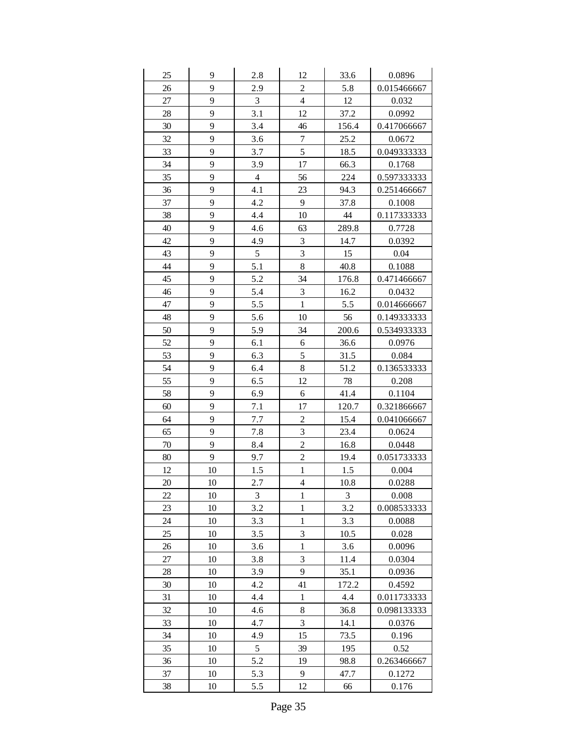| | | | | | |
|---|---|---|---|---|---|
| 25 | 9 | 2.8 | 12 | 33.6 | 0.0896 |
| 26 | 9 | 2.9 | 2 | 5.8 | 0.015466667 |
| 27 | 9 | 3 | 4 | 12 | 0.032 |
| 28 | 9 | 3.1 | 12 | 37.2 | 0.0992 |
| 30 | 9 | 3.4 | 46 | 156.4 | 0.417066667 |
| 32 | 9 | 3.6 | 7 | 25.2 | 0.0672 |
| 33 | 9 | 3.7 | 5 | 18.5 | 0.049333333 |
| 34 | 9 | 3.9 | 17 | 66.3 | 0.1768 |
| 35 | 9 | 4 | 56 | 224 | 0.597333333 |
| 36 | 9 | 4.1 | 23 | 94.3 | 0.251466667 |
| 37 | 9 | 4.2 | 9 | 37.8 | 0.1008 |
| 38 | 9 | 4.4 | 10 | 44 | 0.117333333 |
| 40 | 9 | 4.6 | 63 | 289.8 | 0.7728 |
| 42 | 9 | 4.9 | 3 | 14.7 | 0.0392 |
| 43 | 9 | 5 | 3 | 15 | 0.04 |
| 44 | 9 | 5.1 | 8 | 40.8 | 0.1088 |
| 45 | 9 | 5.2 | 34 | 176.8 | 0.471466667 |
| 46 | 9 | 5.4 | 3 | 16.2 | 0.0432 |
| 47 | 9 | 5.5 | 1 | 5.5 | 0.014666667 |
| 48 | 9 | 5.6 | 10 | 56 | 0.149333333 |
| 50 | 9 | 5.9 | 34 | 200.6 | 0.534933333 |
| 52 | 9 | 6.1 | 6 | 36.6 | 0.0976 |
| 53 | 9 | 6.3 | 5 | 31.5 | 0.084 |
| 54 | 9 | 6.4 | 8 | 51.2 | 0.136533333 |
| 55 | 9 | 6.5 | 12 | 78 | 0.208 |
| 58 | 9 | 6.9 | 6 | 41.4 | 0.1104 |
| 60 | 9 | 7.1 | 17 | 120.7 | 0.321866667 |
| 64 | 9 | 7.7 | 2 | 15.4 | 0.041066667 |
| 65 | 9 | 7.8 | 3 | 23.4 | 0.0624 |
| 70 | 9 | 8.4 | 2 | 16.8 | 0.0448 |
| 80 | 9 | 9.7 | 2 | 19.4 | 0.051733333 |
| 12 | 10 | 1.5 | 1 | 1.5 | 0.004 |
| 20 | 10 | 2.7 | 4 | 10.8 | 0.0288 |
| 22 | 10 | 3 | 1 | 3 | 0.008 |
| 23 | 10 | 3.2 | 1 | 3.2 | 0.008533333 |
| 24 | 10 | 3.3 | 1 | 3.3 | 0.0088 |
| 25 | 10 | 3.5 | 3 | 10.5 | 0.028 |
| 26 | 10 | 3.6 | 1 | 3.6 | 0.0096 |
| 27 | 10 | 3.8 | 3 | 11.4 | 0.0304 |
| 28 | 10 | 3.9 | 9 | 35.1 | 0.0936 |
| 30 | 10 | 4.2 | 41 | 172.2 | 0.4592 |
| 31 | 10 | 4.4 | 1 | 4.4 | 0.011733333 |
| 32 | 10 | 4.6 | 8 | 36.8 | 0.098133333 |
| 33 | 10 | 4.7 | 3 | 14.1 | 0.0376 |
| 34 | 10 | 4.9 | 15 | 73.5 | 0.196 |
| 35 | 10 | 5 | 39 | 195 | 0.52 |
| 36 | 10 | 5.2 | 19 | 98.8 | 0.263466667 |
| 37 | 10 | 5.3 | 9 | 47.7 | 0.1272 |
| 38 | 10 | 5.5 | 12 | 66 | 0.176 |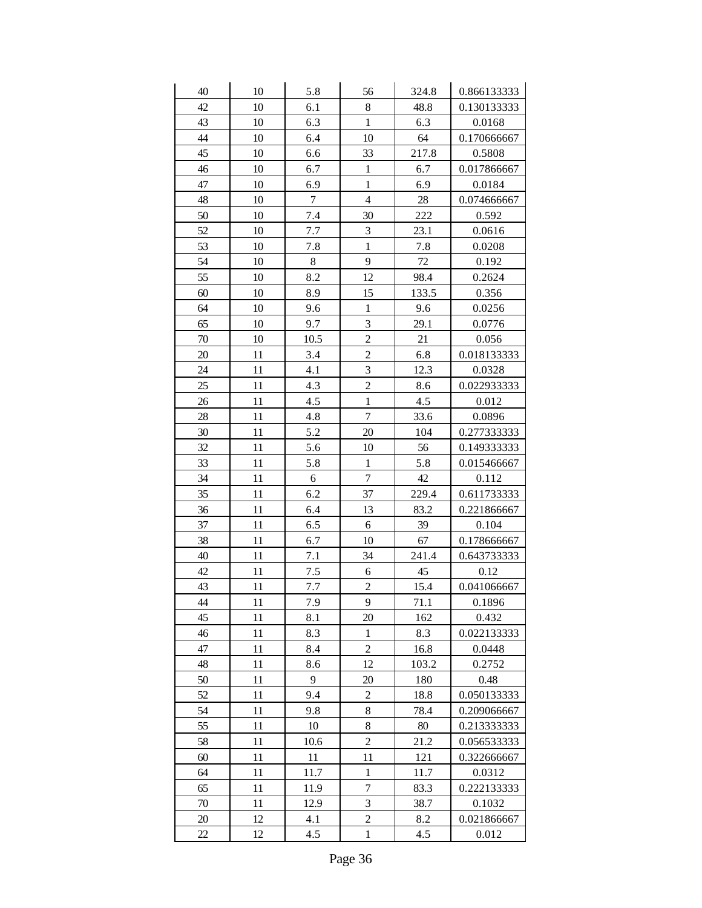| | | | | | |
|---|---|---|---|---|---|
| 40 | 10 | 5.8 | 56 | 324.8 | 0.866133333 |
| 42 | 10 | 6.1 | 8 | 48.8 | 0.130133333 |
| 43 | 10 | 6.3 | 1 | 6.3 | 0.0168 |
| 44 | 10 | 6.4 | 10 | 64 | 0.170666667 |
| 45 | 10 | 6.6 | 33 | 217.8 | 0.5808 |
| 46 | 10 | 6.7 | 1 | 6.7 | 0.017866667 |
| 47 | 10 | 6.9 | 1 | 6.9 | 0.0184 |
| 48 | 10 | 7 | 4 | 28 | 0.074666667 |
| 50 | 10 | 7.4 | 30 | 222 | 0.592 |
| 52 | 10 | 7.7 | 3 | 23.1 | 0.0616 |
| 53 | 10 | 7.8 | 1 | 7.8 | 0.0208 |
| 54 | 10 | 8 | 9 | 72 | 0.192 |
| 55 | 10 | 8.2 | 12 | 98.4 | 0.2624 |
| 60 | 10 | 8.9 | 15 | 133.5 | 0.356 |
| 64 | 10 | 9.6 | 1 | 9.6 | 0.0256 |
| 65 | 10 | 9.7 | 3 | 29.1 | 0.0776 |
| 70 | 10 | 10.5 | 2 | 21 | 0.056 |
| 20 | 11 | 3.4 | 2 | 6.8 | 0.018133333 |
| 24 | 11 | 4.1 | 3 | 12.3 | 0.0328 |
| 25 | 11 | 4.3 | 2 | 8.6 | 0.022933333 |
| 26 | 11 | 4.5 | 1 | 4.5 | 0.012 |
| 28 | 11 | 4.8 | 7 | 33.6 | 0.0896 |
| 30 | 11 | 5.2 | 20 | 104 | 0.277333333 |
| 32 | 11 | 5.6 | 10 | 56 | 0.149333333 |
| 33 | 11 | 5.8 | 1 | 5.8 | 0.015466667 |
| 34 | 11 | 6 | 7 | 42 | 0.112 |
| 35 | 11 | 6.2 | 37 | 229.4 | 0.611733333 |
| 36 | 11 | 6.4 | 13 | 83.2 | 0.221866667 |
| 37 | 11 | 6.5 | 6 | 39 | 0.104 |
| 38 | 11 | 6.7 | 10 | 67 | 0.178666667 |
| 40 | 11 | 7.1 | 34 | 241.4 | 0.643733333 |
| 42 | 11 | 7.5 | 6 | 45 | 0.12 |
| 43 | 11 | 7.7 | 2 | 15.4 | 0.041066667 |
| 44 | 11 | 7.9 | 9 | 71.1 | 0.1896 |
| 45 | 11 | 8.1 | 20 | 162 | 0.432 |
| 46 | 11 | 8.3 | 1 | 8.3 | 0.022133333 |
| 47 | 11 | 8.4 | 2 | 16.8 | 0.0448 |
| 48 | 11 | 8.6 | 12 | 103.2 | 0.2752 |
| 50 | 11 | 9 | 20 | 180 | 0.48 |
| 52 | 11 | 9.4 | 2 | 18.8 | 0.050133333 |
| 54 | 11 | 9.8 | 8 | 78.4 | 0.209066667 |
| 55 | 11 | 10 | 8 | 80 | 0.213333333 |
| 58 | 11 | 10.6 | 2 | 21.2 | 0.056533333 |
| 60 | 11 | 11 | 11 | 121 | 0.322666667 |
| 64 | 11 | 11.7 | 1 | 11.7 | 0.0312 |
| 65 | 11 | 11.9 | 7 | 83.3 | 0.222133333 |
| 70 | 11 | 12.9 | 3 | 38.7 | 0.1032 |
| 20 | 12 | 4.1 | 2 | 8.2 | 0.021866667 |
| 22 | 12 | 4.5 | 1 | 4.5 | 0.012 |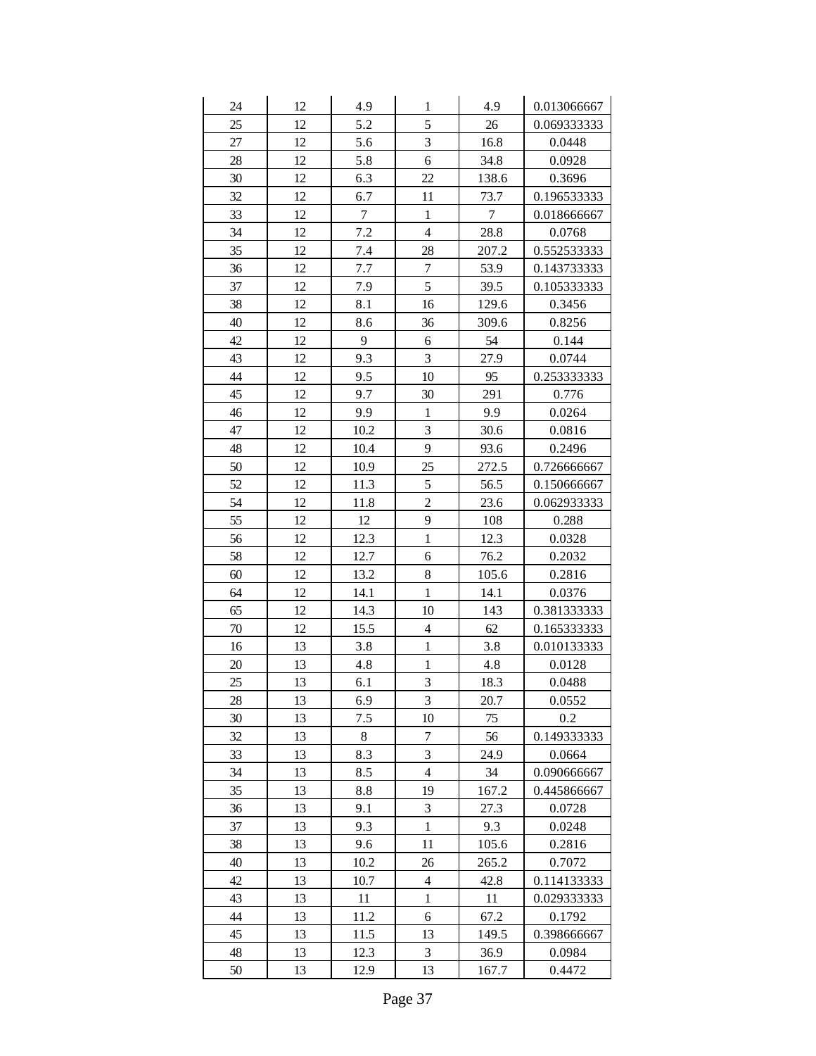| | | | | | |
|---|---|---|---|---|---|
| 24 | 12 | 4.9 | 1 | 4.9 | 0.013066667 |
| 25 | 12 | 5.2 | 5 | 26 | 0.069333333 |
| 27 | 12 | 5.6 | 3 | 16.8 | 0.0448 |
| 28 | 12 | 5.8 | 6 | 34.8 | 0.0928 |
| 30 | 12 | 6.3 | 22 | 138.6 | 0.3696 |
| 32 | 12 | 6.7 | 11 | 73.7 | 0.196533333 |
| 33 | 12 | 7 | 1 | 7 | 0.018666667 |
| 34 | 12 | 7.2 | 4 | 28.8 | 0.0768 |
| 35 | 12 | 7.4 | 28 | 207.2 | 0.552533333 |
| 36 | 12 | 7.7 | 7 | 53.9 | 0.143733333 |
| 37 | 12 | 7.9 | 5 | 39.5 | 0.105333333 |
| 38 | 12 | 8.1 | 16 | 129.6 | 0.3456 |
| 40 | 12 | 8.6 | 36 | 309.6 | 0.8256 |
| 42 | 12 | 9 | 6 | 54 | 0.144 |
| 43 | 12 | 9.3 | 3 | 27.9 | 0.0744 |
| 44 | 12 | 9.5 | 10 | 95 | 0.253333333 |
| 45 | 12 | 9.7 | 30 | 291 | 0.776 |
| 46 | 12 | 9.9 | 1 | 9.9 | 0.0264 |
| 47 | 12 | 10.2 | 3 | 30.6 | 0.0816 |
| 48 | 12 | 10.4 | 9 | 93.6 | 0.2496 |
| 50 | 12 | 10.9 | 25 | 272.5 | 0.726666667 |
| 52 | 12 | 11.3 | 5 | 56.5 | 0.150666667 |
| 54 | 12 | 11.8 | 2 | 23.6 | 0.062933333 |
| 55 | 12 | 12 | 9 | 108 | 0.288 |
| 56 | 12 | 12.3 | 1 | 12.3 | 0.0328 |
| 58 | 12 | 12.7 | 6 | 76.2 | 0.2032 |
| 60 | 12 | 13.2 | 8 | 105.6 | 0.2816 |
| 64 | 12 | 14.1 | 1 | 14.1 | 0.0376 |
| 65 | 12 | 14.3 | 10 | 143 | 0.381333333 |
| 70 | 12 | 15.5 | 4 | 62 | 0.165333333 |
| 16 | 13 | 3.8 | 1 | 3.8 | 0.010133333 |
| 20 | 13 | 4.8 | 1 | 4.8 | 0.0128 |
| 25 | 13 | 6.1 | 3 | 18.3 | 0.0488 |
| 28 | 13 | 6.9 | 3 | 20.7 | 0.0552 |
| 30 | 13 | 7.5 | 10 | 75 | 0.2 |
| 32 | 13 | 8 | 7 | 56 | 0.149333333 |
| 33 | 13 | 8.3 | 3 | 24.9 | 0.0664 |
| 34 | 13 | 8.5 | 4 | 34 | 0.090666667 |
| 35 | 13 | 8.8 | 19 | 167.2 | 0.445866667 |
| 36 | 13 | 9.1 | 3 | 27.3 | 0.0728 |
| 37 | 13 | 9.3 | 1 | 9.3 | 0.0248 |
| 38 | 13 | 9.6 | 11 | 105.6 | 0.2816 |
| 40 | 13 | 10.2 | 26 | 265.2 | 0.7072 |
| 42 | 13 | 10.7 | 4 | 42.8 | 0.114133333 |
| 43 | 13 | 11 | 1 | 11 | 0.029333333 |
| 44 | 13 | 11.2 | 6 | 67.2 | 0.1792 |
| 45 | 13 | 11.5 | 13 | 149.5 | 0.398666667 |
| 48 | 13 | 12.3 | 3 | 36.9 | 0.0984 |
| 50 | 13 | 12.9 | 13 | 167.7 | 0.4472 |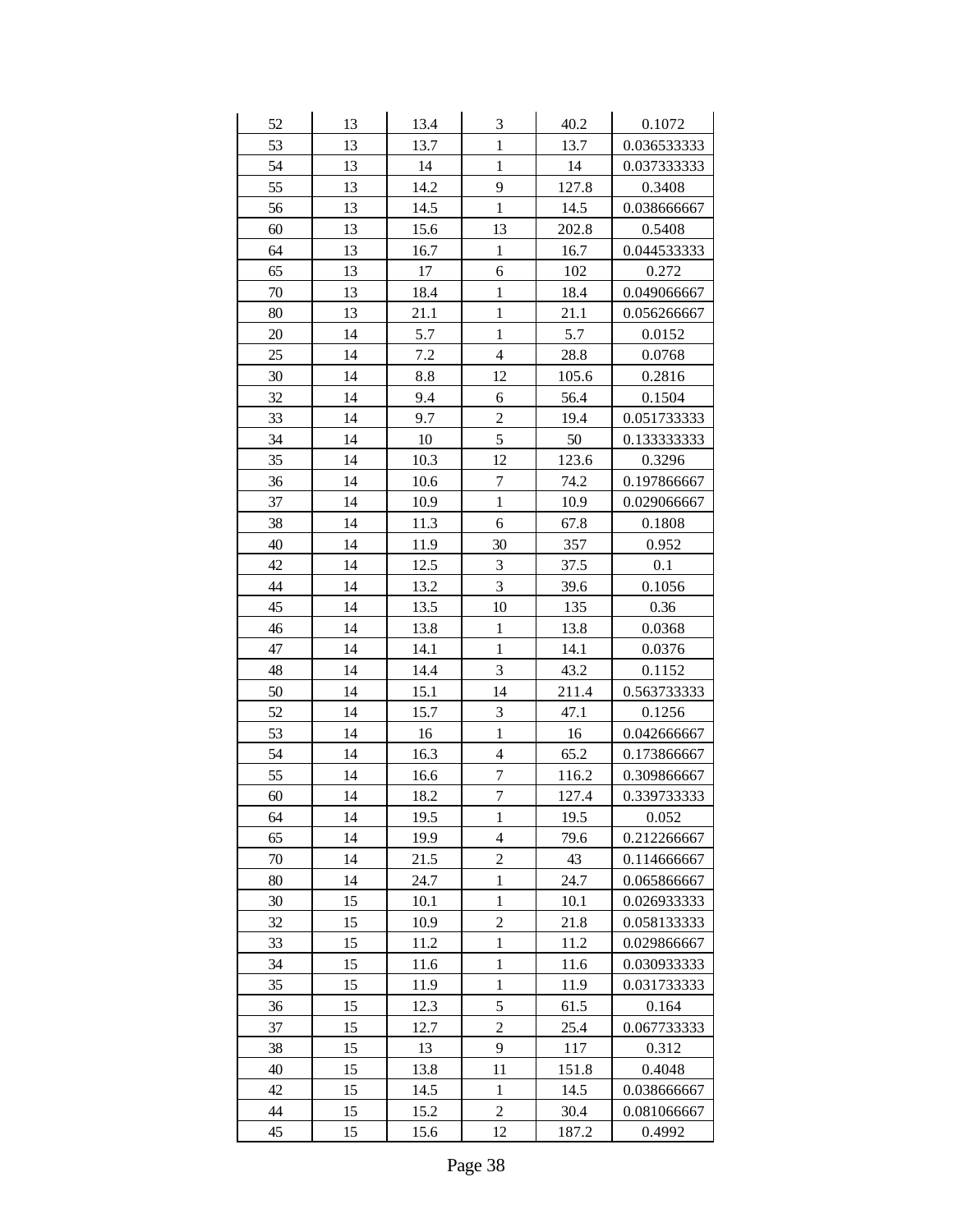| 52 | 13 | 13.4 | 3 | 40.2 | 0.1072 |
|---|---|---|---|---|---|
| 53 | 13 | 13.7 | 1 | 13.7 | 0.036533333 |
| 54 | 13 | 14 | 1 | 14 | 0.037333333 |
| 55 | 13 | 14.2 | 9 | 127.8 | 0.3408 |
| 56 | 13 | 14.5 | 1 | 14.5 | 0.038666667 |
| 60 | 13 | 15.6 | 13 | 202.8 | 0.5408 |
| 64 | 13 | 16.7 | 1 | 16.7 | 0.044533333 |
| 65 | 13 | 17 | 6 | 102 | 0.272 |
| 70 | 13 | 18.4 | 1 | 18.4 | 0.049066667 |
| 80 | 13 | 21.1 | 1 | 21.1 | 0.056266667 |
| 20 | 14 | 5.7 | 1 | 5.7 | 0.0152 |
| 25 | 14 | 7.2 | 4 | 28.8 | 0.0768 |
| 30 | 14 | 8.8 | 12 | 105.6 | 0.2816 |
| 32 | 14 | 9.4 | 6 | 56.4 | 0.1504 |
| 33 | 14 | 9.7 | 2 | 19.4 | 0.051733333 |
| 34 | 14 | 10 | 5 | 50 | 0.133333333 |
| 35 | 14 | 10.3 | 12 | 123.6 | 0.3296 |
| 36 | 14 | 10.6 | 7 | 74.2 | 0.197866667 |
| 37 | 14 | 10.9 | 1 | 10.9 | 0.029066667 |
| 38 | 14 | 11.3 | 6 | 67.8 | 0.1808 |
| 40 | 14 | 11.9 | 30 | 357 | 0.952 |
| 42 | 14 | 12.5 | 3 | 37.5 | 0.1 |
| 44 | 14 | 13.2 | 3 | 39.6 | 0.1056 |
| 45 | 14 | 13.5 | 10 | 135 | 0.36 |
| 46 | 14 | 13.8 | 1 | 13.8 | 0.0368 |
| 47 | 14 | 14.1 | 1 | 14.1 | 0.0376 |
| 48 | 14 | 14.4 | 3 | 43.2 | 0.1152 |
| 50 | 14 | 15.1 | 14 | 211.4 | 0.563733333 |
| 52 | 14 | 15.7 | 3 | 47.1 | 0.1256 |
| 53 | 14 | 16 | 1 | 16 | 0.042666667 |
| 54 | 14 | 16.3 | 4 | 65.2 | 0.173866667 |
| 55 | 14 | 16.6 | 7 | 116.2 | 0.309866667 |
| 60 | 14 | 18.2 | 7 | 127.4 | 0.339733333 |
| 64 | 14 | 19.5 | 1 | 19.5 | 0.052 |
| 65 | 14 | 19.9 | 4 | 79.6 | 0.212266667 |
| 70 | 14 | 21.5 | 2 | 43 | 0.114666667 |
| 80 | 14 | 24.7 | 1 | 24.7 | 0.065866667 |
| 30 | 15 | 10.1 | 1 | 10.1 | 0.026933333 |
| 32 | 15 | 10.9 | 2 | 21.8 | 0.058133333 |
| 33 | 15 | 11.2 | 1 | 11.2 | 0.029866667 |
| 34 | 15 | 11.6 | 1 | 11.6 | 0.030933333 |
| 35 | 15 | 11.9 | 1 | 11.9 | 0.031733333 |
| 36 | 15 | 12.3 | 5 | 61.5 | 0.164 |
| 37 | 15 | 12.7 | 2 | 25.4 | 0.067733333 |
| 38 | 15 | 13 | 9 | 117 | 0.312 |
| 40 | 15 | 13.8 | 11 | 151.8 | 0.4048 |
| 42 | 15 | 14.5 | 1 | 14.5 | 0.038666667 |
| 44 | 15 | 15.2 | 2 | 30.4 | 0.081066667 |
| 45 | 15 | 15.6 | 12 | 187.2 | 0.4992 |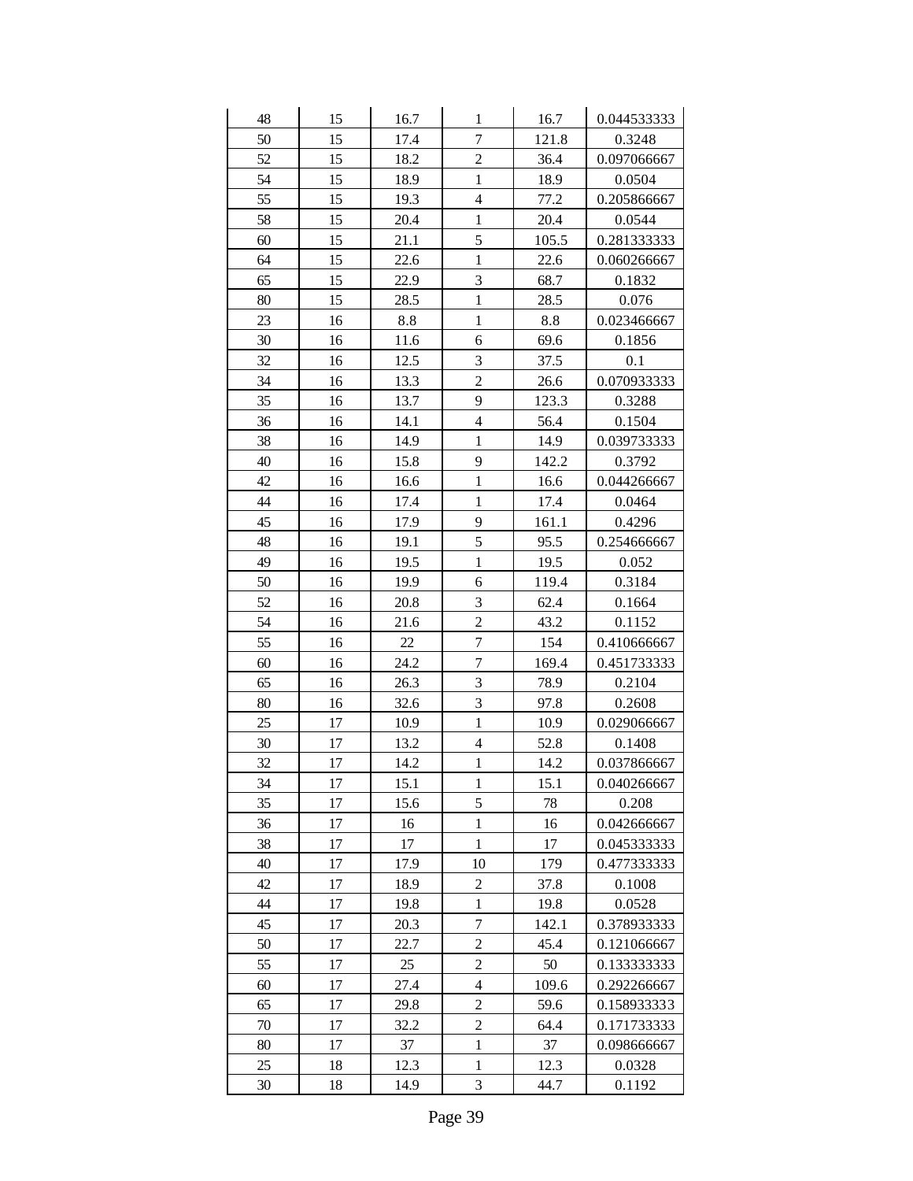| 48 | 15 | 16.7 | 1 | 16.7 | 0.044533333 |
|---|---|---|---|---|---|
| 50 | 15 | 17.4 | 7 | 121.8 | 0.3248 |
| 52 | 15 | 18.2 | 2 | 36.4 | 0.097066667 |
| 54 | 15 | 18.9 | 1 | 18.9 | 0.0504 |
| 55 | 15 | 19.3 | 4 | 77.2 | 0.205866667 |
| 58 | 15 | 20.4 | 1 | 20.4 | 0.0544 |
| 60 | 15 | 21.1 | 5 | 105.5 | 0.281333333 |
| 64 | 15 | 22.6 | 1 | 22.6 | 0.060266667 |
| 65 | 15 | 22.9 | 3 | 68.7 | 0.1832 |
| 80 | 15 | 28.5 | 1 | 28.5 | 0.076 |
| 23 | 16 | 8.8 | 1 | 8.8 | 0.023466667 |
| 30 | 16 | 11.6 | 6 | 69.6 | 0.1856 |
| 32 | 16 | 12.5 | 3 | 37.5 | 0.1 |
| 34 | 16 | 13.3 | 2 | 26.6 | 0.070933333 |
| 35 | 16 | 13.7 | 9 | 123.3 | 0.3288 |
| 36 | 16 | 14.1 | 4 | 56.4 | 0.1504 |
| 38 | 16 | 14.9 | 1 | 14.9 | 0.039733333 |
| 40 | 16 | 15.8 | 9 | 142.2 | 0.3792 |
| 42 | 16 | 16.6 | 1 | 16.6 | 0.044266667 |
| 44 | 16 | 17.4 | 1 | 17.4 | 0.0464 |
| 45 | 16 | 17.9 | 9 | 161.1 | 0.4296 |
| 48 | 16 | 19.1 | 5 | 95.5 | 0.254666667 |
| 49 | 16 | 19.5 | 1 | 19.5 | 0.052 |
| 50 | 16 | 19.9 | 6 | 119.4 | 0.3184 |
| 52 | 16 | 20.8 | 3 | 62.4 | 0.1664 |
| 54 | 16 | 21.6 | 2 | 43.2 | 0.1152 |
| 55 | 16 | 22 | 7 | 154 | 0.410666667 |
| 60 | 16 | 24.2 | 7 | 169.4 | 0.451733333 |
| 65 | 16 | 26.3 | 3 | 78.9 | 0.2104 |
| 80 | 16 | 32.6 | 3 | 97.8 | 0.2608 |
| 25 | 17 | 10.9 | 1 | 10.9 | 0.029066667 |
| 30 | 17 | 13.2 | 4 | 52.8 | 0.1408 |
| 32 | 17 | 14.2 | 1 | 14.2 | 0.037866667 |
| 34 | 17 | 15.1 | 1 | 15.1 | 0.040266667 |
| 35 | 17 | 15.6 | 5 | 78 | 0.208 |
| 36 | 17 | 16 | 1 | 16 | 0.042666667 |
| 38 | 17 | 17 | 1 | 17 | 0.045333333 |
| 40 | 17 | 17.9 | 10 | 179 | 0.477333333 |
| 42 | 17 | 18.9 | 2 | 37.8 | 0.1008 |
| 44 | 17 | 19.8 | 1 | 19.8 | 0.0528 |
| 45 | 17 | 20.3 | 7 | 142.1 | 0.378933333 |
| 50 | 17 | 22.7 | 2 | 45.4 | 0.121066667 |
| 55 | 17 | 25 | 2 | 50 | 0.133333333 |
| 60 | 17 | 27.4 | 4 | 109.6 | 0.292266667 |
| 65 | 17 | 29.8 | 2 | 59.6 | 0.158933333 |
| 70 | 17 | 32.2 | 2 | 64.4 | 0.171733333 |
| 80 | 17 | 37 | 1 | 37 | 0.098666667 |
| 25 | 18 | 12.3 | 1 | 12.3 | 0.0328 |
| 30 | 18 | 14.9 | 3 | 44.7 | 0.1192 |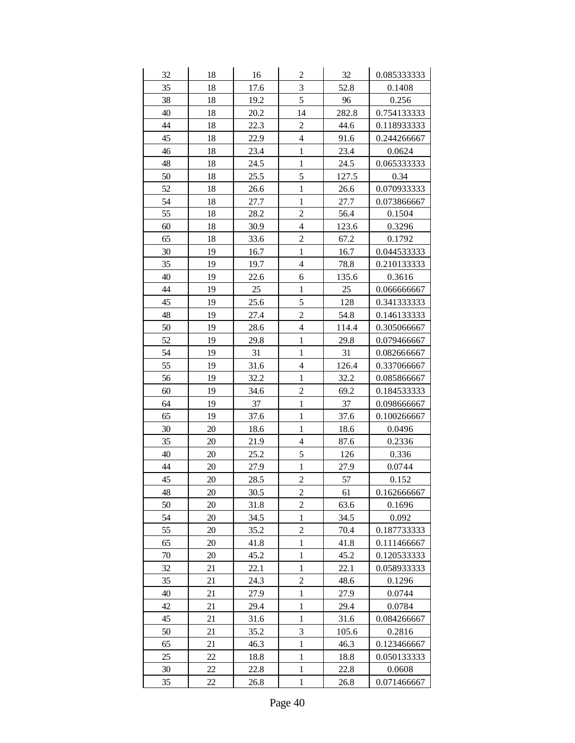| | | | | | |
|---|---|---|---|---|---|
| 32 | 18 | 16 | 2 | 32 | 0.085333333 |
| 35 | 18 | 17.6 | 3 | 52.8 | 0.1408 |
| 38 | 18 | 19.2 | 5 | 96 | 0.256 |
| 40 | 18 | 20.2 | 14 | 282.8 | 0.754133333 |
| 44 | 18 | 22.3 | 2 | 44.6 | 0.118933333 |
| 45 | 18 | 22.9 | 4 | 91.6 | 0.244266667 |
| 46 | 18 | 23.4 | 1 | 23.4 | 0.0624 |
| 48 | 18 | 24.5 | 1 | 24.5 | 0.065333333 |
| 50 | 18 | 25.5 | 5 | 127.5 | 0.34 |
| 52 | 18 | 26.6 | 1 | 26.6 | 0.070933333 |
| 54 | 18 | 27.7 | 1 | 27.7 | 0.073866667 |
| 55 | 18 | 28.2 | 2 | 56.4 | 0.1504 |
| 60 | 18 | 30.9 | 4 | 123.6 | 0.3296 |
| 65 | 18 | 33.6 | 2 | 67.2 | 0.1792 |
| 30 | 19 | 16.7 | 1 | 16.7 | 0.044533333 |
| 35 | 19 | 19.7 | 4 | 78.8 | 0.210133333 |
| 40 | 19 | 22.6 | 6 | 135.6 | 0.3616 |
| 44 | 19 | 25 | 1 | 25 | 0.066666667 |
| 45 | 19 | 25.6 | 5 | 128 | 0.341333333 |
| 48 | 19 | 27.4 | 2 | 54.8 | 0.146133333 |
| 50 | 19 | 28.6 | 4 | 114.4 | 0.305066667 |
| 52 | 19 | 29.8 | 1 | 29.8 | 0.079466667 |
| 54 | 19 | 31 | 1 | 31 | 0.082666667 |
| 55 | 19 | 31.6 | 4 | 126.4 | 0.337066667 |
| 56 | 19 | 32.2 | 1 | 32.2 | 0.085866667 |
| 60 | 19 | 34.6 | 2 | 69.2 | 0.184533333 |
| 64 | 19 | 37 | 1 | 37 | 0.098666667 |
| 65 | 19 | 37.6 | 1 | 37.6 | 0.100266667 |
| 30 | 20 | 18.6 | 1 | 18.6 | 0.0496 |
| 35 | 20 | 21.9 | 4 | 87.6 | 0.2336 |
| 40 | 20 | 25.2 | 5 | 126 | 0.336 |
| 44 | 20 | 27.9 | 1 | 27.9 | 0.0744 |
| 45 | 20 | 28.5 | 2 | 57 | 0.152 |
| 48 | 20 | 30.5 | 2 | 61 | 0.162666667 |
| 50 | 20 | 31.8 | 2 | 63.6 | 0.1696 |
| 54 | 20 | 34.5 | 1 | 34.5 | 0.092 |
| 55 | 20 | 35.2 | 2 | 70.4 | 0.187733333 |
| 65 | 20 | 41.8 | 1 | 41.8 | 0.111466667 |
| 70 | 20 | 45.2 | 1 | 45.2 | 0.120533333 |
| 32 | 21 | 22.1 | 1 | 22.1 | 0.058933333 |
| 35 | 21 | 24.3 | 2 | 48.6 | 0.1296 |
| 40 | 21 | 27.9 | 1 | 27.9 | 0.0744 |
| 42 | 21 | 29.4 | 1 | 29.4 | 0.0784 |
| 45 | 21 | 31.6 | 1 | 31.6 | 0.084266667 |
| 50 | 21 | 35.2 | 3 | 105.6 | 0.2816 |
| 65 | 21 | 46.3 | 1 | 46.3 | 0.123466667 |
| 25 | 22 | 18.8 | 1 | 18.8 | 0.050133333 |
| 30 | 22 | 22.8 | 1 | 22.8 | 0.0608 |
| 35 | 22 | 26.8 | 1 | 26.8 | 0.071466667 |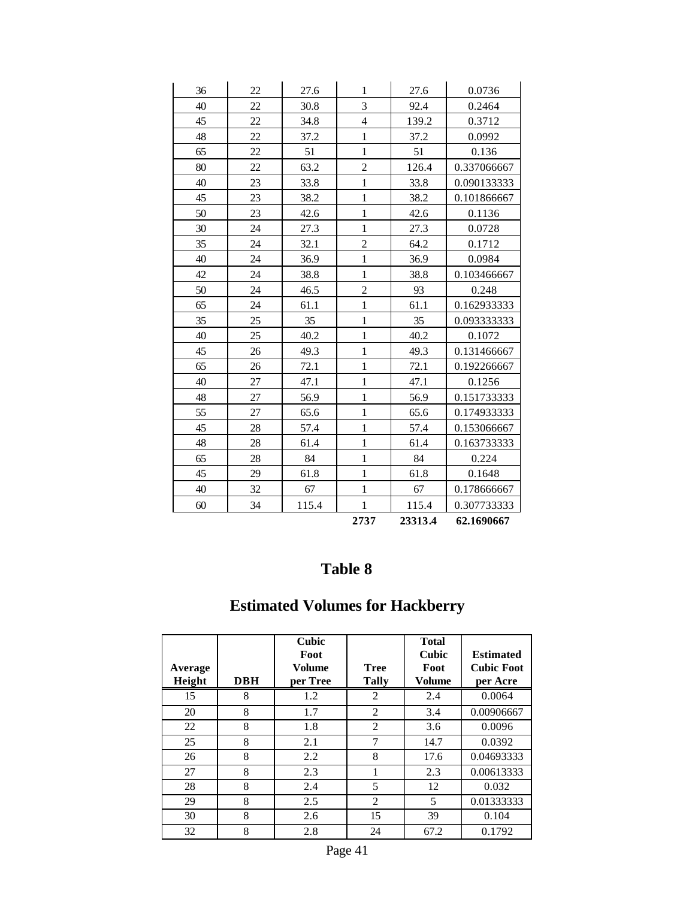| | | | | | |
|---|---|---|---|---|---|
| 36 | 22 | 27.6 | 1 | 27.6 | 0.0736 |
| 40 | 22 | 30.8 | 3 | 92.4 | 0.2464 |
| 45 | 22 | 34.8 | 4 | 139.2 | 0.3712 |
| 48 | 22 | 37.2 | 1 | 37.2 | 0.0992 |
| 65 | 22 | 51 | 1 | 51 | 0.136 |
| 80 | 22 | 63.2 | 2 | 126.4 | 0.337066667 |
| 40 | 23 | 33.8 | 1 | 33.8 | 0.090133333 |
| 45 | 23 | 38.2 | 1 | 38.2 | 0.101866667 |
| 50 | 23 | 42.6 | 1 | 42.6 | 0.1136 |
| 30 | 24 | 27.3 | 1 | 27.3 | 0.0728 |
| 35 | 24 | 32.1 | 2 | 64.2 | 0.1712 |
| 40 | 24 | 36.9 | 1 | 36.9 | 0.0984 |
| 42 | 24 | 38.8 | 1 | 38.8 | 0.103466667 |
| 50 | 24 | 46.5 | 2 | 93 | 0.248 |
| 65 | 24 | 61.1 | 1 | 61.1 | 0.162933333 |
| 35 | 25 | 35 | 1 | 35 | 0.093333333 |
| 40 | 25 | 40.2 | 1 | 40.2 | 0.1072 |
| 45 | 26 | 49.3 | 1 | 49.3 | 0.131466667 |
| 65 | 26 | 72.1 | 1 | 72.1 | 0.192266667 |
| 40 | 27 | 47.1 | 1 | 47.1 | 0.1256 |
| 48 | 27 | 56.9 | 1 | 56.9 | 0.151733333 |
| 55 | 27 | 65.6 | 1 | 65.6 | 0.174933333 |
| 45 | 28 | 57.4 | 1 | 57.4 | 0.153066667 |
| 48 | 28 | 61.4 | 1 | 61.4 | 0.163733333 |
| 65 | 28 | 84 | 1 | 84 | 0.224 |
| 45 | 29 | 61.8 | 1 | 61.8 | 0.1648 |
| 40 | 32 | 67 | 1 | 67 | 0.178666667 |
| 60 | 34 | 115.4 | 1 | 115.4 | 0.307733333 |
| | | | **2737** | **23313.4** | **62.1690667** |

## Table 8

## Estimated Volumes for Hackberry

| Average Height | DBH | Cubic Foot Volume per Tree | Tree Tally | Total Cubic Foot Volume | Estimated Cubic Foot per Acre |
|---|---|---|---|---|---|
| 15 | 8 | 1.2 | 2 | 2.4 | 0.0064 |
| 20 | 8 | 1.7 | 2 | 3.4 | 0.00906667 |
| 22 | 8 | 1.8 | 2 | 3.6 | 0.0096 |
| 25 | 8 | 2.1 | 7 | 14.7 | 0.0392 |
| 26 | 8 | 2.2 | 8 | 17.6 | 0.04693333 |
| 27 | 8 | 2.3 | 1 | 2.3 | 0.00613333 |
| 28 | 8 | 2.4 | 5 | 12 | 0.032 |
| 29 | 8 | 2.5 | 2 | 5 | 0.01333333 |
| 30 | 8 | 2.6 | 15 | 39 | 0.104 |
| 32 | 8 | 2.8 | 24 | 67.2 | 0.1792 |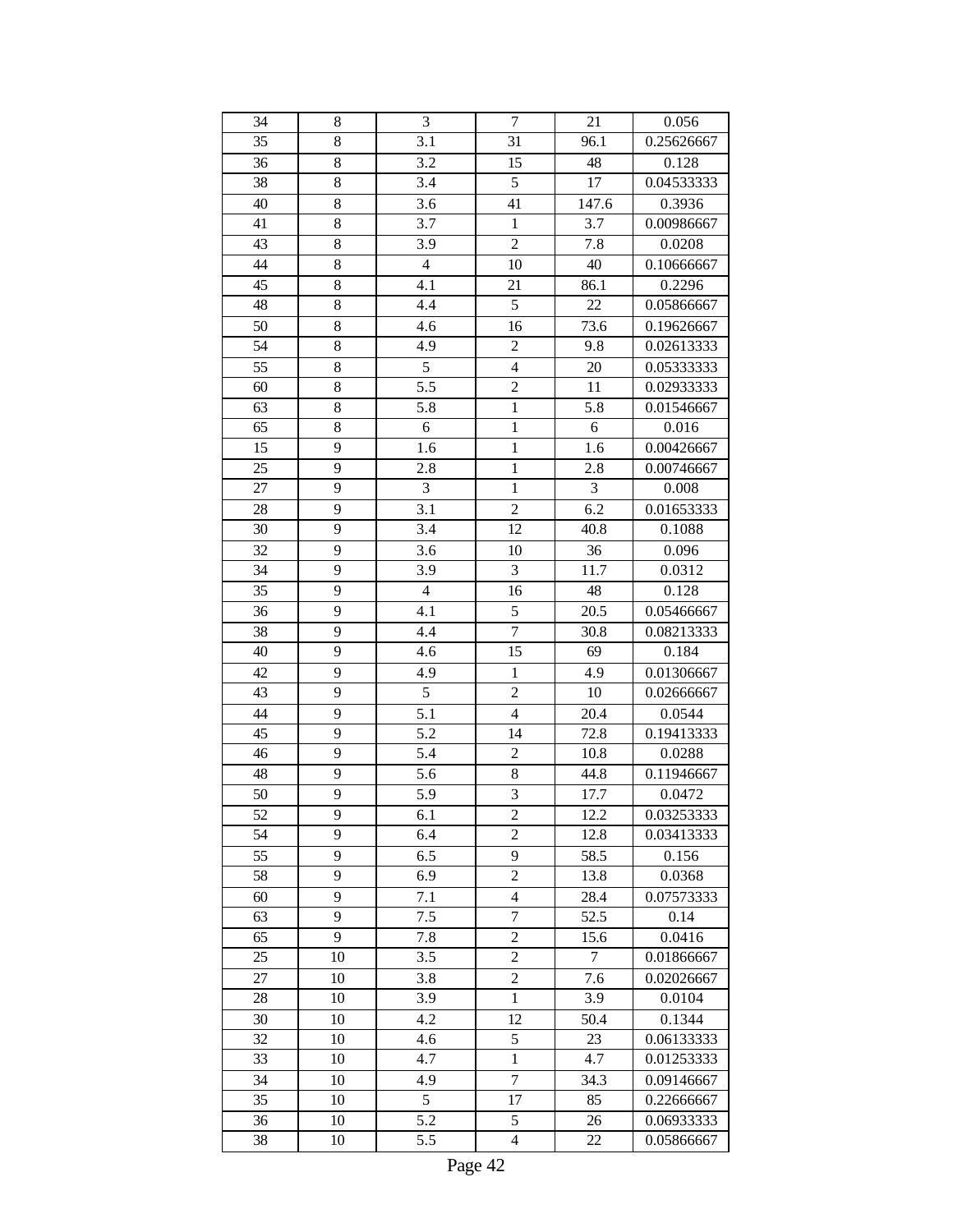| 34 | 8 | 3 | 7 | 21 | 0.056 |
|---|---|---|---|---|---|
| 35 | 8 | 3.1 | 31 | 96.1 | 0.25626667 |
| 36 | 8 | 3.2 | 15 | 48 | 0.128 |
| 38 | 8 | 3.4 | 5 | 17 | 0.04533333 |
| 40 | 8 | 3.6 | 41 | 147.6 | 0.3936 |
| 41 | 8 | 3.7 | 1 | 3.7 | 0.00986667 |
| 43 | 8 | 3.9 | 2 | 7.8 | 0.0208 |
| 44 | 8 | 4 | 10 | 40 | 0.10666667 |
| 45 | 8 | 4.1 | 21 | 86.1 | 0.2296 |
| 48 | 8 | 4.4 | 5 | 22 | 0.05866667 |
| 50 | 8 | 4.6 | 16 | 73.6 | 0.19626667 |
| 54 | 8 | 4.9 | 2 | 9.8 | 0.02613333 |
| 55 | 8 | 5 | 4 | 20 | 0.05333333 |
| 60 | 8 | 5.5 | 2 | 11 | 0.02933333 |
| 63 | 8 | 5.8 | 1 | 5.8 | 0.01546667 |
| 65 | 8 | 6 | 1 | 6 | 0.016 |
| 15 | 9 | 1.6 | 1 | 1.6 | 0.00426667 |
| 25 | 9 | 2.8 | 1 | 2.8 | 0.00746667 |
| 27 | 9 | 3 | 1 | 3 | 0.008 |
| 28 | 9 | 3.1 | 2 | 6.2 | 0.01653333 |
| 30 | 9 | 3.4 | 12 | 40.8 | 0.1088 |
| 32 | 9 | 3.6 | 10 | 36 | 0.096 |
| 34 | 9 | 3.9 | 3 | 11.7 | 0.0312 |
| 35 | 9 | 4 | 16 | 48 | 0.128 |
| 36 | 9 | 4.1 | 5 | 20.5 | 0.05466667 |
| 38 | 9 | 4.4 | 7 | 30.8 | 0.08213333 |
| 40 | 9 | 4.6 | 15 | 69 | 0.184 |
| 42 | 9 | 4.9 | 1 | 4.9 | 0.01306667 |
| 43 | 9 | 5 | 2 | 10 | 0.02666667 |
| 44 | 9 | 5.1 | 4 | 20.4 | 0.0544 |
| 45 | 9 | 5.2 | 14 | 72.8 | 0.19413333 |
| 46 | 9 | 5.4 | 2 | 10.8 | 0.0288 |
| 48 | 9 | 5.6 | 8 | 44.8 | 0.11946667 |
| 50 | 9 | 5.9 | 3 | 17.7 | 0.0472 |
| 52 | 9 | 6.1 | 2 | 12.2 | 0.03253333 |
| 54 | 9 | 6.4 | 2 | 12.8 | 0.03413333 |
| 55 | 9 | 6.5 | 9 | 58.5 | 0.156 |
| 58 | 9 | 6.9 | 2 | 13.8 | 0.0368 |
| 60 | 9 | 7.1 | 4 | 28.4 | 0.07573333 |
| 63 | 9 | 7.5 | 7 | 52.5 | 0.14 |
| 65 | 9 | 7.8 | 2 | 15.6 | 0.0416 |
| 25 | 10 | 3.5 | 2 | 7 | 0.01866667 |
| 27 | 10 | 3.8 | 2 | 7.6 | 0.02026667 |
| 28 | 10 | 3.9 | 1 | 3.9 | 0.0104 |
| 30 | 10 | 4.2 | 12 | 50.4 | 0.1344 |
| 32 | 10 | 4.6 | 5 | 23 | 0.06133333 |
| 33 | 10 | 4.7 | 1 | 4.7 | 0.01253333 |
| 34 | 10 | 4.9 | 7 | 34.3 | 0.09146667 |
| 35 | 10 | 5 | 17 | 85 | 0.22666667 |
| 36 | 10 | 5.2 | 5 | 26 | 0.06933333 |
| 38 | 10 | 5.5 | 4 | 22 | 0.05866667 |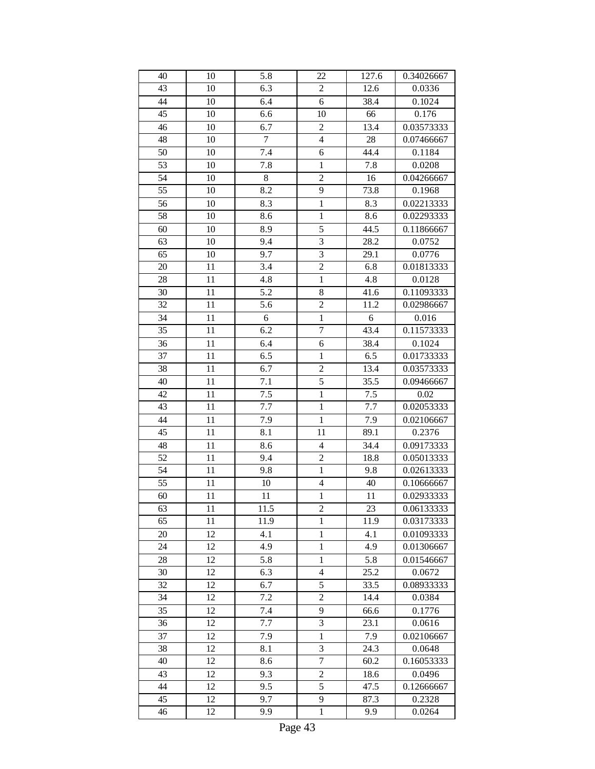| 40 | 10 | 5.8 | 22 | 127.6 | 0.34026667 |
|---|---|---|---|---|---|
| 43 | 10 | 6.3 | 2 | 12.6 | 0.0336 |
| 44 | 10 | 6.4 | 6 | 38.4 | 0.1024 |
| 45 | 10 | 6.6 | 10 | 66 | 0.176 |
| 46 | 10 | 6.7 | 2 | 13.4 | 0.03573333 |
| 48 | 10 | 7 | 4 | 28 | 0.07466667 |
| 50 | 10 | 7.4 | 6 | 44.4 | 0.1184 |
| 53 | 10 | 7.8 | 1 | 7.8 | 0.0208 |
| 54 | 10 | 8 | 2 | 16 | 0.04266667 |
| 55 | 10 | 8.2 | 9 | 73.8 | 0.1968 |
| 56 | 10 | 8.3 | 1 | 8.3 | 0.02213333 |
| 58 | 10 | 8.6 | 1 | 8.6 | 0.02293333 |
| 60 | 10 | 8.9 | 5 | 44.5 | 0.11866667 |
| 63 | 10 | 9.4 | 3 | 28.2 | 0.0752 |
| 65 | 10 | 9.7 | 3 | 29.1 | 0.0776 |
| 20 | 11 | 3.4 | 2 | 6.8 | 0.01813333 |
| 28 | 11 | 4.8 | 1 | 4.8 | 0.0128 |
| 30 | 11 | 5.2 | 8 | 41.6 | 0.11093333 |
| 32 | 11 | 5.6 | 2 | 11.2 | 0.02986667 |
| 34 | 11 | 6 | 1 | 6 | 0.016 |
| 35 | 11 | 6.2 | 7 | 43.4 | 0.11573333 |
| 36 | 11 | 6.4 | 6 | 38.4 | 0.1024 |
| 37 | 11 | 6.5 | 1 | 6.5 | 0.01733333 |
| 38 | 11 | 6.7 | 2 | 13.4 | 0.03573333 |
| 40 | 11 | 7.1 | 5 | 35.5 | 0.09466667 |
| 42 | 11 | 7.5 | 1 | 7.5 | 0.02 |
| 43 | 11 | 7.7 | 1 | 7.7 | 0.02053333 |
| 44 | 11 | 7.9 | 1 | 7.9 | 0.02106667 |
| 45 | 11 | 8.1 | 11 | 89.1 | 0.2376 |
| 48 | 11 | 8.6 | 4 | 34.4 | 0.09173333 |
| 52 | 11 | 9.4 | 2 | 18.8 | 0.05013333 |
| 54 | 11 | 9.8 | 1 | 9.8 | 0.02613333 |
| 55 | 11 | 10 | 4 | 40 | 0.10666667 |
| 60 | 11 | 11 | 1 | 11 | 0.02933333 |
| 63 | 11 | 11.5 | 2 | 23 | 0.06133333 |
| 65 | 11 | 11.9 | 1 | 11.9 | 0.03173333 |
| 20 | 12 | 4.1 | 1 | 4.1 | 0.01093333 |
| 24 | 12 | 4.9 | 1 | 4.9 | 0.01306667 |
| 28 | 12 | 5.8 | 1 | 5.8 | 0.01546667 |
| 30 | 12 | 6.3 | 4 | 25.2 | 0.0672 |
| 32 | 12 | 6.7 | 5 | 33.5 | 0.08933333 |
| 34 | 12 | 7.2 | 2 | 14.4 | 0.0384 |
| 35 | 12 | 7.4 | 9 | 66.6 | 0.1776 |
| 36 | 12 | 7.7 | 3 | 23.1 | 0.0616 |
| 37 | 12 | 7.9 | 1 | 7.9 | 0.02106667 |
| 38 | 12 | 8.1 | 3 | 24.3 | 0.0648 |
| 40 | 12 | 8.6 | 7 | 60.2 | 0.16053333 |
| 43 | 12 | 9.3 | 2 | 18.6 | 0.0496 |
| 44 | 12 | 9.5 | 5 | 47.5 | 0.12666667 |
| 45 | 12 | 9.7 | 9 | 87.3 | 0.2328 |
| 46 | 12 | 9.9 | 1 | 9.9 | 0.0264 |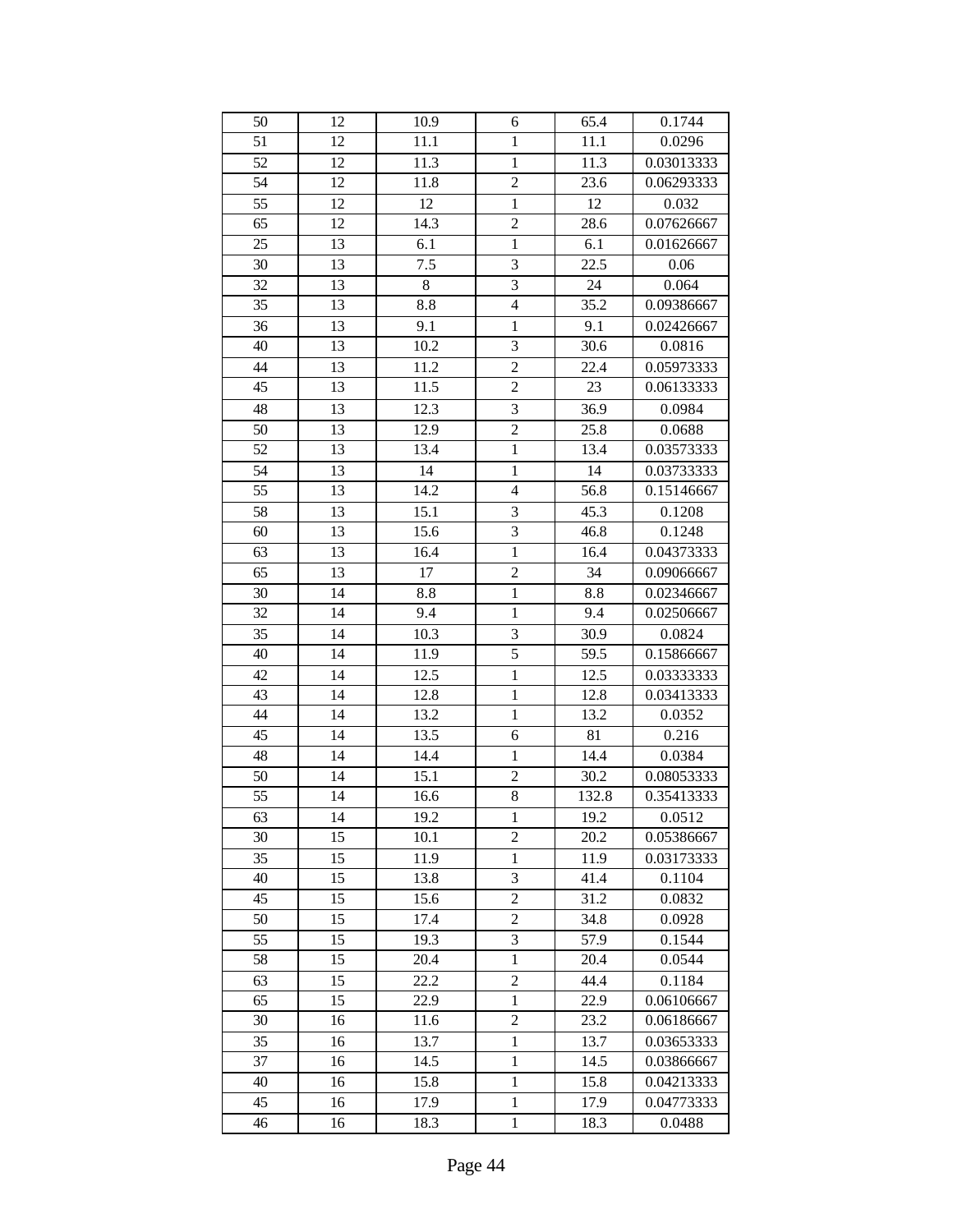| | | | | | |
|---|---|---|---|---|---|
| 50 | 12 | 10.9 | 6 | 65.4 | 0.1744 |
| 51 | 12 | 11.1 | 1 | 11.1 | 0.0296 |
| 52 | 12 | 11.3 | 1 | 11.3 | 0.03013333 |
| 54 | 12 | 11.8 | 2 | 23.6 | 0.06293333 |
| 55 | 12 | 12 | 1 | 12 | 0.032 |
| 65 | 12 | 14.3 | 2 | 28.6 | 0.07626667 |
| 25 | 13 | 6.1 | 1 | 6.1 | 0.01626667 |
| 30 | 13 | 7.5 | 3 | 22.5 | 0.06 |
| 32 | 13 | 8 | 3 | 24 | 0.064 |
| 35 | 13 | 8.8 | 4 | 35.2 | 0.09386667 |
| 36 | 13 | 9.1 | 1 | 9.1 | 0.02426667 |
| 40 | 13 | 10.2 | 3 | 30.6 | 0.0816 |
| 44 | 13 | 11.2 | 2 | 22.4 | 0.05973333 |
| 45 | 13 | 11.5 | 2 | 23 | 0.06133333 |
| 48 | 13 | 12.3 | 3 | 36.9 | 0.0984 |
| 50 | 13 | 12.9 | 2 | 25.8 | 0.0688 |
| 52 | 13 | 13.4 | 1 | 13.4 | 0.03573333 |
| 54 | 13 | 14 | 1 | 14 | 0.03733333 |
| 55 | 13 | 14.2 | 4 | 56.8 | 0.15146667 |
| 58 | 13 | 15.1 | 3 | 45.3 | 0.1208 |
| 60 | 13 | 15.6 | 3 | 46.8 | 0.1248 |
| 63 | 13 | 16.4 | 1 | 16.4 | 0.04373333 |
| 65 | 13 | 17 | 2 | 34 | 0.09066667 |
| 30 | 14 | 8.8 | 1 | 8.8 | 0.02346667 |
| 32 | 14 | 9.4 | 1 | 9.4 | 0.02506667 |
| 35 | 14 | 10.3 | 3 | 30.9 | 0.0824 |
| 40 | 14 | 11.9 | 5 | 59.5 | 0.15866667 |
| 42 | 14 | 12.5 | 1 | 12.5 | 0.03333333 |
| 43 | 14 | 12.8 | 1 | 12.8 | 0.03413333 |
| 44 | 14 | 13.2 | 1 | 13.2 | 0.0352 |
| 45 | 14 | 13.5 | 6 | 81 | 0.216 |
| 48 | 14 | 14.4 | 1 | 14.4 | 0.0384 |
| 50 | 14 | 15.1 | 2 | 30.2 | 0.08053333 |
| 55 | 14 | 16.6 | 8 | 132.8 | 0.35413333 |
| 63 | 14 | 19.2 | 1 | 19.2 | 0.0512 |
| 30 | 15 | 10.1 | 2 | 20.2 | 0.05386667 |
| 35 | 15 | 11.9 | 1 | 11.9 | 0.03173333 |
| 40 | 15 | 13.8 | 3 | 41.4 | 0.1104 |
| 45 | 15 | 15.6 | 2 | 31.2 | 0.0832 |
| 50 | 15 | 17.4 | 2 | 34.8 | 0.0928 |
| 55 | 15 | 19.3 | 3 | 57.9 | 0.1544 |
| 58 | 15 | 20.4 | 1 | 20.4 | 0.0544 |
| 63 | 15 | 22.2 | 2 | 44.4 | 0.1184 |
| 65 | 15 | 22.9 | 1 | 22.9 | 0.06106667 |
| 30 | 16 | 11.6 | 2 | 23.2 | 0.06186667 |
| 35 | 16 | 13.7 | 1 | 13.7 | 0.03653333 |
| 37 | 16 | 14.5 | 1 | 14.5 | 0.03866667 |
| 40 | 16 | 15.8 | 1 | 15.8 | 0.04213333 |
| 45 | 16 | 17.9 | 1 | 17.9 | 0.04773333 |
| 46 | 16 | 18.3 | 1 | 18.3 | 0.0488 |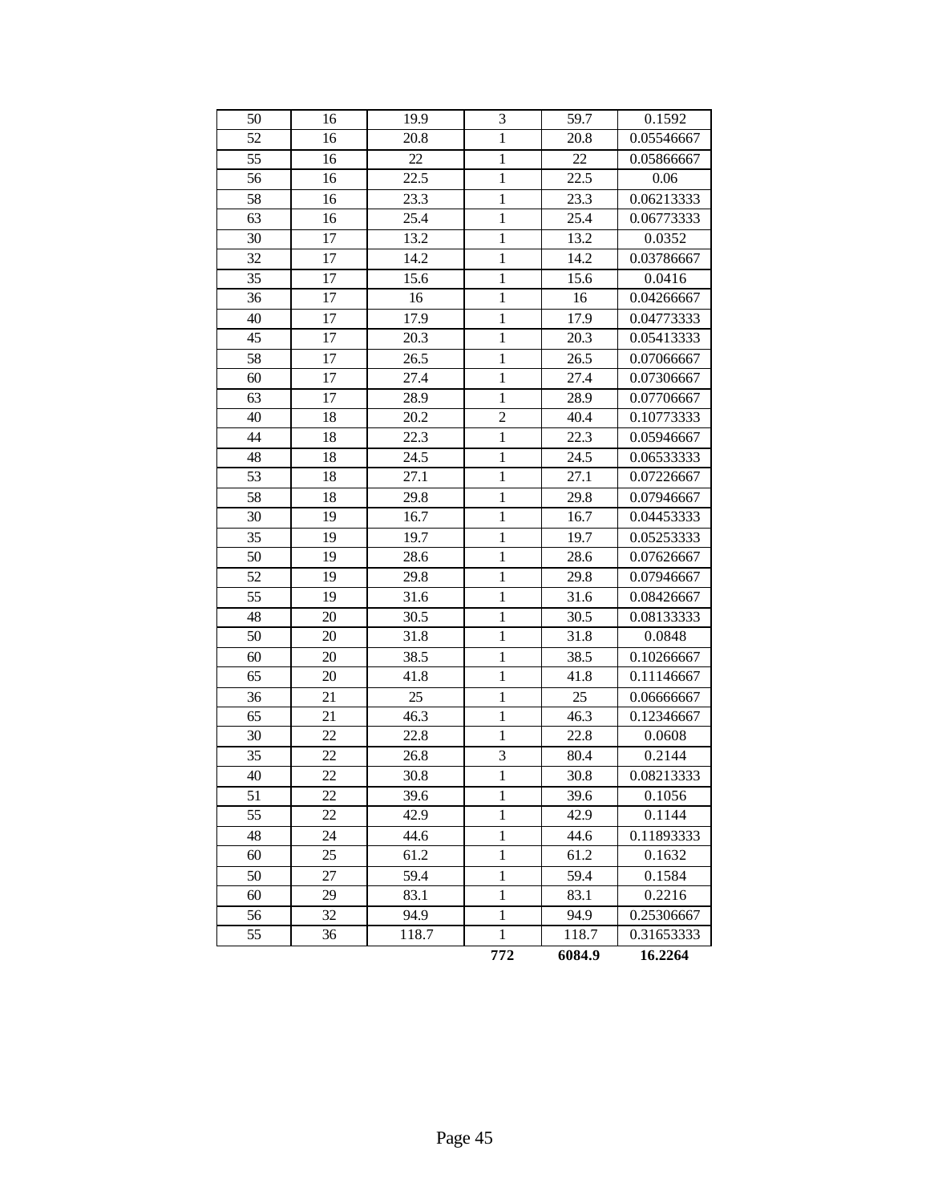| | | | | | |
|---|---|---|---|---|---|
| 50 | 16 | 19.9 | 3 | 59.7 | 0.1592 |
| 52 | 16 | 20.8 | 1 | 20.8 | 0.05546667 |
| 55 | 16 | 22 | 1 | 22 | 0.05866667 |
| 56 | 16 | 22.5 | 1 | 22.5 | 0.06 |
| 58 | 16 | 23.3 | 1 | 23.3 | 0.06213333 |
| 63 | 16 | 25.4 | 1 | 25.4 | 0.06773333 |
| 30 | 17 | 13.2 | 1 | 13.2 | 0.0352 |
| 32 | 17 | 14.2 | 1 | 14.2 | 0.03786667 |
| 35 | 17 | 15.6 | 1 | 15.6 | 0.0416 |
| 36 | 17 | 16 | 1 | 16 | 0.04266667 |
| 40 | 17 | 17.9 | 1 | 17.9 | 0.04773333 |
| 45 | 17 | 20.3 | 1 | 20.3 | 0.05413333 |
| 58 | 17 | 26.5 | 1 | 26.5 | 0.07066667 |
| 60 | 17 | 27.4 | 1 | 27.4 | 0.07306667 |
| 63 | 17 | 28.9 | 1 | 28.9 | 0.07706667 |
| 40 | 18 | 20.2 | 2 | 40.4 | 0.10773333 |
| 44 | 18 | 22.3 | 1 | 22.3 | 0.05946667 |
| 48 | 18 | 24.5 | 1 | 24.5 | 0.06533333 |
| 53 | 18 | 27.1 | 1 | 27.1 | 0.07226667 |
| 58 | 18 | 29.8 | 1 | 29.8 | 0.07946667 |
| 30 | 19 | 16.7 | 1 | 16.7 | 0.04453333 |
| 35 | 19 | 19.7 | 1 | 19.7 | 0.05253333 |
| 50 | 19 | 28.6 | 1 | 28.6 | 0.07626667 |
| 52 | 19 | 29.8 | 1 | 29.8 | 0.07946667 |
| 55 | 19 | 31.6 | 1 | 31.6 | 0.08426667 |
| 48 | 20 | 30.5 | 1 | 30.5 | 0.08133333 |
| 50 | 20 | 31.8 | 1 | 31.8 | 0.0848 |
| 60 | 20 | 38.5 | 1 | 38.5 | 0.10266667 |
| 65 | 20 | 41.8 | 1 | 41.8 | 0.11146667 |
| 36 | 21 | 25 | 1 | 25 | 0.06666667 |
| 65 | 21 | 46.3 | 1 | 46.3 | 0.12346667 |
| 30 | 22 | 22.8 | 1 | 22.8 | 0.0608 |
| 35 | 22 | 26.8 | 3 | 80.4 | 0.2144 |
| 40 | 22 | 30.8 | 1 | 30.8 | 0.08213333 |
| 51 | 22 | 39.6 | 1 | 39.6 | 0.1056 |
| 55 | 22 | 42.9 | 1 | 42.9 | 0.1144 |
| 48 | 24 | 44.6 | 1 | 44.6 | 0.11893333 |
| 60 | 25 | 61.2 | 1 | 61.2 | 0.1632 |
| 50 | 27 | 59.4 | 1 | 59.4 | 0.1584 |
| 60 | 29 | 83.1 | 1 | 83.1 | 0.2216 |
| 56 | 32 | 94.9 | 1 | 94.9 | 0.25306667 |
| 55 | 36 | 118.7 | 1 | 118.7 | 0.31653333 |
| | | | **772** | **6084.9** | **16.2264** |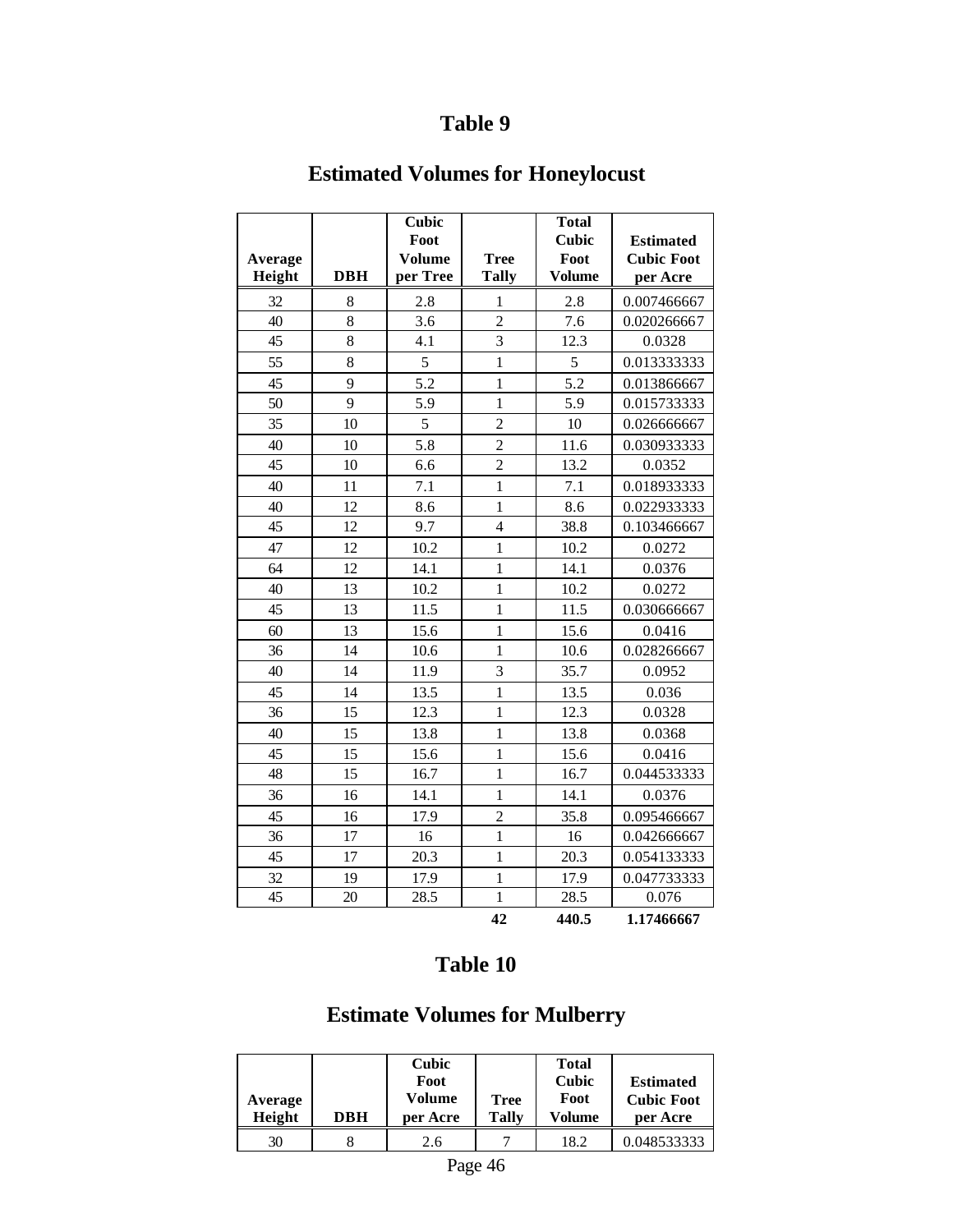## Table 9

## Estimated Volumes for Honeylocust

| Average Height | DBH | Cubic Foot Volume per Tree | Tree Tally | Total Cubic Foot Volume | Estimated Cubic Foot per Acre |
|---|---|---|---|---|---|
| 32 | 8 | 2.8 | 1 | 2.8 | 0.007466667 |
| 40 | 8 | 3.6 | 2 | 7.6 | 0.020266667 |
| 45 | 8 | 4.1 | 3 | 12.3 | 0.0328 |
| 55 | 8 | 5 | 1 | 5 | 0.013333333 |
| 45 | 9 | 5.2 | 1 | 5.2 | 0.013866667 |
| 50 | 9 | 5.9 | 1 | 5.9 | 0.015733333 |
| 35 | 10 | 5 | 2 | 10 | 0.026666667 |
| 40 | 10 | 5.8 | 2 | 11.6 | 0.030933333 |
| 45 | 10 | 6.6 | 2 | 13.2 | 0.0352 |
| 40 | 11 | 7.1 | 1 | 7.1 | 0.018933333 |
| 40 | 12 | 8.6 | 1 | 8.6 | 0.022933333 |
| 45 | 12 | 9.7 | 4 | 38.8 | 0.103466667 |
| 47 | 12 | 10.2 | 1 | 10.2 | 0.0272 |
| 64 | 12 | 14.1 | 1 | 14.1 | 0.0376 |
| 40 | 13 | 10.2 | 1 | 10.2 | 0.0272 |
| 45 | 13 | 11.5 | 1 | 11.5 | 0.030666667 |
| 60 | 13 | 15.6 | 1 | 15.6 | 0.0416 |
| 36 | 14 | 10.6 | 1 | 10.6 | 0.028266667 |
| 40 | 14 | 11.9 | 3 | 35.7 | 0.0952 |
| 45 | 14 | 13.5 | 1 | 13.5 | 0.036 |
| 36 | 15 | 12.3 | 1 | 12.3 | 0.0328 |
| 40 | 15 | 13.8 | 1 | 13.8 | 0.0368 |
| 45 | 15 | 15.6 | 1 | 15.6 | 0.0416 |
| 48 | 15 | 16.7 | 1 | 16.7 | 0.044533333 |
| 36 | 16 | 14.1 | 1 | 14.1 | 0.0376 |
| 45 | 16 | 17.9 | 2 | 35.8 | 0.095466667 |
| 36 | 17 | 16 | 1 | 16 | 0.042666667 |
| 45 | 17 | 20.3 | 1 | 20.3 | 0.054133333 |
| 32 | 19 | 17.9 | 1 | 17.9 | 0.047733333 |
| 45 | 20 | 28.5 | 1 | 28.5 | 0.076 |
| | | | **42** | **440.5** | **1.17466667** |

## Table 10

## Estimate Volumes for Mulberry

| Average Height | DBH | Cubic Foot Volume per Acre | Tree Tally | Total Cubic Foot Volume | Estimated Cubic Foot per Acre |
|---|---|---|---|---|---|
| 30 | 8 | 2.6 | 7 | 18.2 | 0.048533333 |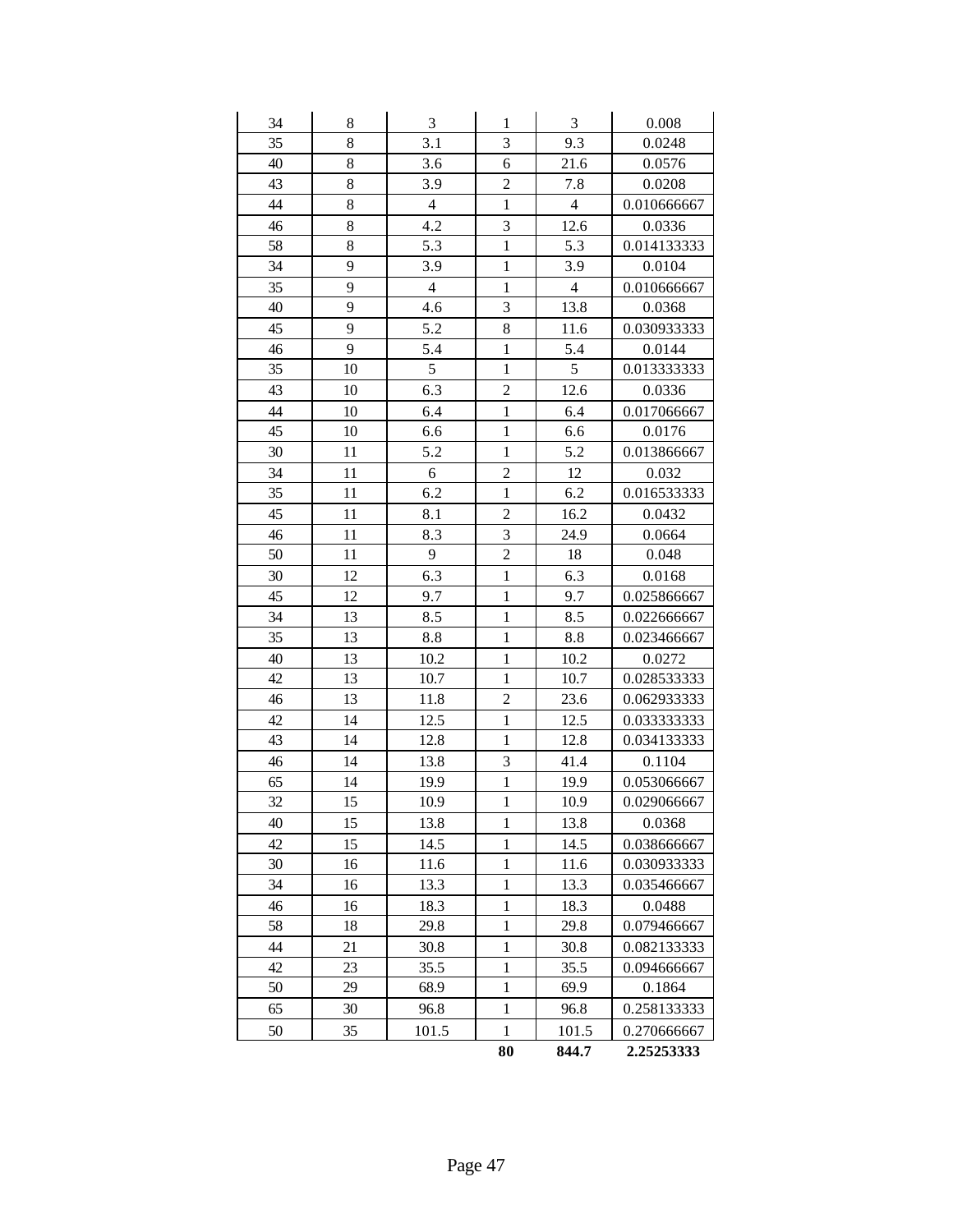| | | | | | |
|---|---|---|---|---|---|
| 34 | 8 | 3 | 1 | 3 | 0.008 |
| 35 | 8 | 3.1 | 3 | 9.3 | 0.0248 |
| 40 | 8 | 3.6 | 6 | 21.6 | 0.0576 |
| 43 | 8 | 3.9 | 2 | 7.8 | 0.0208 |
| 44 | 8 | 4 | 1 | 4 | 0.010666667 |
| 46 | 8 | 4.2 | 3 | 12.6 | 0.0336 |
| 58 | 8 | 5.3 | 1 | 5.3 | 0.014133333 |
| 34 | 9 | 3.9 | 1 | 3.9 | 0.0104 |
| 35 | 9 | 4 | 1 | 4 | 0.010666667 |
| 40 | 9 | 4.6 | 3 | 13.8 | 0.0368 |
| 45 | 9 | 5.2 | 8 | 11.6 | 0.030933333 |
| 46 | 9 | 5.4 | 1 | 5.4 | 0.0144 |
| 35 | 10 | 5 | 1 | 5 | 0.013333333 |
| 43 | 10 | 6.3 | 2 | 12.6 | 0.0336 |
| 44 | 10 | 6.4 | 1 | 6.4 | 0.017066667 |
| 45 | 10 | 6.6 | 1 | 6.6 | 0.0176 |
| 30 | 11 | 5.2 | 1 | 5.2 | 0.013866667 |
| 34 | 11 | 6 | 2 | 12 | 0.032 |
| 35 | 11 | 6.2 | 1 | 6.2 | 0.016533333 |
| 45 | 11 | 8.1 | 2 | 16.2 | 0.0432 |
| 46 | 11 | 8.3 | 3 | 24.9 | 0.0664 |
| 50 | 11 | 9 | 2 | 18 | 0.048 |
| 30 | 12 | 6.3 | 1 | 6.3 | 0.0168 |
| 45 | 12 | 9.7 | 1 | 9.7 | 0.025866667 |
| 34 | 13 | 8.5 | 1 | 8.5 | 0.022666667 |
| 35 | 13 | 8.8 | 1 | 8.8 | 0.023466667 |
| 40 | 13 | 10.2 | 1 | 10.2 | 0.0272 |
| 42 | 13 | 10.7 | 1 | 10.7 | 0.028533333 |
| 46 | 13 | 11.8 | 2 | 23.6 | 0.062933333 |
| 42 | 14 | 12.5 | 1 | 12.5 | 0.033333333 |
| 43 | 14 | 12.8 | 1 | 12.8 | 0.034133333 |
| 46 | 14 | 13.8 | 3 | 41.4 | 0.1104 |
| 65 | 14 | 19.9 | 1 | 19.9 | 0.053066667 |
| 32 | 15 | 10.9 | 1 | 10.9 | 0.029066667 |
| 40 | 15 | 13.8 | 1 | 13.8 | 0.0368 |
| 42 | 15 | 14.5 | 1 | 14.5 | 0.038666667 |
| 30 | 16 | 11.6 | 1 | 11.6 | 0.030933333 |
| 34 | 16 | 13.3 | 1 | 13.3 | 0.035466667 |
| 46 | 16 | 18.3 | 1 | 18.3 | 0.0488 |
| 58 | 18 | 29.8 | 1 | 29.8 | 0.079466667 |
| 44 | 21 | 30.8 | 1 | 30.8 | 0.082133333 |
| 42 | 23 | 35.5 | 1 | 35.5 | 0.094666667 |
| 50 | 29 | 68.9 | 1 | 69.9 | 0.1864 |
| 65 | 30 | 96.8 | 1 | 96.8 | 0.258133333 |
| 50 | 35 | 101.5 | 1 | 101.5 | 0.270666667 |
| | | | **80** | **844.7** | **2.25253333** |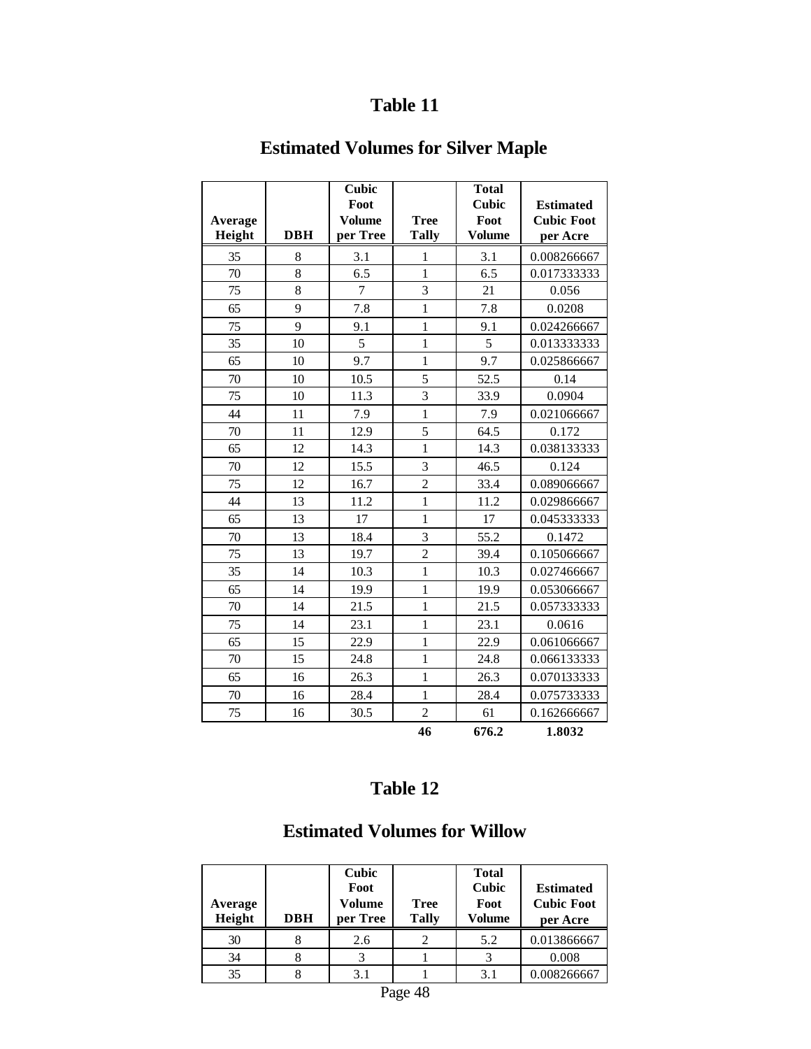# Table 11

## Estimated Volumes for Silver Maple

| Average Height | DBH | Cubic Foot Volume per Tree | Tree Tally | Total Cubic Foot Volume | Estimated Cubic Foot per Acre |
|---|---|---|---|---|---|
| 35 | 8 | 3.1 | 1 | 3.1 | 0.008266667 |
| 70 | 8 | 6.5 | 1 | 6.5 | 0.017333333 |
| 75 | 8 | 7 | 3 | 21 | 0.056 |
| 65 | 9 | 7.8 | 1 | 7.8 | 0.0208 |
| 75 | 9 | 9.1 | 1 | 9.1 | 0.024266667 |
| 35 | 10 | 5 | 1 | 5 | 0.013333333 |
| 65 | 10 | 9.7 | 1 | 9.7 | 0.025866667 |
| 70 | 10 | 10.5 | 5 | 52.5 | 0.14 |
| 75 | 10 | 11.3 | 3 | 33.9 | 0.0904 |
| 44 | 11 | 7.9 | 1 | 7.9 | 0.021066667 |
| 70 | 11 | 12.9 | 5 | 64.5 | 0.172 |
| 65 | 12 | 14.3 | 1 | 14.3 | 0.038133333 |
| 70 | 12 | 15.5 | 3 | 46.5 | 0.124 |
| 75 | 12 | 16.7 | 2 | 33.4 | 0.089066667 |
| 44 | 13 | 11.2 | 1 | 11.2 | 0.029866667 |
| 65 | 13 | 17 | 1 | 17 | 0.045333333 |
| 70 | 13 | 18.4 | 3 | 55.2 | 0.1472 |
| 75 | 13 | 19.7 | 2 | 39.4 | 0.105066667 |
| 35 | 14 | 10.3 | 1 | 10.3 | 0.027466667 |
| 65 | 14 | 19.9 | 1 | 19.9 | 0.053066667 |
| 70 | 14 | 21.5 | 1 | 21.5 | 0.057333333 |
| 75 | 14 | 23.1 | 1 | 23.1 | 0.0616 |
| 65 | 15 | 22.9 | 1 | 22.9 | 0.061066667 |
| 70 | 15 | 24.8 | 1 | 24.8 | 0.066133333 |
| 65 | 16 | 26.3 | 1 | 26.3 | 0.070133333 |
| 70 | 16 | 28.4 | 1 | 28.4 | 0.075733333 |
| 75 | 16 | 30.5 | 2 | 61 | 0.162666667 |
| | | | **46** | **676.2** | **1.8032** |

# Table 12

## Estimated Volumes for Willow

| Average Height | DBH | Cubic Foot Volume per Tree | Tree Tally | Total Cubic Foot Volume | Estimated Cubic Foot per Acre |
|---|---|---|---|---|---|
| 30 | 8 | 2.6 | 2 | 5.2 | 0.013866667 |
| 34 | 8 | 3 | 1 | 3 | 0.008 |
| 35 | 8 | 3.1 | 1 | 3.1 | 0.008266667 |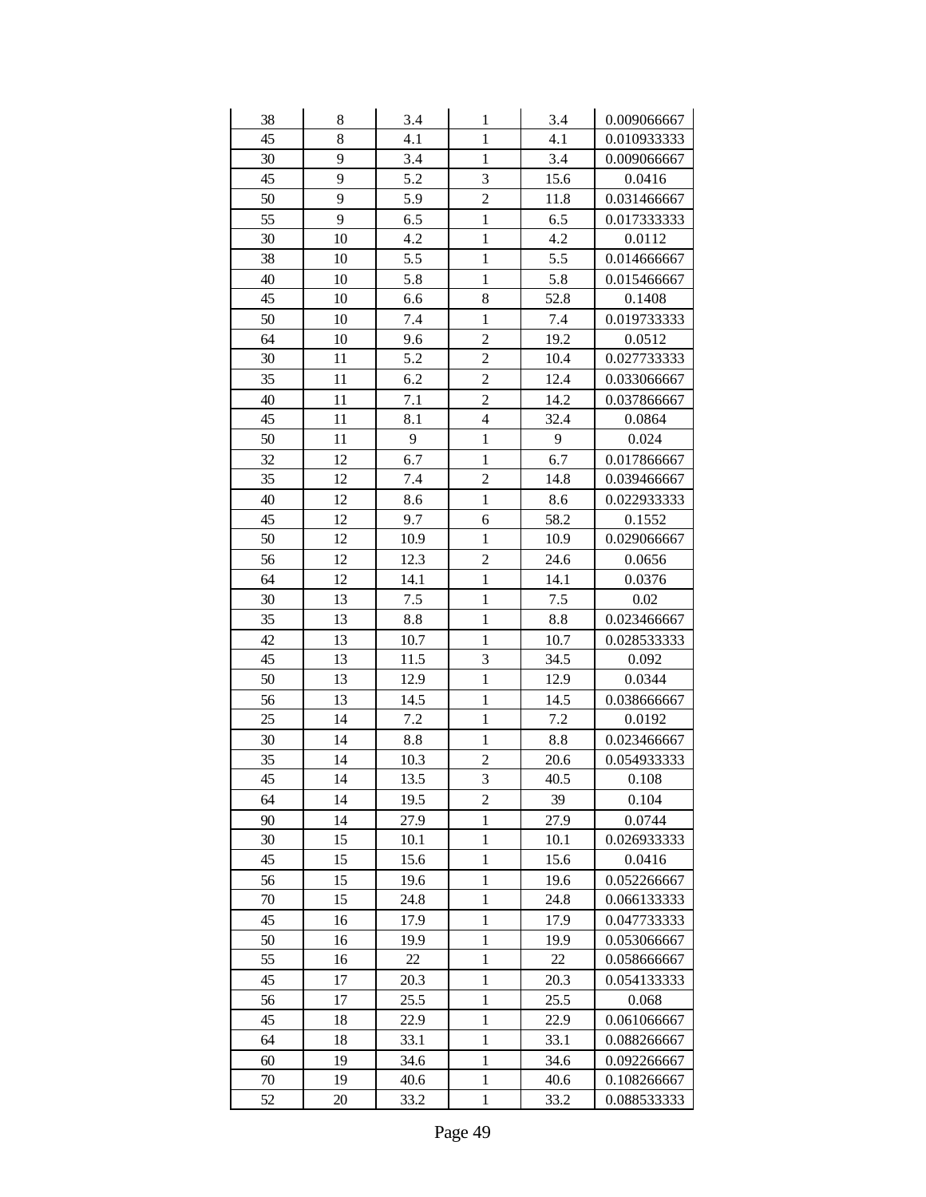| | | | | | |
|---|---|---|---|---|---|
| 38 | 8 | 3.4 | 1 | 3.4 | 0.009066667 |
| 45 | 8 | 4.1 | 1 | 4.1 | 0.010933333 |
| 30 | 9 | 3.4 | 1 | 3.4 | 0.009066667 |
| 45 | 9 | 5.2 | 3 | 15.6 | 0.0416 |
| 50 | 9 | 5.9 | 2 | 11.8 | 0.031466667 |
| 55 | 9 | 6.5 | 1 | 6.5 | 0.017333333 |
| 30 | 10 | 4.2 | 1 | 4.2 | 0.0112 |
| 38 | 10 | 5.5 | 1 | 5.5 | 0.014666667 |
| 40 | 10 | 5.8 | 1 | 5.8 | 0.015466667 |
| 45 | 10 | 6.6 | 8 | 52.8 | 0.1408 |
| 50 | 10 | 7.4 | 1 | 7.4 | 0.019733333 |
| 64 | 10 | 9.6 | 2 | 19.2 | 0.0512 |
| 30 | 11 | 5.2 | 2 | 10.4 | 0.027733333 |
| 35 | 11 | 6.2 | 2 | 12.4 | 0.033066667 |
| 40 | 11 | 7.1 | 2 | 14.2 | 0.037866667 |
| 45 | 11 | 8.1 | 4 | 32.4 | 0.0864 |
| 50 | 11 | 9 | 1 | 9 | 0.024 |
| 32 | 12 | 6.7 | 1 | 6.7 | 0.017866667 |
| 35 | 12 | 7.4 | 2 | 14.8 | 0.039466667 |
| 40 | 12 | 8.6 | 1 | 8.6 | 0.022933333 |
| 45 | 12 | 9.7 | 6 | 58.2 | 0.1552 |
| 50 | 12 | 10.9 | 1 | 10.9 | 0.029066667 |
| 56 | 12 | 12.3 | 2 | 24.6 | 0.0656 |
| 64 | 12 | 14.1 | 1 | 14.1 | 0.0376 |
| 30 | 13 | 7.5 | 1 | 7.5 | 0.02 |
| 35 | 13 | 8.8 | 1 | 8.8 | 0.023466667 |
| 42 | 13 | 10.7 | 1 | 10.7 | 0.028533333 |
| 45 | 13 | 11.5 | 3 | 34.5 | 0.092 |
| 50 | 13 | 12.9 | 1 | 12.9 | 0.0344 |
| 56 | 13 | 14.5 | 1 | 14.5 | 0.038666667 |
| 25 | 14 | 7.2 | 1 | 7.2 | 0.0192 |
| 30 | 14 | 8.8 | 1 | 8.8 | 0.023466667 |
| 35 | 14 | 10.3 | 2 | 20.6 | 0.054933333 |
| 45 | 14 | 13.5 | 3 | 40.5 | 0.108 |
| 64 | 14 | 19.5 | 2 | 39 | 0.104 |
| 90 | 14 | 27.9 | 1 | 27.9 | 0.0744 |
| 30 | 15 | 10.1 | 1 | 10.1 | 0.026933333 |
| 45 | 15 | 15.6 | 1 | 15.6 | 0.0416 |
| 56 | 15 | 19.6 | 1 | 19.6 | 0.052266667 |
| 70 | 15 | 24.8 | 1 | 24.8 | 0.066133333 |
| 45 | 16 | 17.9 | 1 | 17.9 | 0.047733333 |
| 50 | 16 | 19.9 | 1 | 19.9 | 0.053066667 |
| 55 | 16 | 22 | 1 | 22 | 0.058666667 |
| 45 | 17 | 20.3 | 1 | 20.3 | 0.054133333 |
| 56 | 17 | 25.5 | 1 | 25.5 | 0.068 |
| 45 | 18 | 22.9 | 1 | 22.9 | 0.061066667 |
| 64 | 18 | 33.1 | 1 | 33.1 | 0.088266667 |
| 60 | 19 | 34.6 | 1 | 34.6 | 0.092266667 |
| 70 | 19 | 40.6 | 1 | 40.6 | 0.108266667 |
| 52 | 20 | 33.2 | 1 | 33.2 | 0.088533333 |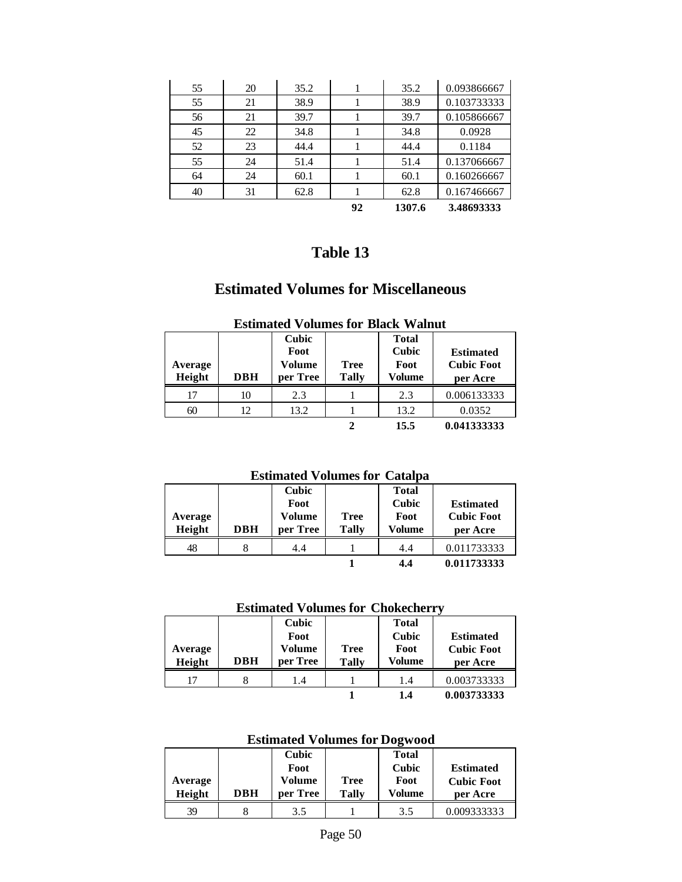| | | | | | |
|---|---|---|---|---|---|
| 55 | 20 | 35.2 | 1 | 35.2 | 0.093866667 |
| 55 | 21 | 38.9 | 1 | 38.9 | 0.103733333 |
| 56 | 21 | 39.7 | 1 | 39.7 | 0.105866667 |
| 45 | 22 | 34.8 | 1 | 34.8 | 0.0928 |
| 52 | 23 | 44.4 | 1 | 44.4 | 0.1184 |
| 55 | 24 | 51.4 | 1 | 51.4 | 0.137066667 |
| 64 | 24 | 60.1 | 1 | 60.1 | 0.160266667 |
| 40 | 31 | 62.8 | 1 | 62.8 | 0.167466667 |
| | | | **92** | **1307.6** | **3.48693333** |

# Table 13

## Estimated Volumes for Miscellaneous

### Estimated Volumes for Black Walnut

| Average Height | DBH | Cubic Foot Volume per Tree | Tree Tally | Total Cubic Foot Volume | Estimated Cubic Foot per Acre |
|---|---|---|---|---|---|
| 17 | 10 | 2.3 | 1 | 2.3 | 0.006133333 |
| 60 | 12 | 13.2 | 1 | 13.2 | 0.0352 |
| | | | **2** | **15.5** | **0.041333333** |

### Estimated Volumes for Catalpa

| Average Height | DBH | Cubic Foot Volume per Tree | Tree Tally | Total Cubic Foot Volume | Estimated Cubic Foot per Acre |
|---|---|---|---|---|---|
| 48 | 8 | 4.4 | 1 | 4.4 | 0.011733333 |
| | | | **1** | **4.4** | **0.011733333** |

### Estimated Volumes for Chokecherry

| Average Height | DBH | Cubic Foot Volume per Tree | Tree Tally | Total Cubic Foot Volume | Estimated Cubic Foot per Acre |
|---|---|---|---|---|---|
| 17 | 8 | 1.4 | 1 | 1.4 | 0.003733333 |
| | | | **1** | **1.4** | **0.003733333** |

### Estimated Volumes for Dogwood

| Average Height | DBH | Cubic Foot Volume per Tree | Tree Tally | Total Cubic Foot Volume | Estimated Cubic Foot per Acre |
|---|---|---|---|---|---|
| 39 | 8 | 3.5 | 1 | 3.5 | 0.009333333 |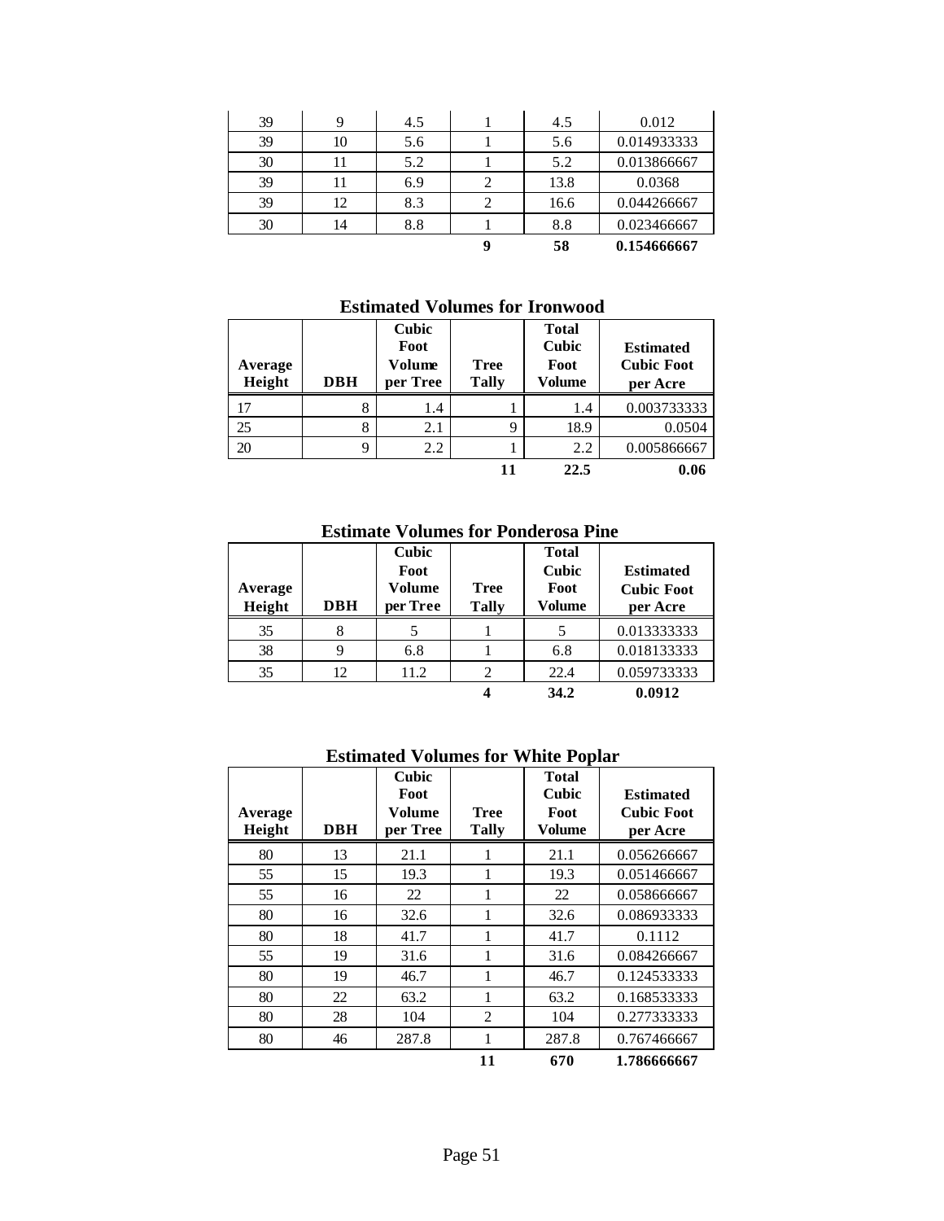| | | | | | |
|---|---|---|---|---|---|
| 39 | 9 | 4.5 | 1 | 4.5 | 0.012 |
| 39 | 10 | 5.6 | 1 | 5.6 | 0.014933333 |
| 30 | 11 | 5.2 | 1 | 5.2 | 0.013866667 |
| 39 | 11 | 6.9 | 2 | 13.8 | 0.0368 |
| 39 | 12 | 8.3 | 2 | 16.6 | 0.044266667 |
| 30 | 14 | 8.8 | 1 | 8.8 | 0.023466667 |
| | | | **9** | **58** | **0.154666667** |

**Estimated Volumes for Ironwood**

| Average Height | DBH | Cubic Foot Volume per Tree | Tree Tally | Total Cubic Foot Volume | Estimated Cubic Foot per Acre |
|---|---|---|---|---|---|
| 17 | 8 | 1.4 | 1 | 1.4 | 0.003733333 |
| 25 | 8 | 2.1 | 9 | 18.9 | 0.0504 |
| 20 | 9 | 2.2 | 1 | 2.2 | 0.005866667 |
| | | | **11** | **22.5** | **0.06** |

**Estimate Volumes for Ponderosa Pine**

| Average Height | DBH | Cubic Foot Volume per Tree | Tree Tally | Total Cubic Foot Volume | Estimated Cubic Foot per Acre |
|---|---|---|---|---|---|
| 35 | 8 | 5 | 1 | 5 | 0.013333333 |
| 38 | 9 | 6.8 | 1 | 6.8 | 0.018133333 |
| 35 | 12 | 11.2 | 2 | 22.4 | 0.059733333 |
| | | | **4** | **34.2** | **0.0912** |

**Estimated Volumes for White Poplar**

| Average Height | DBH | Cubic Foot Volume per Tree | Tree Tally | Total Cubic Foot Volume | Estimated Cubic Foot per Acre |
|---|---|---|---|---|---|
| 80 | 13 | 21.1 | 1 | 21.1 | 0.056266667 |
| 55 | 15 | 19.3 | 1 | 19.3 | 0.051466667 |
| 55 | 16 | 22 | 1 | 22 | 0.058666667 |
| 80 | 16 | 32.6 | 1 | 32.6 | 0.086933333 |
| 80 | 18 | 41.7 | 1 | 41.7 | 0.1112 |
| 55 | 19 | 31.6 | 1 | 31.6 | 0.084266667 |
| 80 | 19 | 46.7 | 1 | 46.7 | 0.124533333 |
| 80 | 22 | 63.2 | 1 | 63.2 | 0.168533333 |
| 80 | 28 | 104 | 2 | 104 | 0.277333333 |
| 80 | 46 | 287.8 | 1 | 287.8 | 0.767466667 |
| | | | **11** | **670** | **1.786666667** |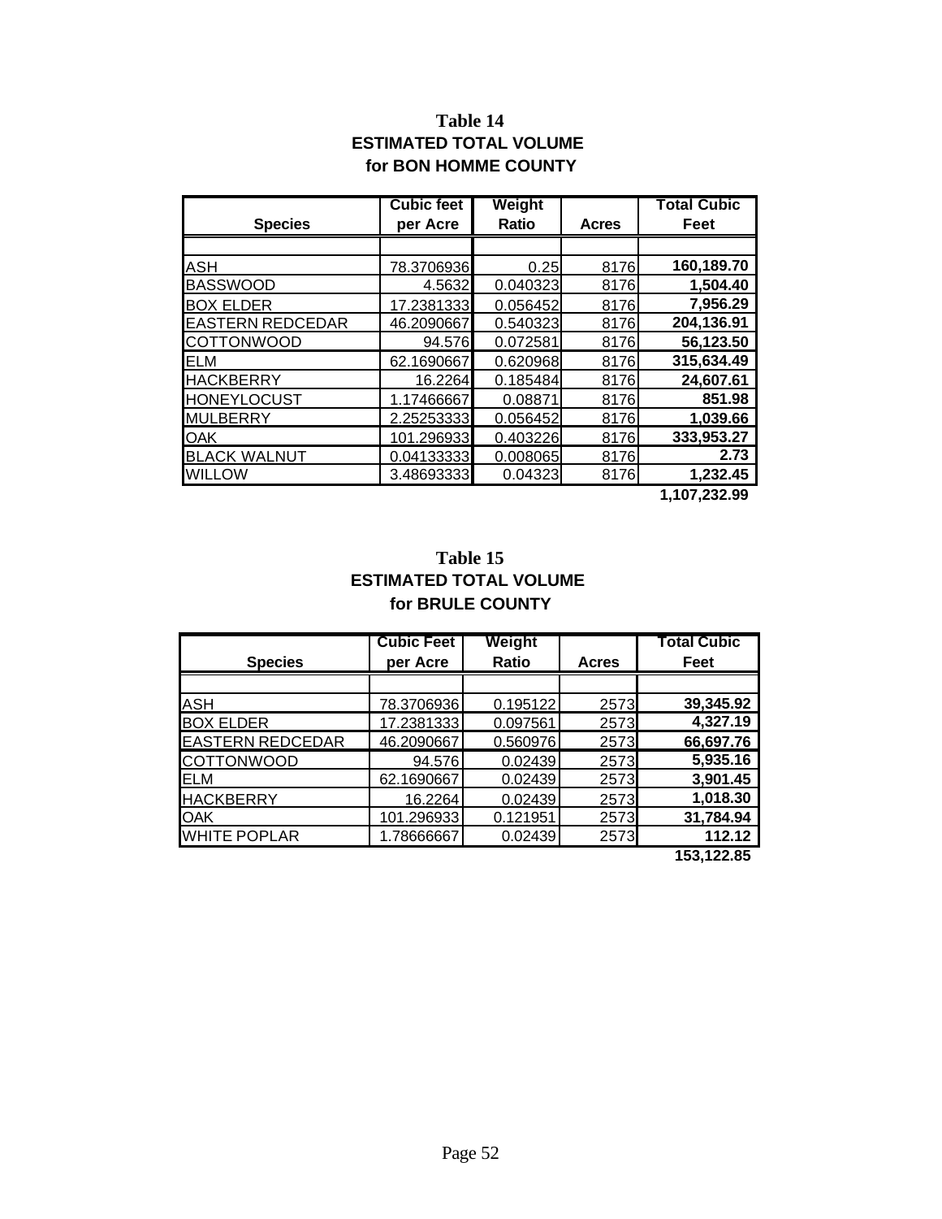**Table 14**
**ESTIMATED TOTAL VOLUME**
**for BON HOMME COUNTY**

| Species | Cubic feet per Acre | Weight Ratio | Acres | Total Cubic Feet |
|---|---|---|---|---|
| | | | | |
| ASH | 78.3706936 | 0.25 | 8176 | **160,189.70** |
| BASSWOOD | 4.5632 | 0.040323 | 8176 | **1,504.40** |
| BOX ELDER | 17.2381333 | 0.056452 | 8176 | **7,956.29** |
| EASTERN REDCEDAR | 46.2090667 | 0.540323 | 8176 | **204,136.91** |
| COTTONWOOD | 94.576 | 0.072581 | 8176 | **56,123.50** |
| ELM | 62.1690667 | 0.620968 | 8176 | **315,634.49** |
| HACKBERRY | 16.2264 | 0.185484 | 8176 | **24,607.61** |
| HONEYLOCUST | 1.17466667 | 0.08871 | 8176 | **851.98** |
| MULBERRY | 2.25253333 | 0.056452 | 8176 | **1,039.66** |
| OAK | 101.296933 | 0.403226 | 8176 | **333,953.27** |
| BLACK WALNUT | 0.04133333 | 0.008065 | 8176 | **2.73** |
| WILLOW | 3.48693333 | 0.04323 | 8176 | **1,232.45** |
| | | | | **1,107,232.99** |

**Table 15**
**ESTIMATED TOTAL VOLUME**
**for BRULE COUNTY**

| Species | Cubic Feet per Acre | Weight Ratio | Acres | Total Cubic Feet |
|---|---|---|---|---|
| | | | | |
| ASH | 78.3706936 | 0.195122 | 2573 | **39,345.92** |
| BOX ELDER | 17.2381333 | 0.097561 | 2573 | **4,327.19** |
| EASTERN REDCEDAR | 46.2090667 | 0.560976 | 2573 | **66,697.76** |
| COTTONWOOD | 94.576 | 0.02439 | 2573 | **5,935.16** |
| ELM | 62.1690667 | 0.02439 | 2573 | **3,901.45** |
| HACKBERRY | 16.2264 | 0.02439 | 2573 | **1,018.30** |
| OAK | 101.296933 | 0.121951 | 2573 | **31,784.94** |
| WHITE POPLAR | 1.78666667 | 0.02439 | 2573 | **112.12** |
| | | | | **153,122.85** |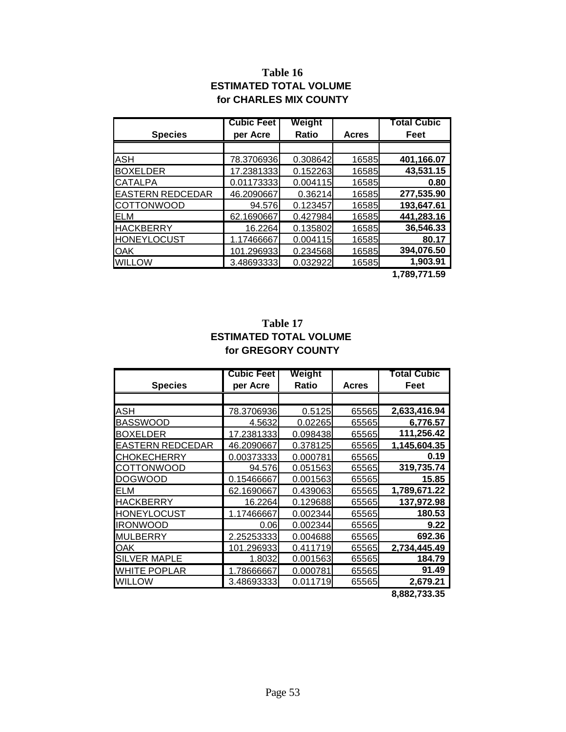## Table 16
### ESTIMATED TOTAL VOLUME
### for CHARLES MIX COUNTY

| Species | Cubic Feet per Acre | Weight Ratio | Acres | Total Cubic Feet |
|---|---|---|---|---|
| ASH | 78.3706936 | 0.308642 | 16585 | **401,166.07** |
| BOXELDER | 17.2381333 | 0.152263 | 16585 | **43,531.15** |
| CATALPA | 0.01173333 | 0.004115 | 16585 | **0.80** |
| EASTERN REDCEDAR | 46.2090667 | 0.36214 | 16585 | **277,535.90** |
| COTTONWOOD | 94.576 | 0.123457 | 16585 | **193,647.61** |
| ELM | 62.1690667 | 0.427984 | 16585 | **441,283.16** |
| HACKBERRY | 16.2264 | 0.135802 | 16585 | **36,546.33** |
| HONEYLOCUST | 1.17466667 | 0.004115 | 16585 | **80.17** |
| OAK | 101.296933 | 0.234568 | 16585 | **394,076.50** |
| WILLOW | 3.48693333 | 0.032922 | 16585 | **1,903.91** |
| | | | | **1,789,771.59** |

## Table 17
### ESTIMATED TOTAL VOLUME
### for GREGORY COUNTY

| Species | Cubic Feet per Acre | Weight Ratio | Acres | Total Cubic Feet |
|---|---|---|---|---|
| ASH | 78.3706936 | 0.5125 | 65565 | **2,633,416.94** |
| BASSWOOD | 4.5632 | 0.02265 | 65565 | **6,776.57** |
| BOXELDER | 17.2381333 | 0.098438 | 65565 | **111,256.42** |
| EASTERN REDCEDAR | 46.2090667 | 0.378125 | 65565 | **1,145,604.35** |
| CHOKECHERRY | 0.00373333 | 0.000781 | 65565 | **0.19** |
| COTTONWOOD | 94.576 | 0.051563 | 65565 | **319,735.74** |
| DOGWOOD | 0.15466667 | 0.001563 | 65565 | **15.85** |
| ELM | 62.1690667 | 0.439063 | 65565 | **1,789,671.22** |
| HACKBERRY | 16.2264 | 0.129688 | 65565 | **137,972.98** |
| HONEYLOCUST | 1.17466667 | 0.002344 | 65565 | **180.53** |
| IRONWOOD | 0.06 | 0.002344 | 65565 | **9.22** |
| MULBERRY | 2.25253333 | 0.004688 | 65565 | **692.36** |
| OAK | 101.296933 | 0.411719 | 65565 | **2,734,445.49** |
| SILVER MAPLE | 1.8032 | 0.001563 | 65565 | **184.79** |
| WHITE POPLAR | 1.78666667 | 0.000781 | 65565 | **91.49** |
| WILLOW | 3.48693333 | 0.011719 | 65565 | **2,679.21** |
| | | | | **8,882,733.35** |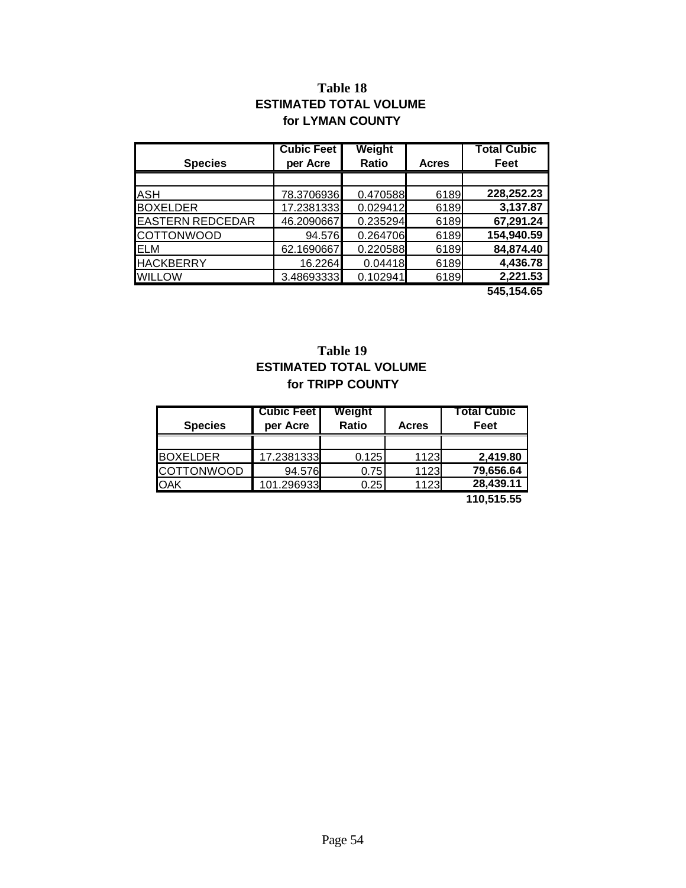## Table 18
### ESTIMATED TOTAL VOLUME
### for LYMAN COUNTY

| Species | Cubic Feet per Acre | Weight Ratio | Acres | Total Cubic Feet |
|---|---|---|---|---|
| | | | | |
| ASH | 78.3706936 | 0.470588 | 6189 | **228,252.23** |
| BOXELDER | 17.2381333 | 0.029412 | 6189 | **3,137.87** |
| EASTERN REDCEDAR | 46.2090667 | 0.235294 | 6189 | **67,291.24** |
| COTTONWOOD | 94.576 | 0.264706 | 6189 | **154,940.59** |
| ELM | 62.1690667 | 0.220588 | 6189 | **84,874.40** |
| HACKBERRY | 16.2264 | 0.04418 | 6189 | **4,436.78** |
| WILLOW | 3.48693333 | 0.102941 | 6189 | **2,221.53** |
| | | | | **545,154.65** |

## Table 19
### ESTIMATED TOTAL VOLUME
### for TRIPP COUNTY

| Species | Cubic Feet per Acre | Weight Ratio | Acres | Total Cubic Feet |
|---|---|---|---|---|
| | | | | |
| BOXELDER | 17.2381333 | 0.125 | 1123 | **2,419.80** |
| COTTONWOOD | 94.576 | 0.75 | 1123 | **79,656.64** |
| OAK | 101.296933 | 0.25 | 1123 | **28,439.11** |
| | | | | **110,515.55** |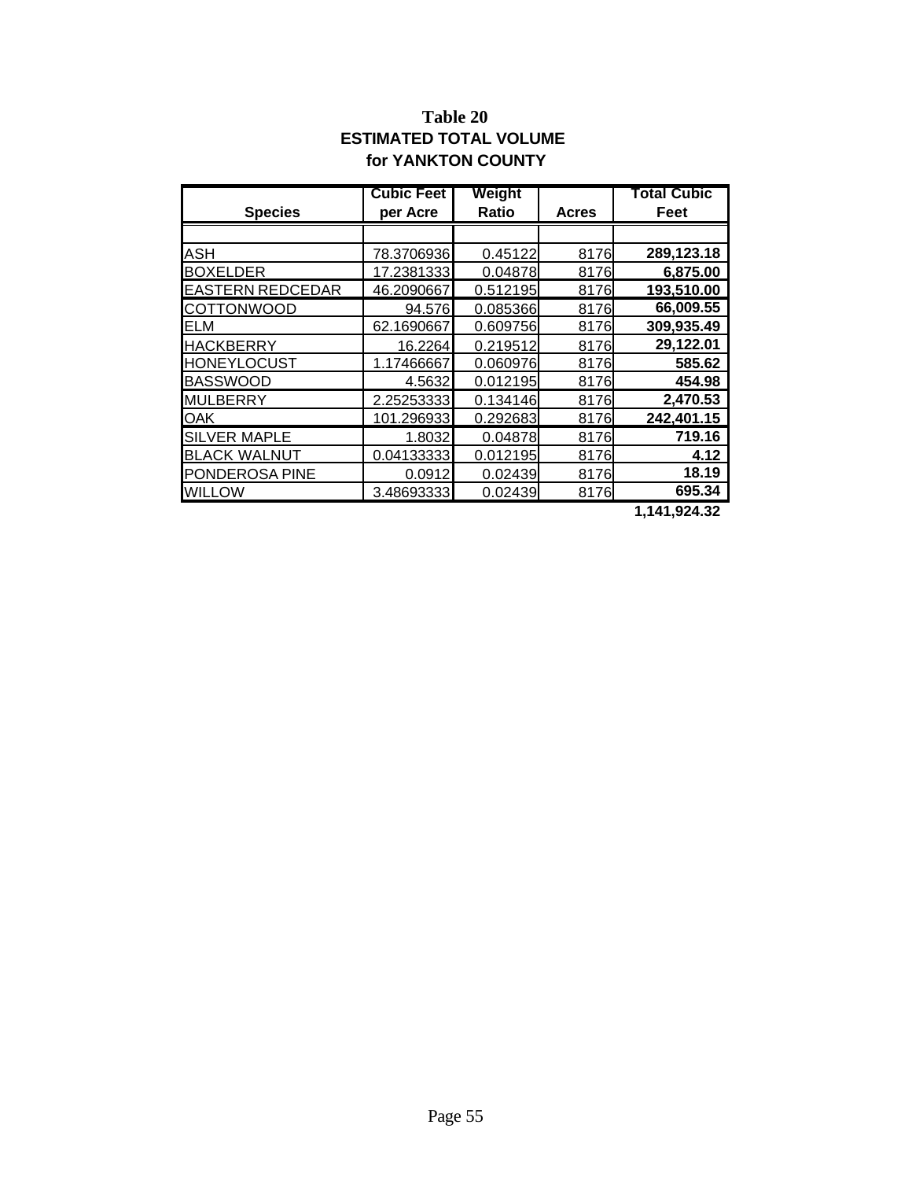# Table 20

## ESTIMATED TOTAL VOLUME for YANKTON COUNTY

| Species | Cubic Feet per Acre | Weight Ratio | Acres | Total Cubic Feet |
|---|---|---|---|---|
| | | | | |
| ASH | 78.3706936 | 0.45122 | 8176 | **289,123.18** |
| BOXELDER | 17.2381333 | 0.04878 | 8176 | **6,875.00** |
| EASTERN REDCEDAR | 46.2090667 | 0.512195 | 8176 | **193,510.00** |
| COTTONWOOD | 94.576 | 0.085366 | 8176 | **66,009.55** |
| ELM | 62.1690667 | 0.609756 | 8176 | **309,935.49** |
| HACKBERRY | 16.2264 | 0.219512 | 8176 | **29,122.01** |
| HONEYLOCUST | 1.17466667 | 0.060976 | 8176 | **585.62** |
| BASSWOOD | 4.5632 | 0.012195 | 8176 | **454.98** |
| MULBERRY | 2.25253333 | 0.134146 | 8176 | **2,470.53** |
| OAK | 101.296933 | 0.292683 | 8176 | **242,401.15** |
| SILVER MAPLE | 1.8032 | 0.04878 | 8176 | **719.16** |
| BLACK WALNUT | 0.04133333 | 0.012195 | 8176 | **4.12** |
| PONDEROSA PINE | 0.0912 | 0.02439 | 8176 | **18.19** |
| WILLOW | 3.48693333 | 0.02439 | 8176 | **695.34** |
| | | | | **1,141,924.32** |